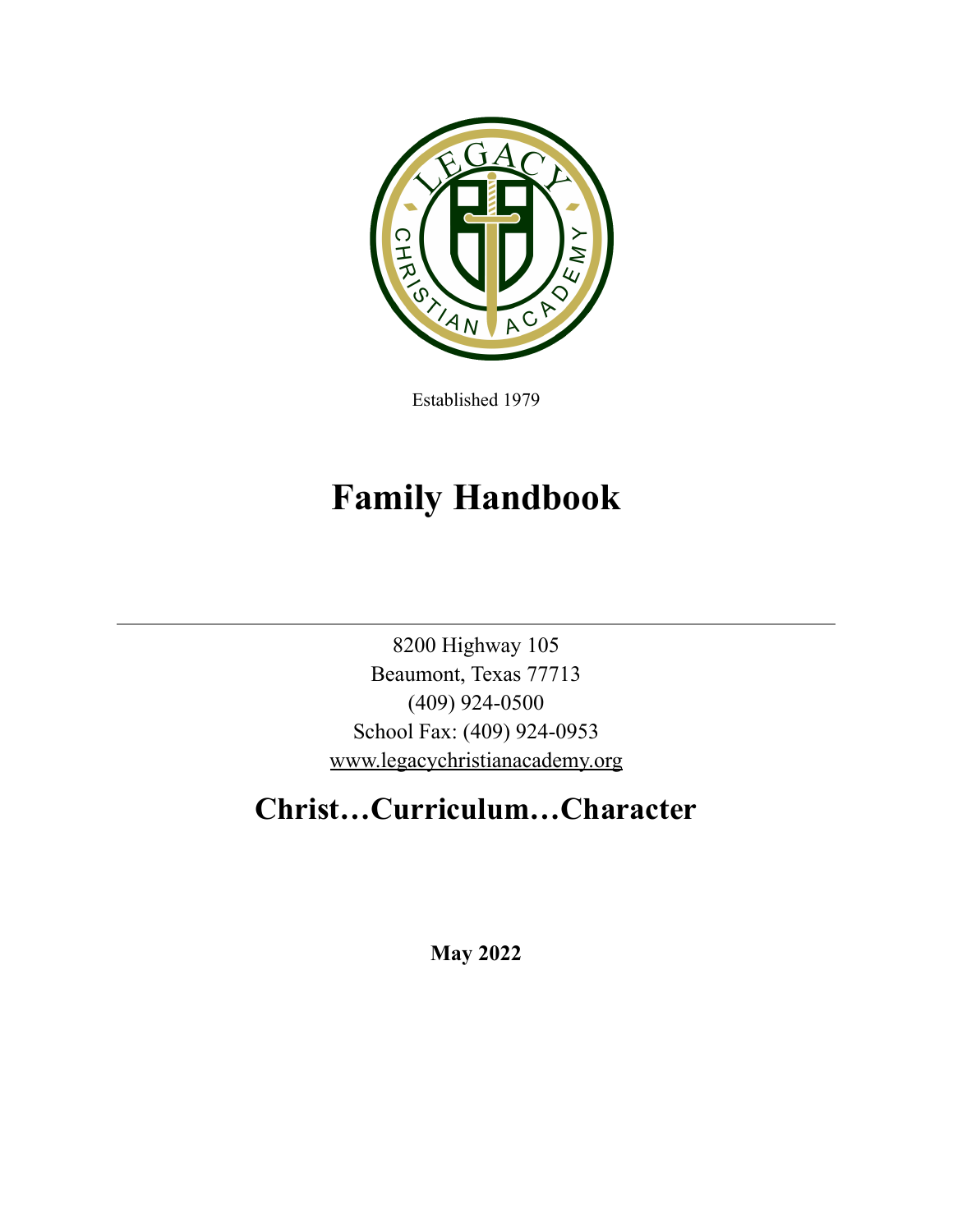Established 1979

# Family Handbook

---

8200 Highway 105
Beaumont, Texas 77713
(409) 924-0500
School Fax: (409) 924-0953
www.legacychristianacademy.org

## Christ…Curriculum…Character

**May 2022**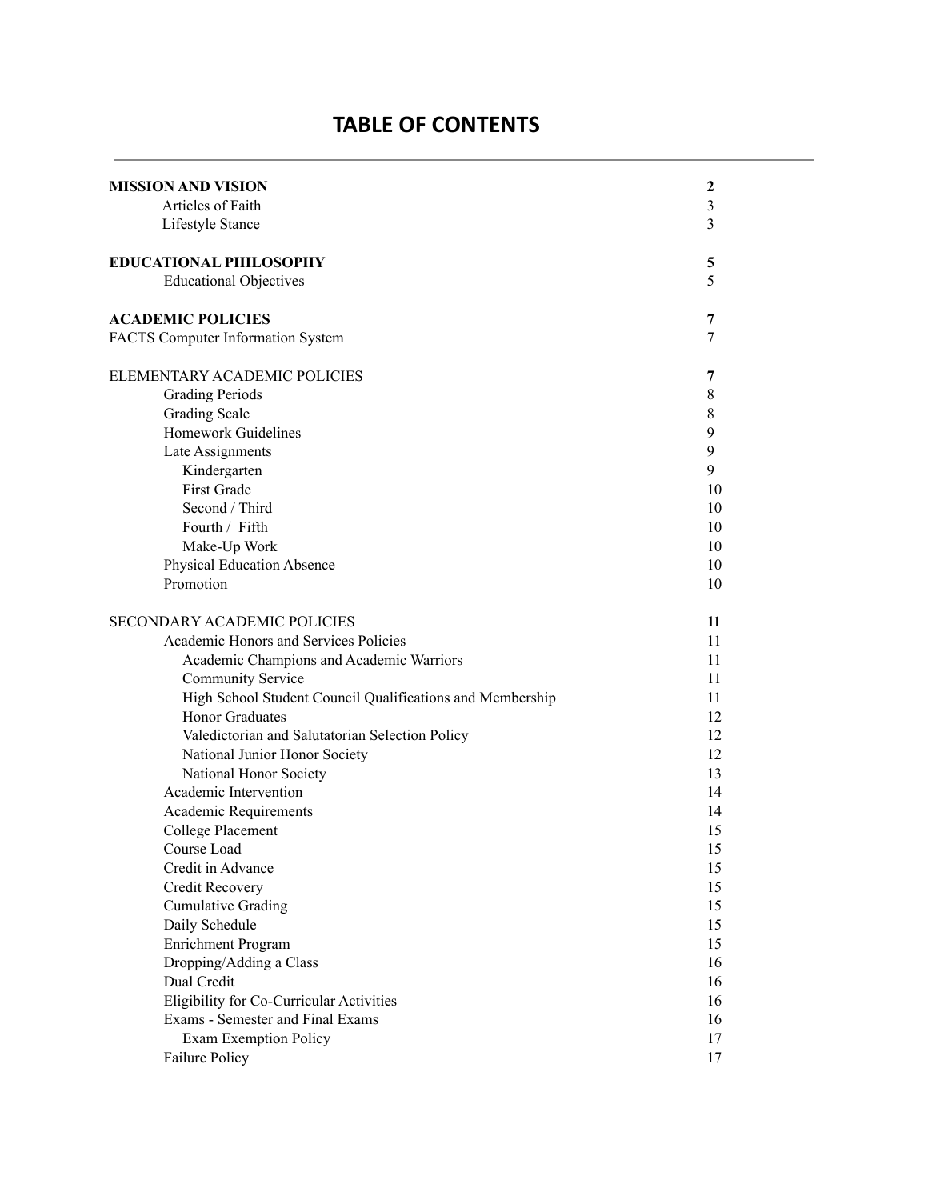# TABLE OF CONTENTS

| | |
|---|---|
| **MISSION AND VISION** | **2** |
| Articles of Faith | 3 |
| Lifestyle Stance | 3 |
| | |
| **EDUCATIONAL PHILOSOPHY** | **5** |
| Educational Objectives | 5 |
| | |
| **ACADEMIC POLICIES** | **7** |
| FACTS Computer Information System | 7 |
| | |
| ELEMENTARY ACADEMIC POLICIES | **7** |
| Grading Periods | 8 |
| Grading Scale | 8 |
| Homework Guidelines | 9 |
| Late Assignments | 9 |
| Kindergarten | 9 |
| First Grade | 10 |
| Second / Third | 10 |
| Fourth / Fifth | 10 |
| Make-Up Work | 10 |
| Physical Education Absence | 10 |
| Promotion | 10 |
| | |
| SECONDARY ACADEMIC POLICIES | **11** |
| Academic Honors and Services Policies | 11 |
| Academic Champions and Academic Warriors | 11 |
| Community Service | 11 |
| High School Student Council Qualifications and Membership | 11 |
| Honor Graduates | 12 |
| Valedictorian and Salutatorian Selection Policy | 12 |
| National Junior Honor Society | 12 |
| National Honor Society | 13 |
| Academic Intervention | 14 |
| Academic Requirements | 14 |
| College Placement | 15 |
| Course Load | 15 |
| Credit in Advance | 15 |
| Credit Recovery | 15 |
| Cumulative Grading | 15 |
| Daily Schedule | 15 |
| Enrichment Program | 15 |
| Dropping/Adding a Class | 16 |
| Dual Credit | 16 |
| Eligibility for Co-Curricular Activities | 16 |
| Exams - Semester and Final Exams | 16 |
| Exam Exemption Policy | 17 |
| Failure Policy | 17 |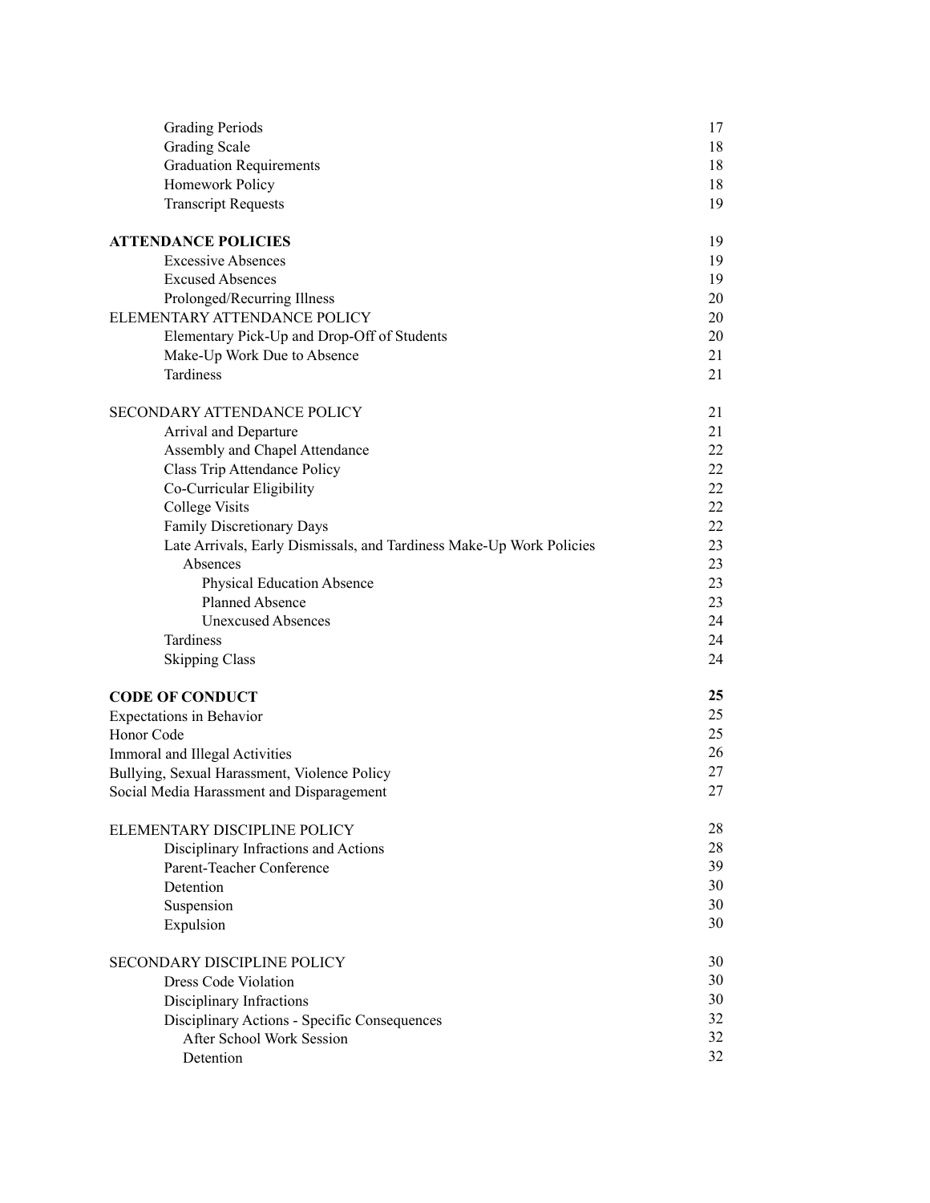Grading Periods 17
Grading Scale 18
Graduation Requirements 18
Homework Policy 18
Transcript Requests 19

**ATTENDANCE POLICIES** 19
Excessive Absences 19
Excused Absences 19
Prolonged/Recurring Illness 20
ELEMENTARY ATTENDANCE POLICY 20
Elementary Pick-Up and Drop-Off of Students 20
Make-Up Work Due to Absence 21
Tardiness 21

SECONDARY ATTENDANCE POLICY 21
Arrival and Departure 21
Assembly and Chapel Attendance 22
Class Trip Attendance Policy 22
Co-Curricular Eligibility 22
College Visits 22
Family Discretionary Days 22
Late Arrivals, Early Dismissals, and Tardiness Make-Up Work Policies 23
Absences 23
Physical Education Absence 23
Planned Absence 23
Unexcused Absences 24
Tardiness 24
Skipping Class 24

**CODE OF CONDUCT** **25**
Expectations in Behavior 25
Honor Code 25
Immoral and Illegal Activities 26
Bullying, Sexual Harassment, Violence Policy 27
Social Media Harassment and Disparagement 27

ELEMENTARY DISCIPLINE POLICY 28
Disciplinary Infractions and Actions 28
Parent-Teacher Conference 39
Detention 30
Suspension 30
Expulsion 30

SECONDARY DISCIPLINE POLICY 30
Dress Code Violation 30
Disciplinary Infractions 30
Disciplinary Actions - Specific Consequences 32
After School Work Session 32
Detention 32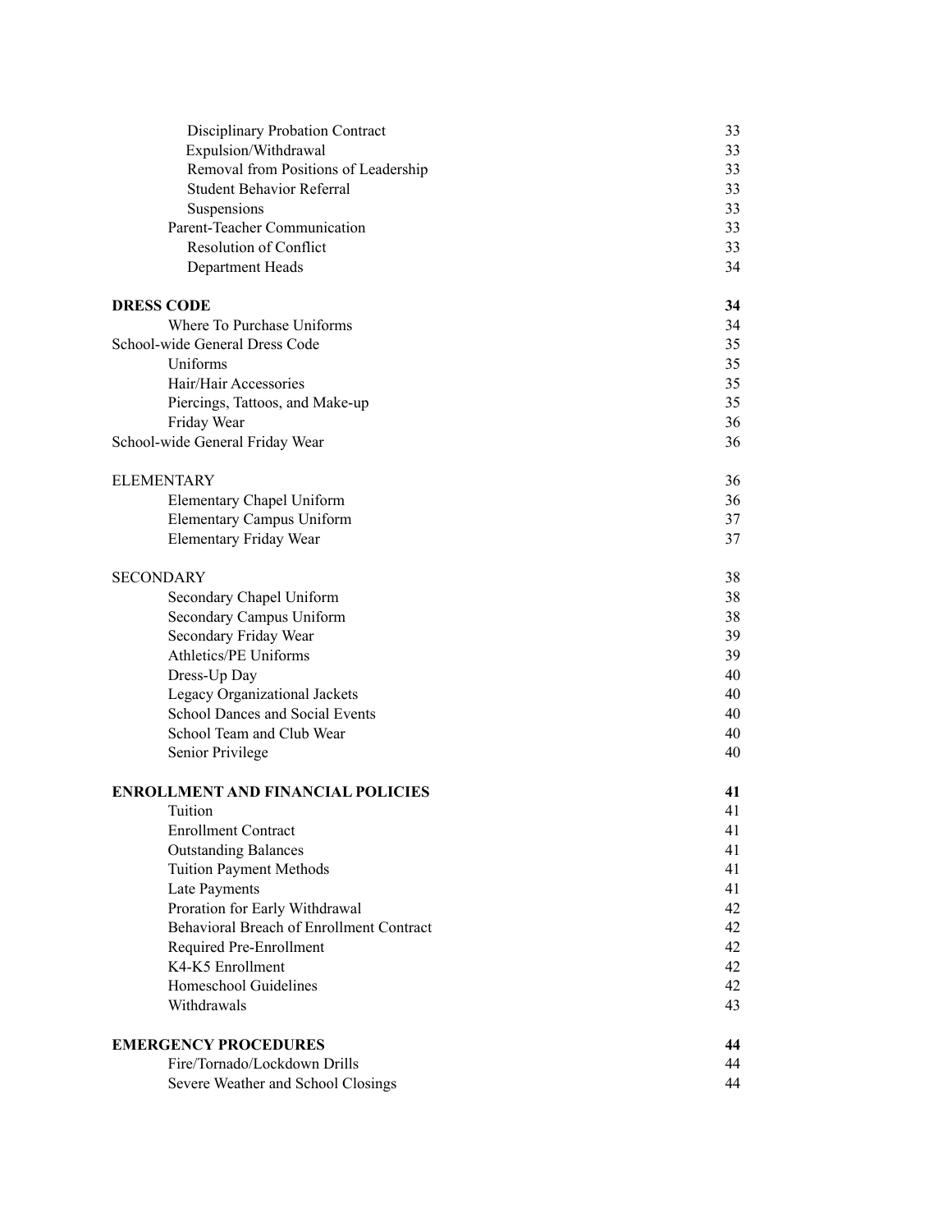| | |
|---|---|
| Disciplinary Probation Contract | 33 |
| Expulsion/Withdrawal | 33 |
| Removal from Positions of Leadership | 33 |
| Student Behavior Referral | 33 |
| Suspensions | 33 |
| Parent-Teacher Communication | 33 |
| Resolution of Conflict | 33 |
| Department Heads | 34 |
| **DRESS CODE** | **34** |
| Where To Purchase Uniforms | 34 |
| School-wide General Dress Code | 35 |
| Uniforms | 35 |
| Hair/Hair Accessories | 35 |
| Piercings, Tattoos, and Make-up | 35 |
| Friday Wear | 36 |
| School-wide General Friday Wear | 36 |
| ELEMENTARY | 36 |
| Elementary Chapel Uniform | 36 |
| Elementary Campus Uniform | 37 |
| Elementary Friday Wear | 37 |
| SECONDARY | 38 |
| Secondary Chapel Uniform | 38 |
| Secondary Campus Uniform | 38 |
| Secondary Friday Wear | 39 |
| Athletics/PE Uniforms | 39 |
| Dress-Up Day | 40 |
| Legacy Organizational Jackets | 40 |
| School Dances and Social Events | 40 |
| School Team and Club Wear | 40 |
| Senior Privilege | 40 |
| **ENROLLMENT AND FINANCIAL POLICIES** | **41** |
| Tuition | 41 |
| Enrollment Contract | 41 |
| Outstanding Balances | 41 |
| Tuition Payment Methods | 41 |
| Late Payments | 41 |
| Proration for Early Withdrawal | 42 |
| Behavioral Breach of Enrollment Contract | 42 |
| Required Pre-Enrollment | 42 |
| K4-K5 Enrollment | 42 |
| Homeschool Guidelines | 42 |
| Withdrawals | 43 |
| **EMERGENCY PROCEDURES** | **44** |
| Fire/Tornado/Lockdown Drills | 44 |
| Severe Weather and School Closings | 44 |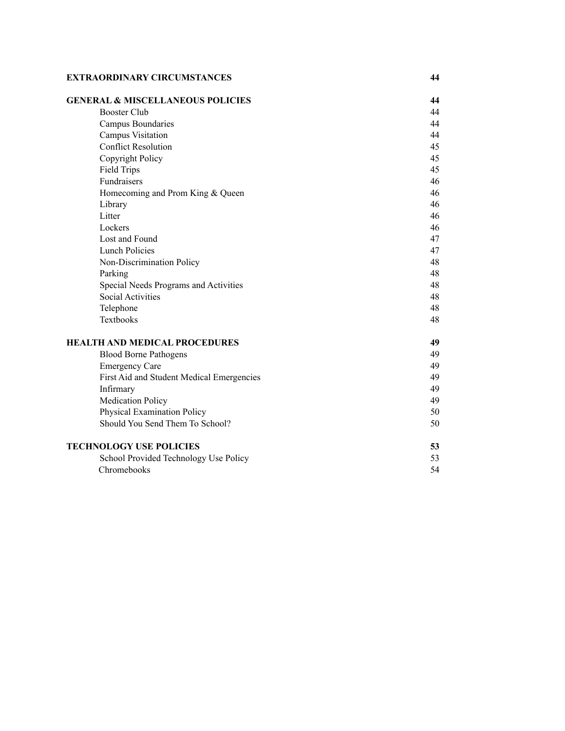| | |
|---|---|
| **EXTRAORDINARY CIRCUMSTANCES** | **44** |
| **GENERAL & MISCELLANEOUS POLICIES** | **44** |
| Booster Club | 44 |
| Campus Boundaries | 44 |
| Campus Visitation | 44 |
| Conflict Resolution | 45 |
| Copyright Policy | 45 |
| Field Trips | 45 |
| Fundraisers | 46 |
| Homecoming and Prom King & Queen | 46 |
| Library | 46 |
| Litter | 46 |
| Lockers | 46 |
| Lost and Found | 47 |
| Lunch Policies | 47 |
| Non-Discrimination Policy | 48 |
| Parking | 48 |
| Special Needs Programs and Activities | 48 |
| Social Activities | 48 |
| Telephone | 48 |
| Textbooks | 48 |
| **HEALTH AND MEDICAL PROCEDURES** | **49** |
| Blood Borne Pathogens | 49 |
| Emergency Care | 49 |
| First Aid and Student Medical Emergencies | 49 |
| Infirmary | 49 |
| Medication Policy | 49 |
| Physical Examination Policy | 50 |
| Should You Send Them To School? | 50 |
| **TECHNOLOGY USE POLICIES** | **53** |
| School Provided Technology Use Policy | 53 |
| Chromebooks | 54 |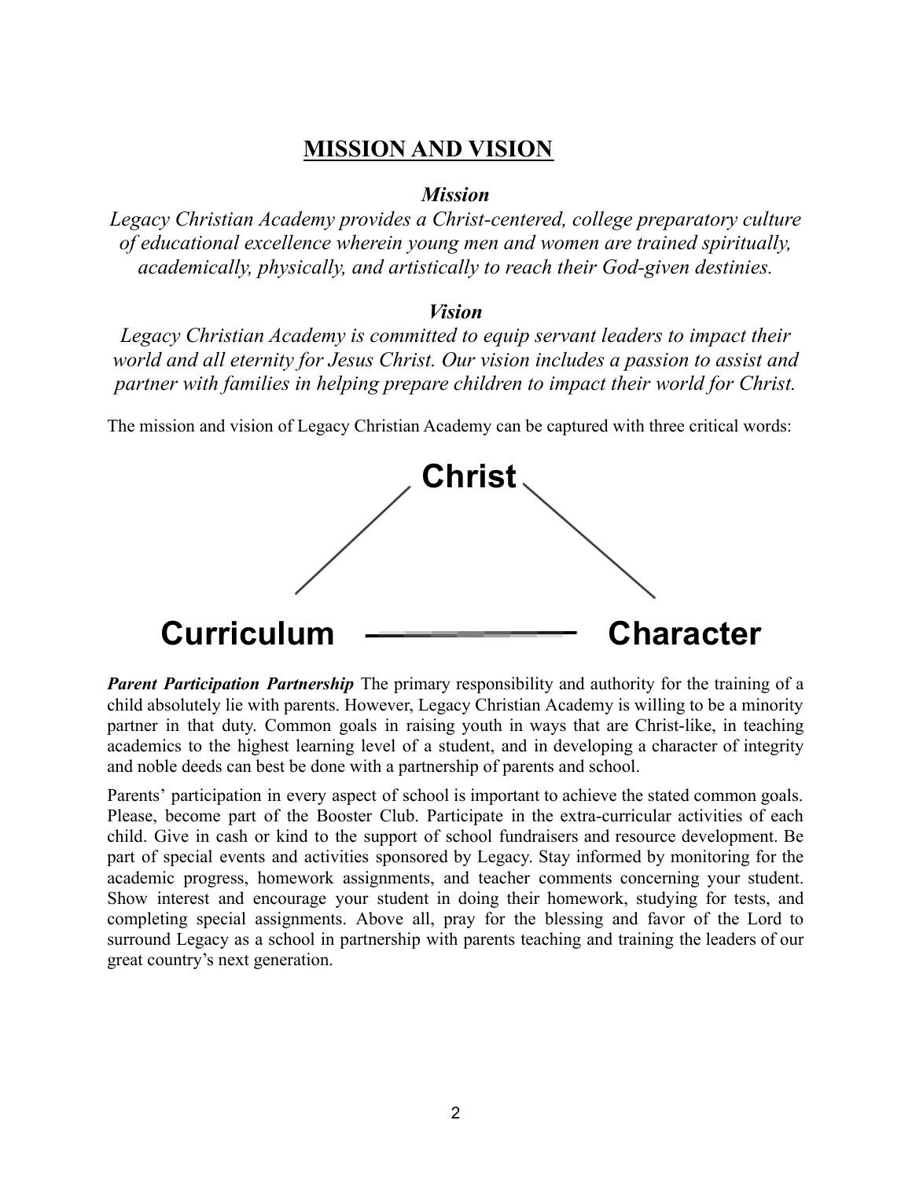# MISSION AND VISION

### *Mission*

*Legacy Christian Academy provides a Christ-centered, college preparatory culture of educational excellence wherein young men and women are trained spiritually, academically, physically, and artistically to reach their God-given destinies.*

### *Vision*

*Legacy Christian Academy is committed to equip servant leaders to impact their world and all eternity for Jesus Christ. Our vision includes a passion to assist and partner with families in helping prepare children to impact their world for Christ.*

The mission and vision of Legacy Christian Academy can be captured with three critical words:

**Christ**

**Curriculum** — **Character**

***Parent Participation Partnership*** The primary responsibility and authority for the training of a child absolutely lie with parents. However, Legacy Christian Academy is willing to be a minority partner in that duty. Common goals in raising youth in ways that are Christ-like, in teaching academics to the highest learning level of a student, and in developing a character of integrity and noble deeds can best be done with a partnership of parents and school.

Parents' participation in every aspect of school is important to achieve the stated common goals. Please, become part of the Booster Club. Participate in the extra-curricular activities of each child. Give in cash or kind to the support of school fundraisers and resource development. Be part of special events and activities sponsored by Legacy. Stay informed by monitoring for the academic progress, homework assignments, and teacher comments concerning your student. Show interest and encourage your student in doing their homework, studying for tests, and completing special assignments. Above all, pray for the blessing and favor of the Lord to surround Legacy as a school in partnership with parents teaching and training the leaders of our great country's next generation.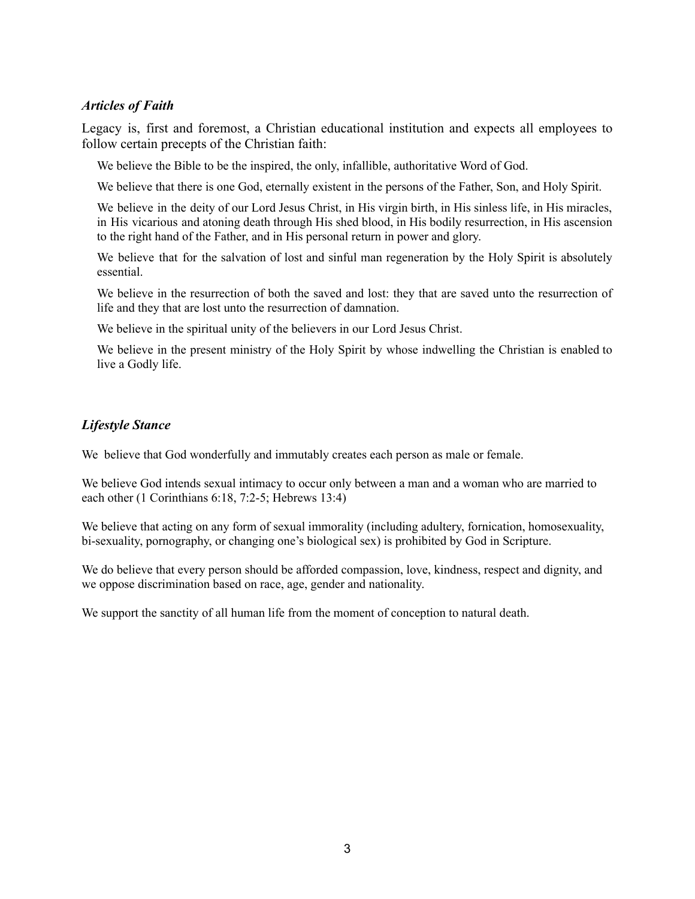### *Articles of Faith*

Legacy is, first and foremost, a Christian educational institution and expects all employees to follow certain precepts of the Christian faith:

We believe the Bible to be the inspired, the only, infallible, authoritative Word of God.

We believe that there is one God, eternally existent in the persons of the Father, Son, and Holy Spirit.

We believe in the deity of our Lord Jesus Christ, in His virgin birth, in His sinless life, in His miracles, in His vicarious and atoning death through His shed blood, in His bodily resurrection, in His ascension to the right hand of the Father, and in His personal return in power and glory.

We believe that for the salvation of lost and sinful man regeneration by the Holy Spirit is absolutely essential.

We believe in the resurrection of both the saved and lost: they that are saved unto the resurrection of life and they that are lost unto the resurrection of damnation.

We believe in the spiritual unity of the believers in our Lord Jesus Christ.

We believe in the present ministry of the Holy Spirit by whose indwelling the Christian is enabled to live a Godly life.

### *Lifestyle Stance*

We believe that God wonderfully and immutably creates each person as male or female.

We believe God intends sexual intimacy to occur only between a man and a woman who are married to each other (1 Corinthians 6:18, 7:2-5; Hebrews 13:4)

We believe that acting on any form of sexual immorality (including adultery, fornication, homosexuality, bi-sexuality, pornography, or changing one's biological sex) is prohibited by God in Scripture.

We do believe that every person should be afforded compassion, love, kindness, respect and dignity, and we oppose discrimination based on race, age, gender and nationality.

We support the sanctity of all human life from the moment of conception to natural death.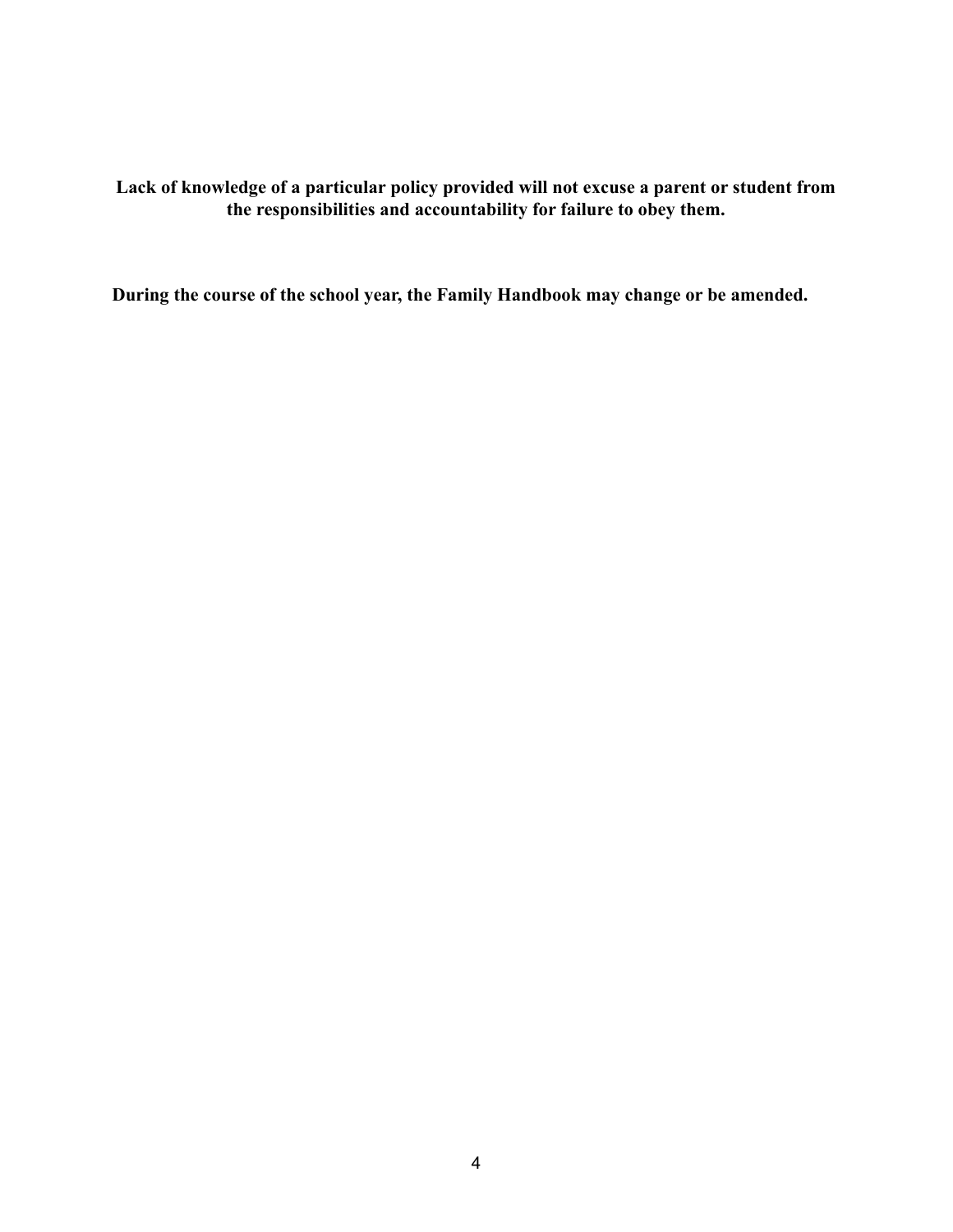**Lack of knowledge of a particular policy provided will not excuse a parent or student from the responsibilities and accountability for failure to obey them.**

**During the course of the school year, the Family Handbook may change or be amended.**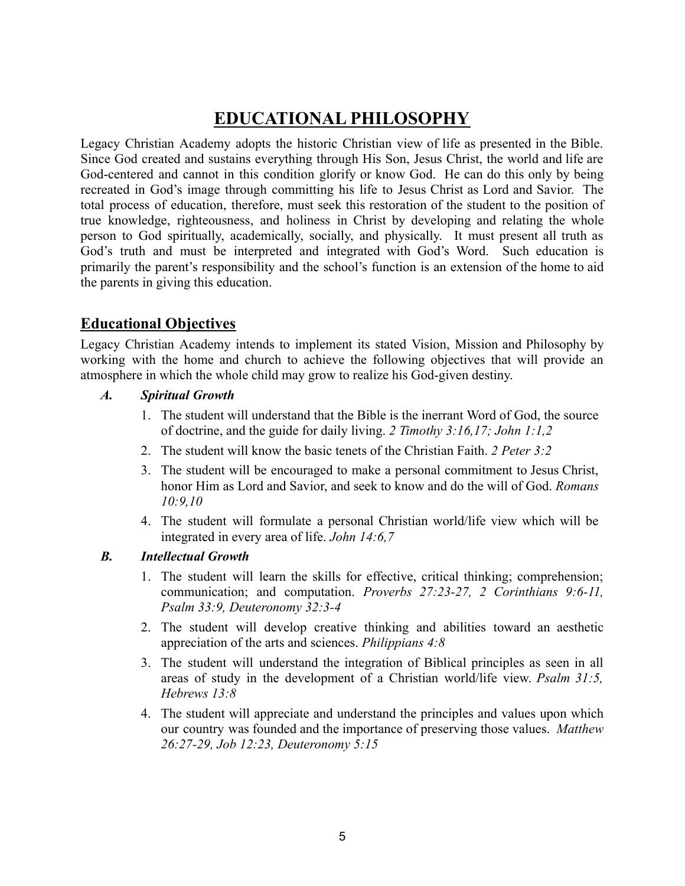# EDUCATIONAL PHILOSOPHY

Legacy Christian Academy adopts the historic Christian view of life as presented in the Bible. Since God created and sustains everything through His Son, Jesus Christ, the world and life are God-centered and cannot in this condition glorify or know God. He can do this only by being recreated in God's image through committing his life to Jesus Christ as Lord and Savior. The total process of education, therefore, must seek this restoration of the student to the position of true knowledge, righteousness, and holiness in Christ by developing and relating the whole person to God spiritually, academically, socially, and physically. It must present all truth as God's truth and must be interpreted and integrated with God's Word. Such education is primarily the parent's responsibility and the school's function is an extension of the home to aid the parents in giving this education.

## Educational Objectives

Legacy Christian Academy intends to implement its stated Vision, Mission and Philosophy by working with the home and church to achieve the following objectives that will provide an atmosphere in which the whole child may grow to realize his God-given destiny.

### *A. Spiritual Growth*

1. The student will understand that the Bible is the inerrant Word of God, the source of doctrine, and the guide for daily living. *2 Timothy 3:16,17; John 1:1,2*
2. The student will know the basic tenets of the Christian Faith. *2 Peter 3:2*
3. The student will be encouraged to make a personal commitment to Jesus Christ, honor Him as Lord and Savior, and seek to know and do the will of God. *Romans 10:9,10*
4. The student will formulate a personal Christian world/life view which will be integrated in every area of life. *John 14:6,7*

### *B. Intellectual Growth*

1. The student will learn the skills for effective, critical thinking; comprehension; communication; and computation. *Proverbs 27:23-27, 2 Corinthians 9:6-11, Psalm 33:9, Deuteronomy 32:3-4*
2. The student will develop creative thinking and abilities toward an aesthetic appreciation of the arts and sciences. *Philippians 4:8*
3. The student will understand the integration of Biblical principles as seen in all areas of study in the development of a Christian world/life view. *Psalm 31:5, Hebrews 13:8*
4. The student will appreciate and understand the principles and values upon which our country was founded and the importance of preserving those values. *Matthew 26:27-29, Job 12:23, Deuteronomy 5:15*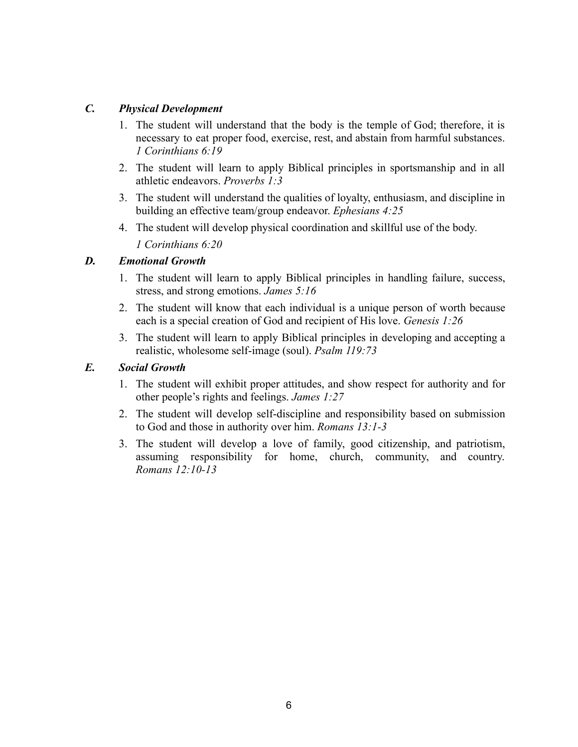### *C. Physical Development*

1. The student will understand that the body is the temple of God; therefore, it is necessary to eat proper food, exercise, rest, and abstain from harmful substances. *1 Corinthians 6:19*
2. The student will learn to apply Biblical principles in sportsmanship and in all athletic endeavors. *Proverbs 1:3*
3. The student will understand the qualities of loyalty, enthusiasm, and discipline in building an effective team/group endeavor. *Ephesians 4:25*
4. The student will develop physical coordination and skillful use of the body.

   *1 Corinthians 6:20*

### *D. Emotional Growth*

1. The student will learn to apply Biblical principles in handling failure, success, stress, and strong emotions. *James 5:16*
2. The student will know that each individual is a unique person of worth because each is a special creation of God and recipient of His love. *Genesis 1:26*
3. The student will learn to apply Biblical principles in developing and accepting a realistic, wholesome self-image (soul). *Psalm 119:73*

### *E. Social Growth*

1. The student will exhibit proper attitudes, and show respect for authority and for other people's rights and feelings. *James 1:27*
2. The student will develop self-discipline and responsibility based on submission to God and those in authority over him. *Romans 13:1-3*
3. The student will develop a love of family, good citizenship, and patriotism, assuming responsibility for home, church, community, and country. *Romans 12:10-13*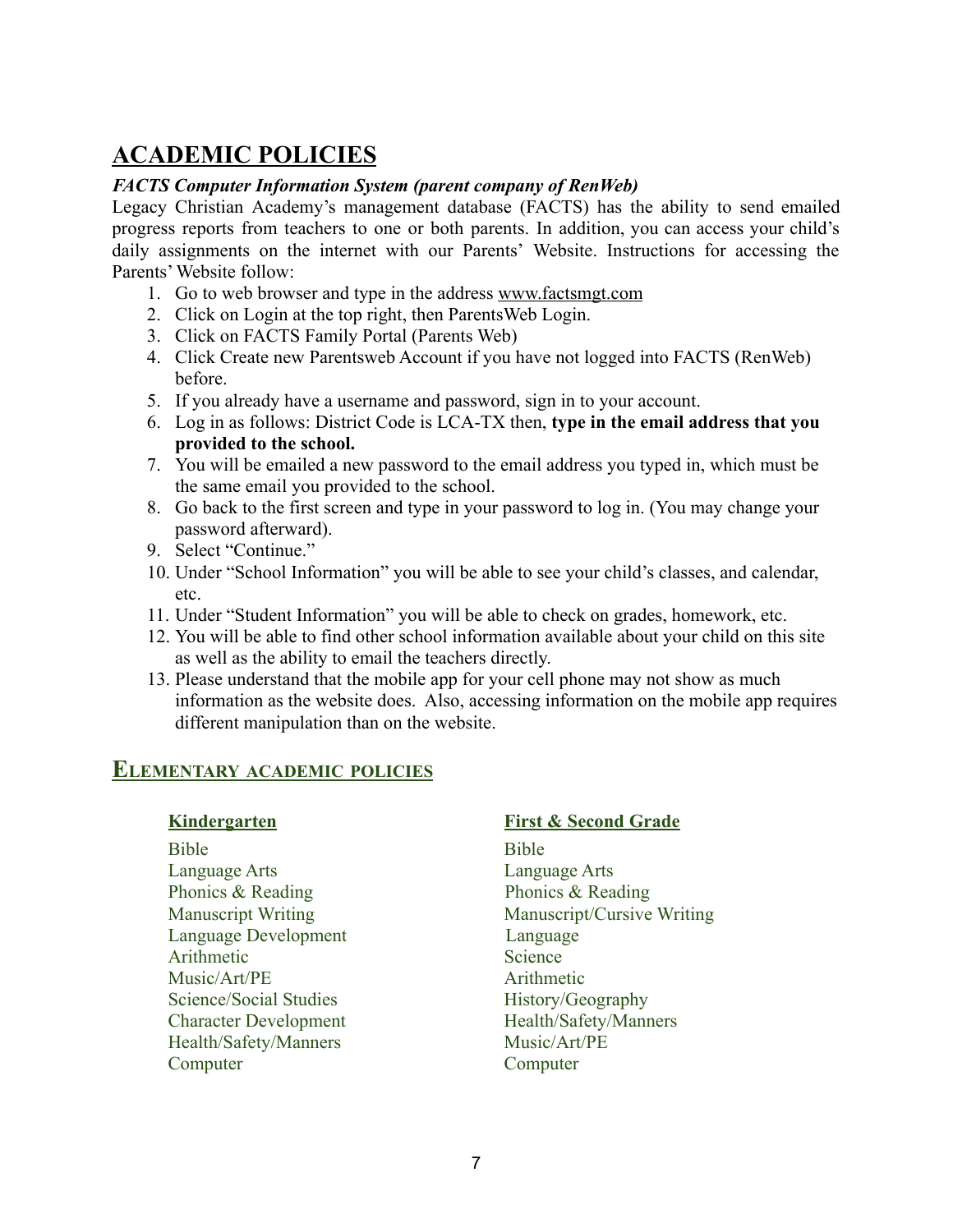# ACADEMIC POLICIES

***FACTS Computer Information System (parent company of RenWeb)***

Legacy Christian Academy's management database (FACTS) has the ability to send emailed progress reports from teachers to one or both parents. In addition, you can access your child's daily assignments on the internet with our Parents' Website. Instructions for accessing the Parents' Website follow:

1. Go to web browser and type in the address www.factsmgt.com
2. Click on Login at the top right, then ParentsWeb Login.
3. Click on FACTS Family Portal (Parents Web)
4. Click Create new Parentsweb Account if you have not logged into FACTS (RenWeb) before.
5. If you already have a username and password, sign in to your account.
6. Log in as follows: District Code is LCA-TX then, **type in the email address that you provided to the school.**
7. You will be emailed a new password to the email address you typed in, which must be the same email you provided to the school.
8. Go back to the first screen and type in your password to log in. (You may change your password afterward).
9. Select "Continue."
10. Under "School Information" you will be able to see your child's classes, and calendar, etc.
11. Under "Student Information" you will be able to check on grades, homework, etc.
12. You will be able to find other school information available about your child on this site as well as the ability to email the teachers directly.
13. Please understand that the mobile app for your cell phone may not show as much information as the website does. Also, accessing information on the mobile app requires different manipulation than on the website.

## Elementary academic policies

**Kindergarten**

- Bible
- Language Arts
- Phonics & Reading
- Manuscript Writing
- Language Development
- Arithmetic
- Music/Art/PE
- Science/Social Studies
- Character Development
- Health/Safety/Manners
- Computer

**First & Second Grade**

- Bible
- Language Arts
- Phonics & Reading
- Manuscript/Cursive Writing
- Language
- Science
- Arithmetic
- History/Geography
- Health/Safety/Manners
- Music/Art/PE
- Computer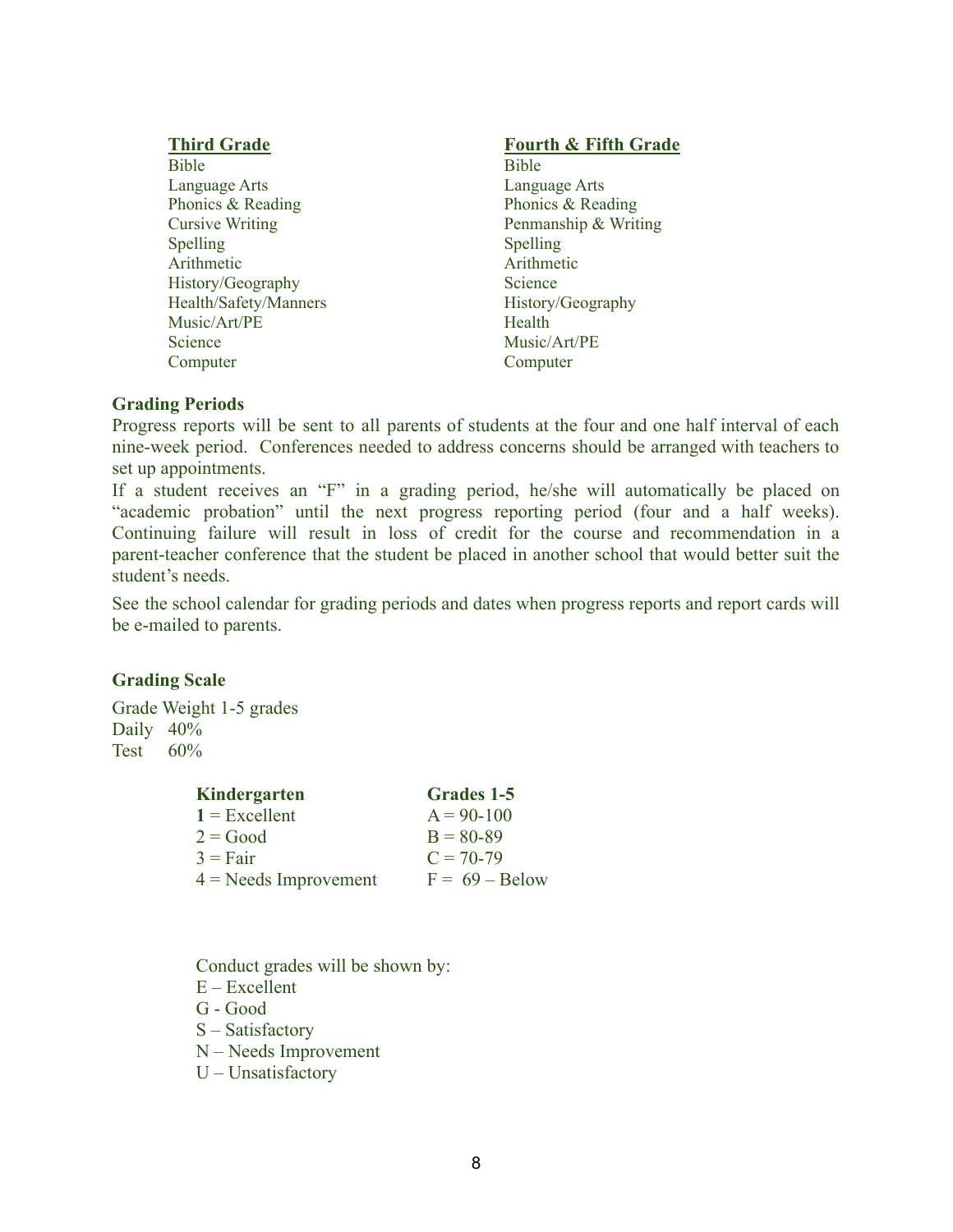**Third Grade**

Bible
Language Arts
Phonics & Reading
Cursive Writing
Spelling
Arithmetic
History/Geography
Health/Safety/Manners
Music/Art/PE
Science
Computer

**Fourth & Fifth Grade**

Bible
Language Arts
Phonics & Reading
Penmanship & Writing
Spelling
Arithmetic
Science
History/Geography
Health
Music/Art/PE
Computer

### Grading Periods

Progress reports will be sent to all parents of students at the four and one half interval of each nine-week period. Conferences needed to address concerns should be arranged with teachers to set up appointments.

If a student receives an "F" in a grading period, he/she will automatically be placed on "academic probation" until the next progress reporting period (four and a half weeks). Continuing failure will result in loss of credit for the course and recommendation in a parent-teacher conference that the student be placed in another school that would better suit the student's needs.

See the school calendar for grading periods and dates when progress reports and report cards will be e-mailed to parents.

### Grading Scale

Grade Weight 1-5 grades
Daily 40%
Test 60%

| Kindergarten | Grades 1-5 |
|---|---|
| **1** = Excellent | A = 90-100 |
| 2 = Good | B = 80-89 |
| 3 = Fair | C = 70-79 |
| 4 = Needs Improvement | F = 69 – Below |

Conduct grades will be shown by:
E – Excellent
G - Good
S – Satisfactory
N – Needs Improvement
U – Unsatisfactory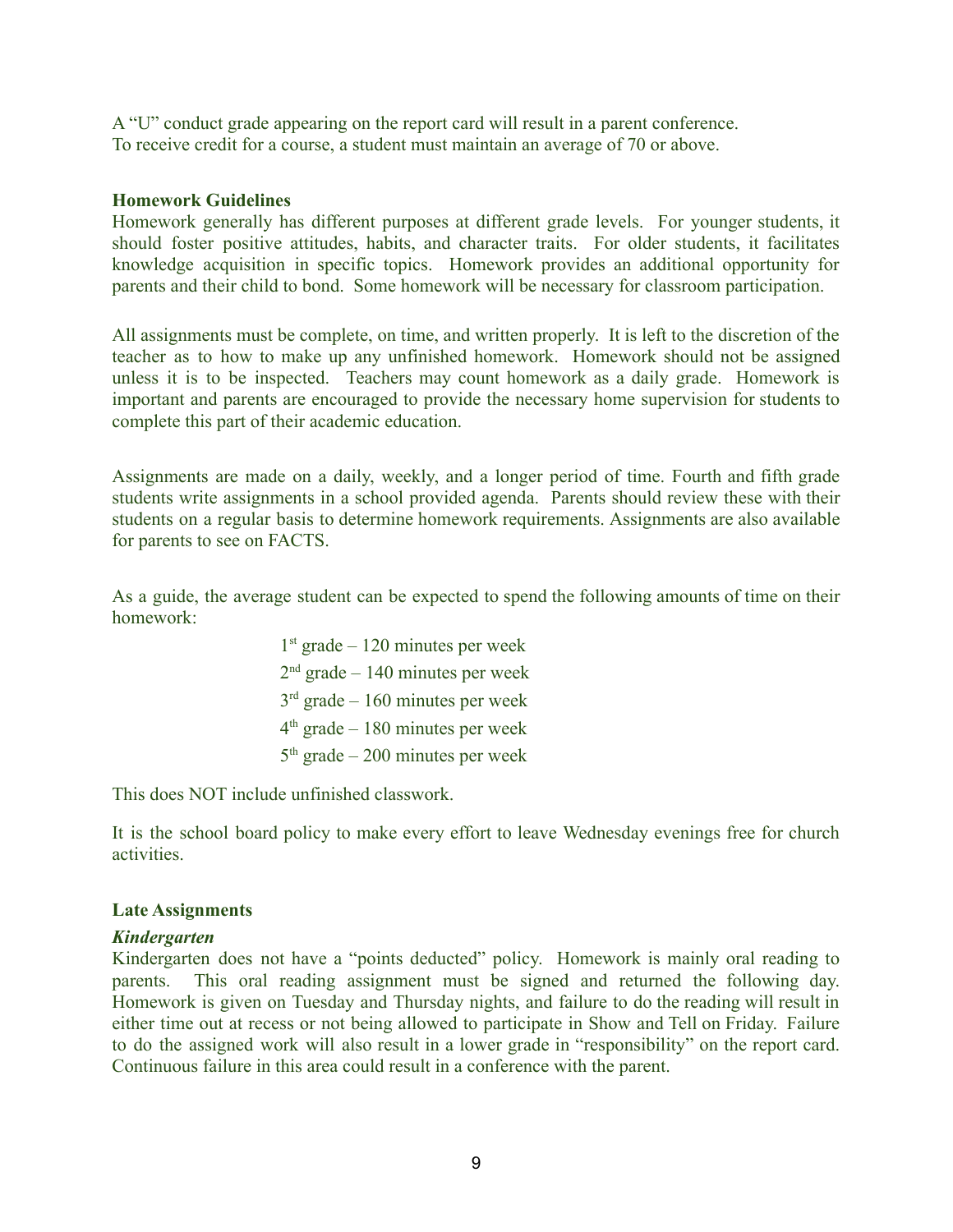A "U" conduct grade appearing on the report card will result in a parent conference.
To receive credit for a course, a student must maintain an average of 70 or above.

**Homework Guidelines**

Homework generally has different purposes at different grade levels. For younger students, it should foster positive attitudes, habits, and character traits. For older students, it facilitates knowledge acquisition in specific topics. Homework provides an additional opportunity for parents and their child to bond. Some homework will be necessary for classroom participation.

All assignments must be complete, on time, and written properly. It is left to the discretion of the teacher as to how to make up any unfinished homework. Homework should not be assigned unless it is to be inspected. Teachers may count homework as a daily grade. Homework is important and parents are encouraged to provide the necessary home supervision for students to complete this part of their academic education.

Assignments are made on a daily, weekly, and a longer period of time. Fourth and fifth grade students write assignments in a school provided agenda. Parents should review these with their students on a regular basis to determine homework requirements. Assignments are also available for parents to see on FACTS.

As a guide, the average student can be expected to spend the following amounts of time on their homework:

1st grade – 120 minutes per week
2nd grade – 140 minutes per week
3rd grade – 160 minutes per week
4th grade – 180 minutes per week
5th grade – 200 minutes per week

This does NOT include unfinished classwork.

It is the school board policy to make every effort to leave Wednesday evenings free for church activities.

**Late Assignments**

***Kindergarten***

Kindergarten does not have a "points deducted" policy. Homework is mainly oral reading to parents. This oral reading assignment must be signed and returned the following day. Homework is given on Tuesday and Thursday nights, and failure to do the reading will result in either time out at recess or not being allowed to participate in Show and Tell on Friday. Failure to do the assigned work will also result in a lower grade in "responsibility" on the report card. Continuous failure in this area could result in a conference with the parent.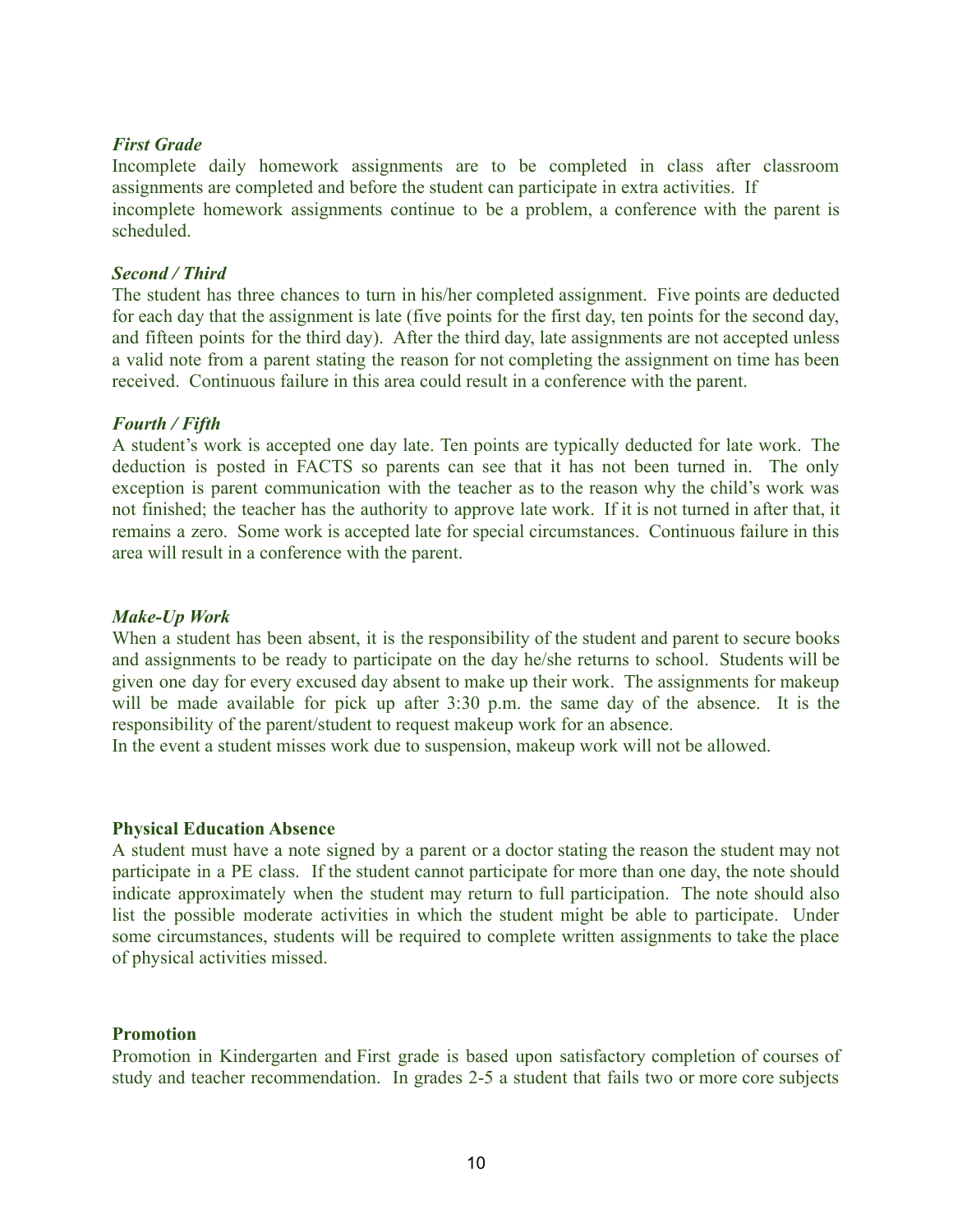***First Grade***

Incomplete daily homework assignments are to be completed in class after classroom assignments are completed and before the student can participate in extra activities. If incomplete homework assignments continue to be a problem, a conference with the parent is scheduled.

***Second / Third***

The student has three chances to turn in his/her completed assignment. Five points are deducted for each day that the assignment is late (five points for the first day, ten points for the second day, and fifteen points for the third day). After the third day, late assignments are not accepted unless a valid note from a parent stating the reason for not completing the assignment on time has been received. Continuous failure in this area could result in a conference with the parent.

***Fourth / Fifth***

A student's work is accepted one day late. Ten points are typically deducted for late work. The deduction is posted in FACTS so parents can see that it has not been turned in. The only exception is parent communication with the teacher as to the reason why the child's work was not finished; the teacher has the authority to approve late work. If it is not turned in after that, it remains a zero. Some work is accepted late for special circumstances. Continuous failure in this area will result in a conference with the parent.

***Make-Up Work***

When a student has been absent, it is the responsibility of the student and parent to secure books and assignments to be ready to participate on the day he/she returns to school. Students will be given one day for every excused day absent to make up their work. The assignments for makeup will be made available for pick up after 3:30 p.m. the same day of the absence. It is the responsibility of the parent/student to request makeup work for an absence.

In the event a student misses work due to suspension, makeup work will not be allowed.

**Physical Education Absence**

A student must have a note signed by a parent or a doctor stating the reason the student may not participate in a PE class. If the student cannot participate for more than one day, the note should indicate approximately when the student may return to full participation. The note should also list the possible moderate activities in which the student might be able to participate. Under some circumstances, students will be required to complete written assignments to take the place of physical activities missed.

**Promotion**

Promotion in Kindergarten and First grade is based upon satisfactory completion of courses of study and teacher recommendation. In grades 2-5 a student that fails two or more core subjects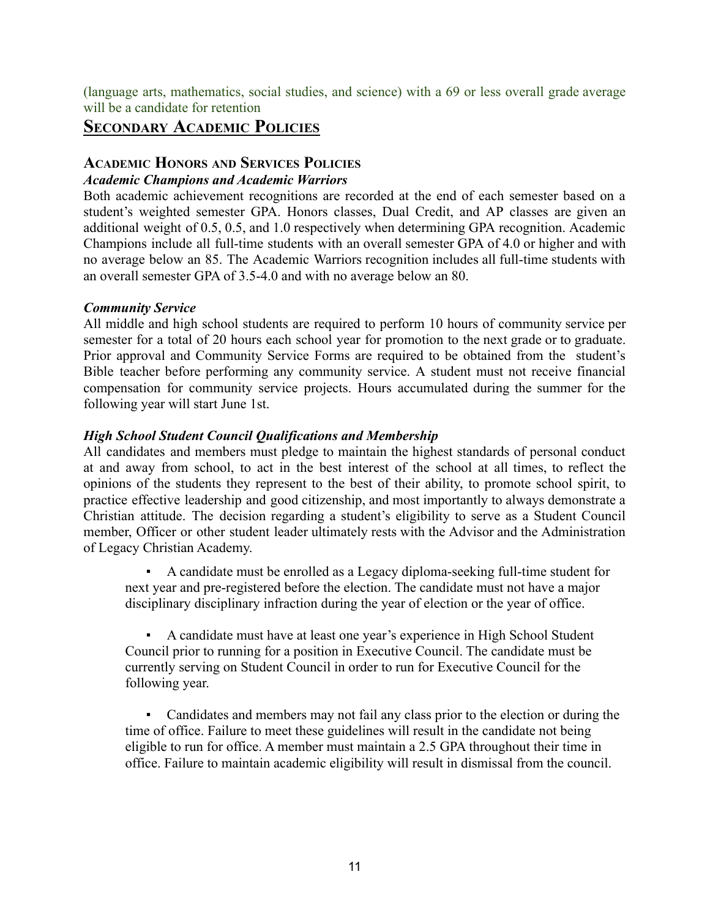(language arts, mathematics, social studies, and science) with a 69 or less overall grade average will be a candidate for retention

# Secondary Academic Policies

## Academic Honors and Services Policies

### *Academic Champions and Academic Warriors*

Both academic achievement recognitions are recorded at the end of each semester based on a student's weighted semester GPA. Honors classes, Dual Credit, and AP classes are given an additional weight of 0.5, 0.5, and 1.0 respectively when determining GPA recognition. Academic Champions include all full-time students with an overall semester GPA of 4.0 or higher and with no average below an 85. The Academic Warriors recognition includes all full-time students with an overall semester GPA of 3.5-4.0 and with no average below an 80.

### *Community Service*

All middle and high school students are required to perform 10 hours of community service per semester for a total of 20 hours each school year for promotion to the next grade or to graduate. Prior approval and Community Service Forms are required to be obtained from the student's Bible teacher before performing any community service. A student must not receive financial compensation for community service projects. Hours accumulated during the summer for the following year will start June 1st.

### *High School Student Council Qualifications and Membership*

All candidates and members must pledge to maintain the highest standards of personal conduct at and away from school, to act in the best interest of the school at all times, to reflect the opinions of the students they represent to the best of their ability, to promote school spirit, to practice effective leadership and good citizenship, and most importantly to always demonstrate a Christian attitude. The decision regarding a student's eligibility to serve as a Student Council member, Officer or other student leader ultimately rests with the Advisor and the Administration of Legacy Christian Academy.

- A candidate must be enrolled as a Legacy diploma-seeking full-time student for next year and pre-registered before the election. The candidate must not have a major disciplinary disciplinary infraction during the year of election or the year of office.

- A candidate must have at least one year's experience in High School Student Council prior to running for a position in Executive Council. The candidate must be currently serving on Student Council in order to run for Executive Council for the following year.

- Candidates and members may not fail any class prior to the election or during the time of office. Failure to meet these guidelines will result in the candidate not being eligible to run for office. A member must maintain a 2.5 GPA throughout their time in office. Failure to maintain academic eligibility will result in dismissal from the council.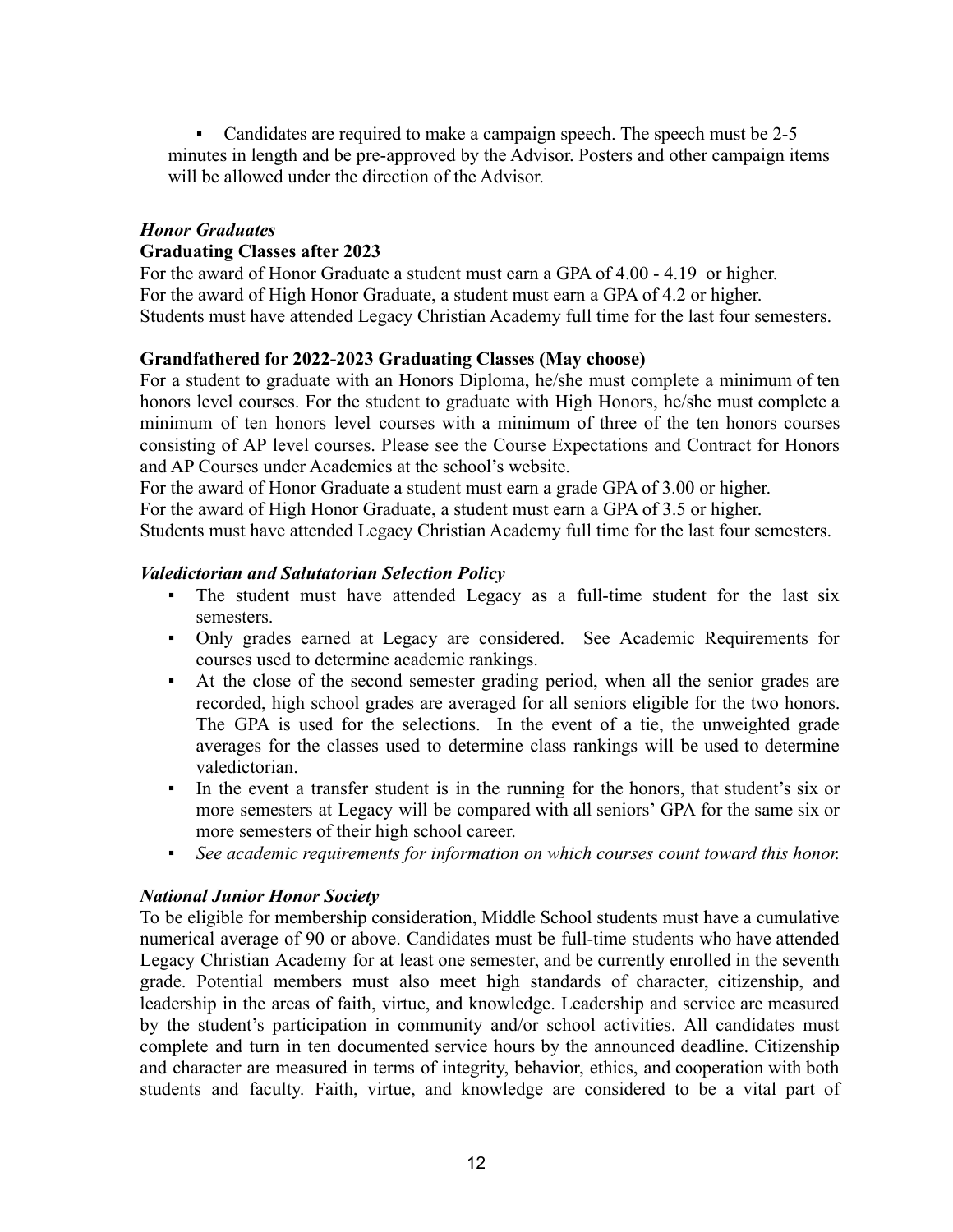- Candidates are required to make a campaign speech. The speech must be 2-5 minutes in length and be pre-approved by the Advisor. Posters and other campaign items will be allowed under the direction of the Advisor.

### *Honor Graduates*

**Graduating Classes after 2023**

For the award of Honor Graduate a student must earn a GPA of 4.00 - 4.19 or higher.
For the award of High Honor Graduate, a student must earn a GPA of 4.2 or higher.
Students must have attended Legacy Christian Academy full time for the last four semesters.

**Grandfathered for 2022-2023 Graduating Classes (May choose)**

For a student to graduate with an Honors Diploma, he/she must complete a minimum of ten honors level courses. For the student to graduate with High Honors, he/she must complete a minimum of ten honors level courses with a minimum of three of the ten honors courses consisting of AP level courses. Please see the Course Expectations and Contract for Honors and AP Courses under Academics at the school's website.
For the award of Honor Graduate a student must earn a grade GPA of 3.00 or higher.
For the award of High Honor Graduate, a student must earn a GPA of 3.5 or higher.
Students must have attended Legacy Christian Academy full time for the last four semesters.

### *Valedictorian and Salutatorian Selection Policy*

- The student must have attended Legacy as a full-time student for the last six semesters.
- Only grades earned at Legacy are considered. See Academic Requirements for courses used to determine academic rankings.
- At the close of the second semester grading period, when all the senior grades are recorded, high school grades are averaged for all seniors eligible for the two honors. The GPA is used for the selections. In the event of a tie, the unweighted grade averages for the classes used to determine class rankings will be used to determine valedictorian.
- In the event a transfer student is in the running for the honors, that student's six or more semesters at Legacy will be compared with all seniors' GPA for the same six or more semesters of their high school career.
- *See academic requirements for information on which courses count toward this honor.*

### *National Junior Honor Society*

To be eligible for membership consideration, Middle School students must have a cumulative numerical average of 90 or above. Candidates must be full-time students who have attended Legacy Christian Academy for at least one semester, and be currently enrolled in the seventh grade. Potential members must also meet high standards of character, citizenship, and leadership in the areas of faith, virtue, and knowledge. Leadership and service are measured by the student's participation in community and/or school activities. All candidates must complete and turn in ten documented service hours by the announced deadline. Citizenship and character are measured in terms of integrity, behavior, ethics, and cooperation with both students and faculty. Faith, virtue, and knowledge are considered to be a vital part of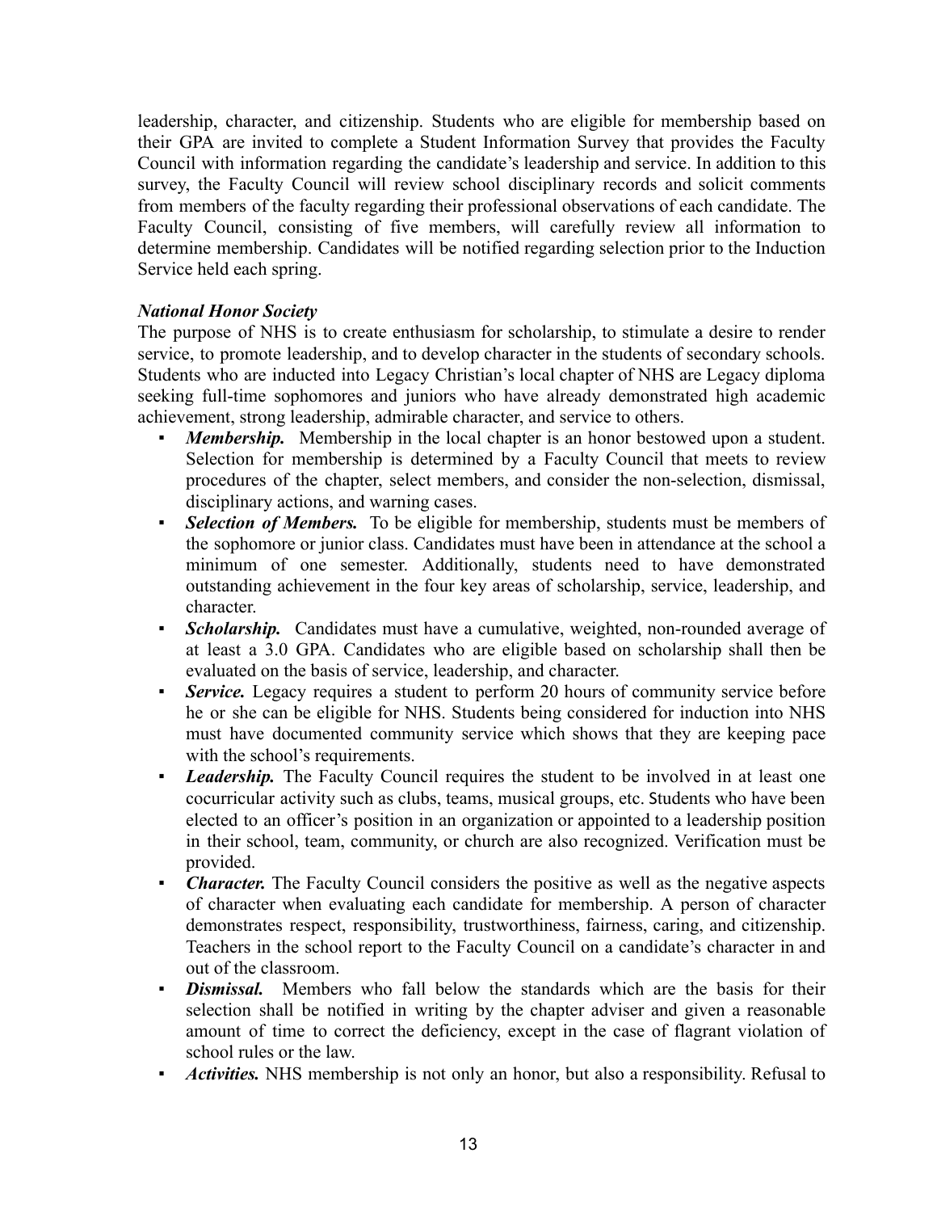leadership, character, and citizenship. Students who are eligible for membership based on their GPA are invited to complete a Student Information Survey that provides the Faculty Council with information regarding the candidate's leadership and service. In addition to this survey, the Faculty Council will review school disciplinary records and solicit comments from members of the faculty regarding their professional observations of each candidate. The Faculty Council, consisting of five members, will carefully review all information to determine membership. Candidates will be notified regarding selection prior to the Induction Service held each spring.

***National Honor Society***

The purpose of NHS is to create enthusiasm for scholarship, to stimulate a desire to render service, to promote leadership, and to develop character in the students of secondary schools. Students who are inducted into Legacy Christian's local chapter of NHS are Legacy diploma seeking full-time sophomores and juniors who have already demonstrated high academic achievement, strong leadership, admirable character, and service to others.

- ***Membership.*** Membership in the local chapter is an honor bestowed upon a student. Selection for membership is determined by a Faculty Council that meets to review procedures of the chapter, select members, and consider the non-selection, dismissal, disciplinary actions, and warning cases.
- ***Selection of Members.*** To be eligible for membership, students must be members of the sophomore or junior class. Candidates must have been in attendance at the school a minimum of one semester. Additionally, students need to have demonstrated outstanding achievement in the four key areas of scholarship, service, leadership, and character.
- ***Scholarship.*** Candidates must have a cumulative, weighted, non-rounded average of at least a 3.0 GPA. Candidates who are eligible based on scholarship shall then be evaluated on the basis of service, leadership, and character.
- ***Service.*** Legacy requires a student to perform 20 hours of community service before he or she can be eligible for NHS. Students being considered for induction into NHS must have documented community service which shows that they are keeping pace with the school's requirements.
- ***Leadership.*** The Faculty Council requires the student to be involved in at least one cocurricular activity such as clubs, teams, musical groups, etc. Students who have been elected to an officer's position in an organization or appointed to a leadership position in their school, team, community, or church are also recognized. Verification must be provided.
- ***Character.*** The Faculty Council considers the positive as well as the negative aspects of character when evaluating each candidate for membership. A person of character demonstrates respect, responsibility, trustworthiness, fairness, caring, and citizenship. Teachers in the school report to the Faculty Council on a candidate's character in and out of the classroom.
- ***Dismissal.*** Members who fall below the standards which are the basis for their selection shall be notified in writing by the chapter adviser and given a reasonable amount of time to correct the deficiency, except in the case of flagrant violation of school rules or the law.
- ***Activities.*** NHS membership is not only an honor, but also a responsibility. Refusal to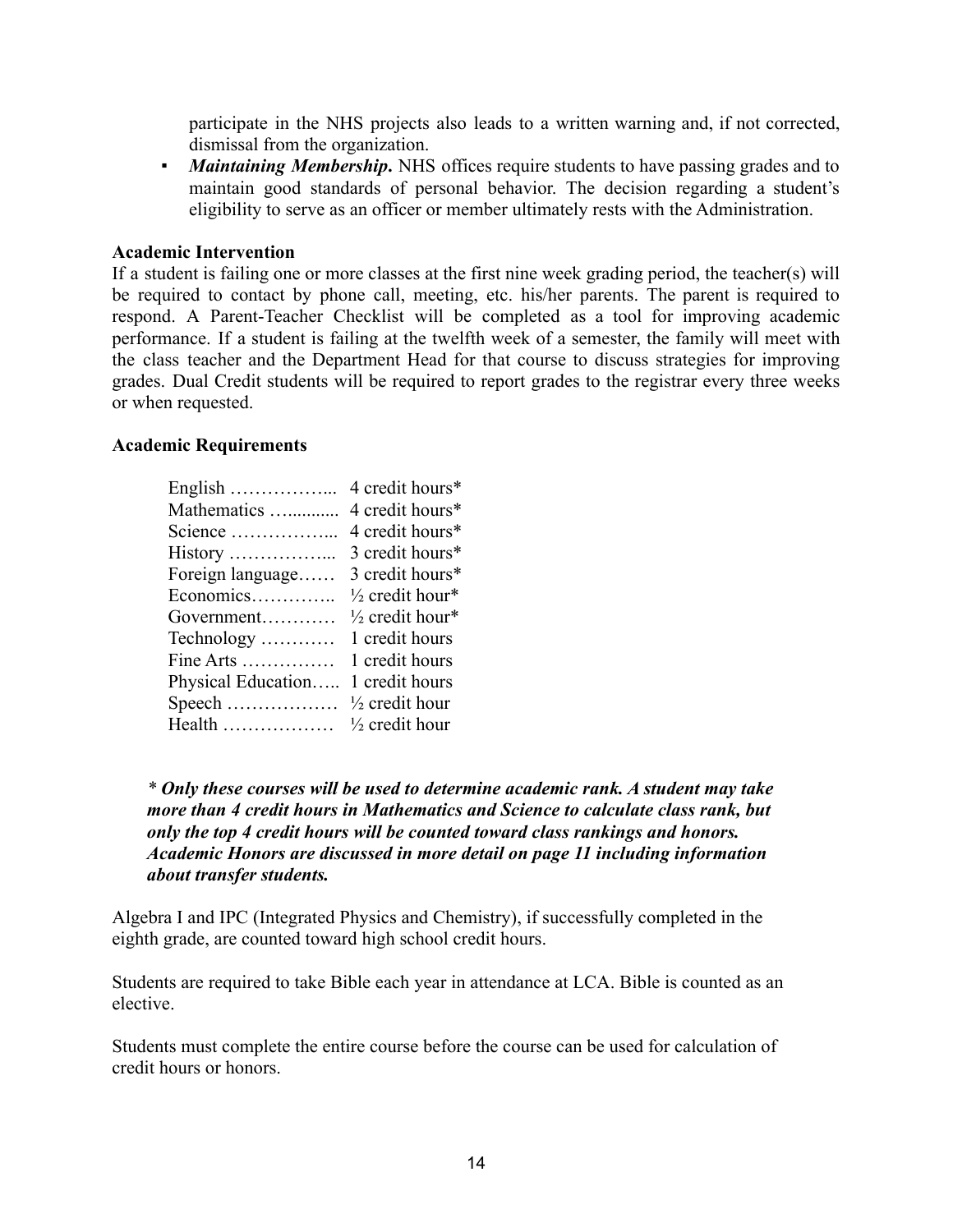participate in the NHS projects also leads to a written warning and, if not corrected, dismissal from the organization.

- ***Maintaining Membership.*** NHS offices require students to have passing grades and to maintain good standards of personal behavior. The decision regarding a student's eligibility to serve as an officer or member ultimately rests with the Administration.

**Academic Intervention**

If a student is failing one or more classes at the first nine week grading period, the teacher(s) will be required to contact by phone call, meeting, etc. his/her parents. The parent is required to respond. A Parent-Teacher Checklist will be completed as a tool for improving academic performance. If a student is failing at the twelfth week of a semester, the family will meet with the class teacher and the Department Head for that course to discuss strategies for improving grades. Dual Credit students will be required to report grades to the registrar every three weeks or when requested.

**Academic Requirements**

| Subject | Credit |
|---|---|
| English | 4 credit hours* |
| Mathematics | 4 credit hours* |
| Science | 4 credit hours* |
| History | 3 credit hours* |
| Foreign language | 3 credit hours* |
| Economics | ½ credit hour* |
| Government | ½ credit hour* |
| Technology | 1 credit hours |
| Fine Arts | 1 credit hours |
| Physical Education | 1 credit hours |
| Speech | ½ credit hour |
| Health | ½ credit hour |

*\* **Only these courses will be used to determine academic rank. A student may take more than 4 credit hours in Mathematics and Science to calculate class rank, but only the top 4 credit hours will be counted toward class rankings and honors. Academic Honors are discussed in more detail on page 11 including information about transfer students.***

Algebra I and IPC (Integrated Physics and Chemistry), if successfully completed in the eighth grade, are counted toward high school credit hours.

Students are required to take Bible each year in attendance at LCA. Bible is counted as an elective.

Students must complete the entire course before the course can be used for calculation of credit hours or honors.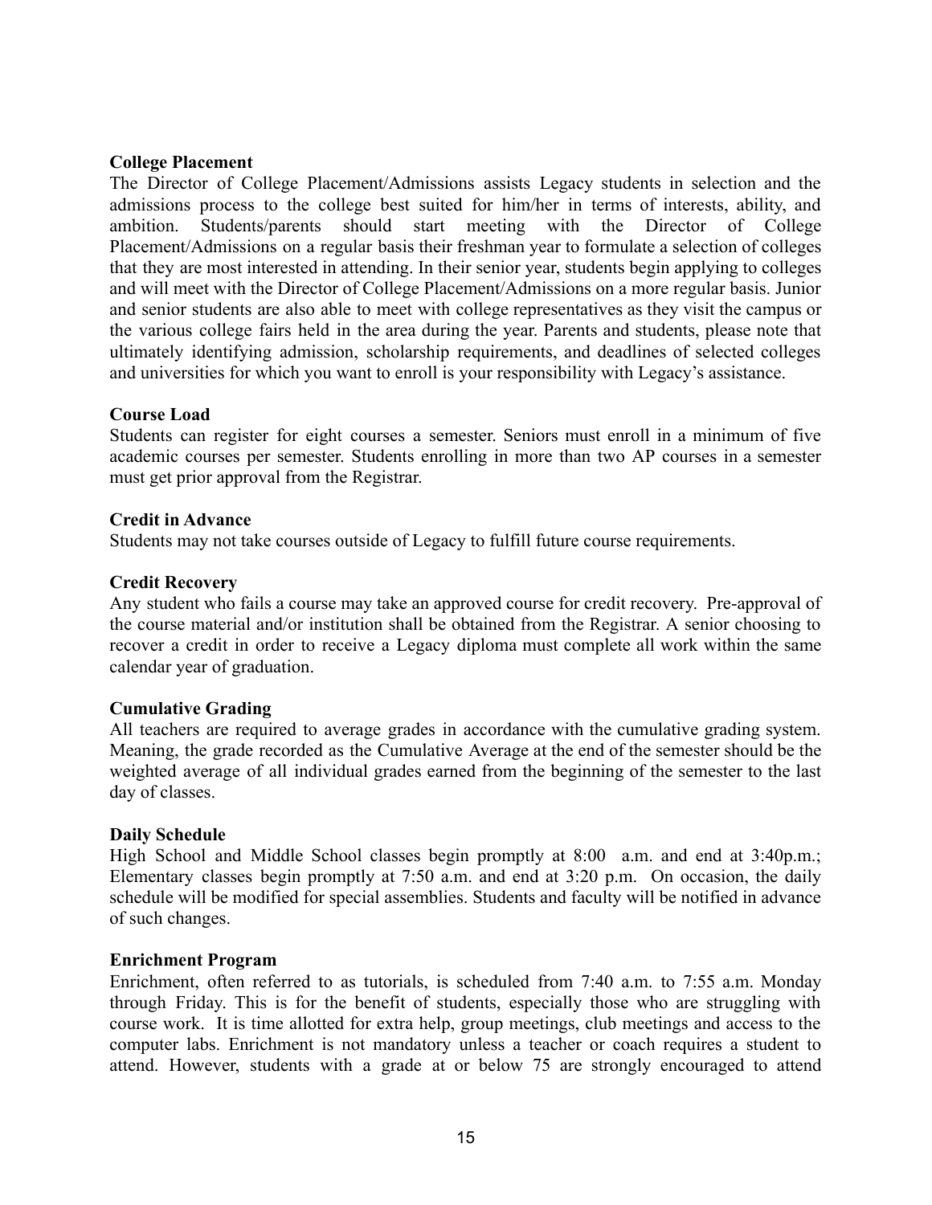**College Placement**

The Director of College Placement/Admissions assists Legacy students in selection and the admissions process to the college best suited for him/her in terms of interests, ability, and ambition. Students/parents should start meeting with the Director of College Placement/Admissions on a regular basis their freshman year to formulate a selection of colleges that they are most interested in attending. In their senior year, students begin applying to colleges and will meet with the Director of College Placement/Admissions on a more regular basis. Junior and senior students are also able to meet with college representatives as they visit the campus or the various college fairs held in the area during the year. Parents and students, please note that ultimately identifying admission, scholarship requirements, and deadlines of selected colleges and universities for which you want to enroll is your responsibility with Legacy's assistance.

**Course Load**

Students can register for eight courses a semester. Seniors must enroll in a minimum of five academic courses per semester. Students enrolling in more than two AP courses in a semester must get prior approval from the Registrar.

**Credit in Advance**

Students may not take courses outside of Legacy to fulfill future course requirements.

**Credit Recovery**

Any student who fails a course may take an approved course for credit recovery. Pre-approval of the course material and/or institution shall be obtained from the Registrar. A senior choosing to recover a credit in order to receive a Legacy diploma must complete all work within the same calendar year of graduation.

**Cumulative Grading**

All teachers are required to average grades in accordance with the cumulative grading system. Meaning, the grade recorded as the Cumulative Average at the end of the semester should be the weighted average of all individual grades earned from the beginning of the semester to the last day of classes.

**Daily Schedule**

High School and Middle School classes begin promptly at 8:00 a.m. and end at 3:40p.m.; Elementary classes begin promptly at 7:50 a.m. and end at 3:20 p.m. On occasion, the daily schedule will be modified for special assemblies. Students and faculty will be notified in advance of such changes.

**Enrichment Program**

Enrichment, often referred to as tutorials, is scheduled from 7:40 a.m. to 7:55 a.m. Monday through Friday. This is for the benefit of students, especially those who are struggling with course work. It is time allotted for extra help, group meetings, club meetings and access to the computer labs. Enrichment is not mandatory unless a teacher or coach requires a student to attend. However, students with a grade at or below 75 are strongly encouraged to attend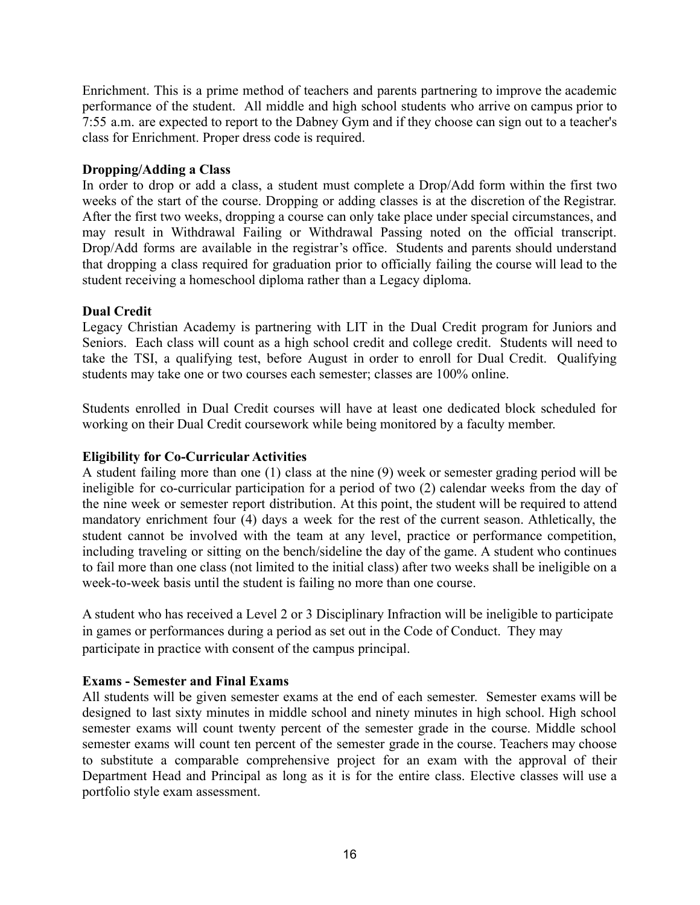Enrichment. This is a prime method of teachers and parents partnering to improve the academic performance of the student. All middle and high school students who arrive on campus prior to 7:55 a.m. are expected to report to the Dabney Gym and if they choose can sign out to a teacher's class for Enrichment. Proper dress code is required.

**Dropping/Adding a Class**

In order to drop or add a class, a student must complete a Drop/Add form within the first two weeks of the start of the course. Dropping or adding classes is at the discretion of the Registrar. After the first two weeks, dropping a course can only take place under special circumstances, and may result in Withdrawal Failing or Withdrawal Passing noted on the official transcript. Drop/Add forms are available in the registrar's office. Students and parents should understand that dropping a class required for graduation prior to officially failing the course will lead to the student receiving a homeschool diploma rather than a Legacy diploma.

**Dual Credit**

Legacy Christian Academy is partnering with LIT in the Dual Credit program for Juniors and Seniors. Each class will count as a high school credit and college credit. Students will need to take the TSI, a qualifying test, before August in order to enroll for Dual Credit. Qualifying students may take one or two courses each semester; classes are 100% online.

Students enrolled in Dual Credit courses will have at least one dedicated block scheduled for working on their Dual Credit coursework while being monitored by a faculty member.

**Eligibility for Co-Curricular Activities**

A student failing more than one (1) class at the nine (9) week or semester grading period will be ineligible for co-curricular participation for a period of two (2) calendar weeks from the day of the nine week or semester report distribution. At this point, the student will be required to attend mandatory enrichment four (4) days a week for the rest of the current season. Athletically, the student cannot be involved with the team at any level, practice or performance competition, including traveling or sitting on the bench/sideline the day of the game. A student who continues to fail more than one class (not limited to the initial class) after two weeks shall be ineligible on a week-to-week basis until the student is failing no more than one course.

A student who has received a Level 2 or 3 Disciplinary Infraction will be ineligible to participate in games or performances during a period as set out in the Code of Conduct. They may participate in practice with consent of the campus principal.

**Exams - Semester and Final Exams**

All students will be given semester exams at the end of each semester. Semester exams will be designed to last sixty minutes in middle school and ninety minutes in high school. High school semester exams will count twenty percent of the semester grade in the course. Middle school semester exams will count ten percent of the semester grade in the course. Teachers may choose to substitute a comparable comprehensive project for an exam with the approval of their Department Head and Principal as long as it is for the entire class. Elective classes will use a portfolio style exam assessment.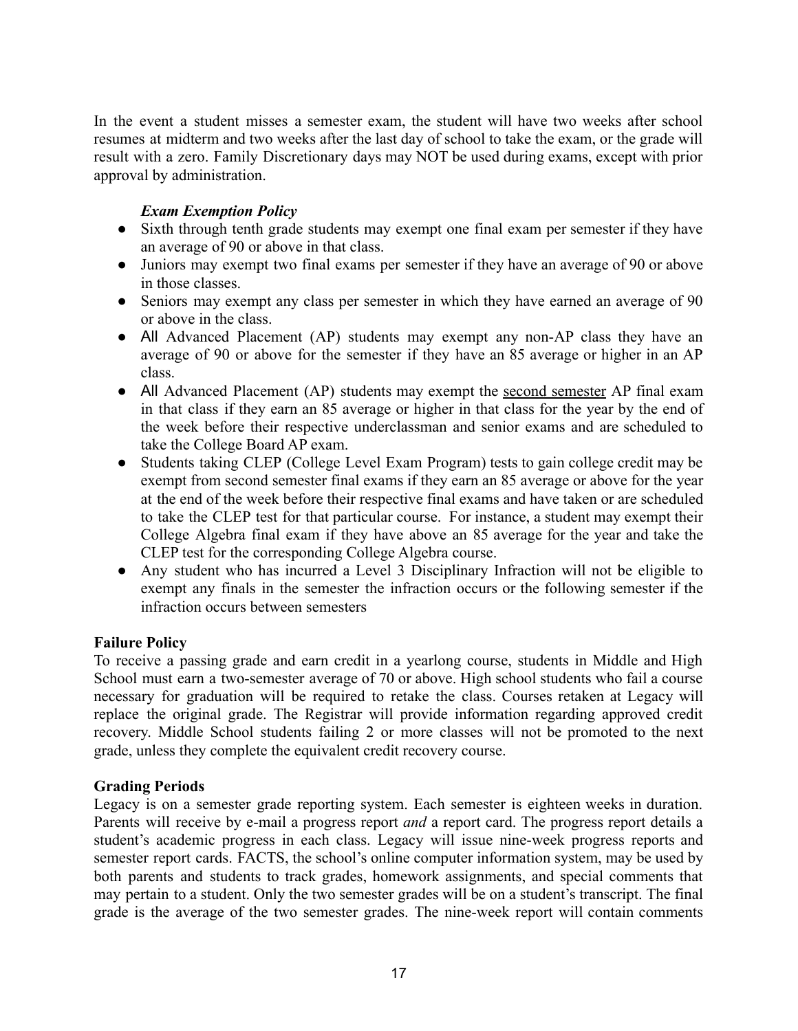In the event a student misses a semester exam, the student will have two weeks after school resumes at midterm and two weeks after the last day of school to take the exam, or the grade will result with a zero. Family Discretionary days may NOT be used during exams, except with prior approval by administration.

***Exam Exemption Policy***

- Sixth through tenth grade students may exempt one final exam per semester if they have an average of 90 or above in that class.
- Juniors may exempt two final exams per semester if they have an average of 90 or above in those classes.
- Seniors may exempt any class per semester in which they have earned an average of 90 or above in the class.
- All Advanced Placement (AP) students may exempt any non-AP class they have an average of 90 or above for the semester if they have an 85 average or higher in an AP class.
- All Advanced Placement (AP) students may exempt the <u>second semester</u> AP final exam in that class if they earn an 85 average or higher in that class for the year by the end of the week before their respective underclassman and senior exams and are scheduled to take the College Board AP exam.
- Students taking CLEP (College Level Exam Program) tests to gain college credit may be exempt from second semester final exams if they earn an 85 average or above for the year at the end of the week before their respective final exams and have taken or are scheduled to take the CLEP test for that particular course. For instance, a student may exempt their College Algebra final exam if they have above an 85 average for the year and take the CLEP test for the corresponding College Algebra course.
- Any student who has incurred a Level 3 Disciplinary Infraction will not be eligible to exempt any finals in the semester the infraction occurs or the following semester if the infraction occurs between semesters

**Failure Policy**

To receive a passing grade and earn credit in a yearlong course, students in Middle and High School must earn a two-semester average of 70 or above. High school students who fail a course necessary for graduation will be required to retake the class. Courses retaken at Legacy will replace the original grade. The Registrar will provide information regarding approved credit recovery. Middle School students failing 2 or more classes will not be promoted to the next grade, unless they complete the equivalent credit recovery course.

**Grading Periods**

Legacy is on a semester grade reporting system. Each semester is eighteen weeks in duration. Parents will receive by e-mail a progress report *and* a report card. The progress report details a student's academic progress in each class. Legacy will issue nine-week progress reports and semester report cards. FACTS, the school's online computer information system, may be used by both parents and students to track grades, homework assignments, and special comments that may pertain to a student. Only the two semester grades will be on a student's transcript. The final grade is the average of the two semester grades. The nine-week report will contain comments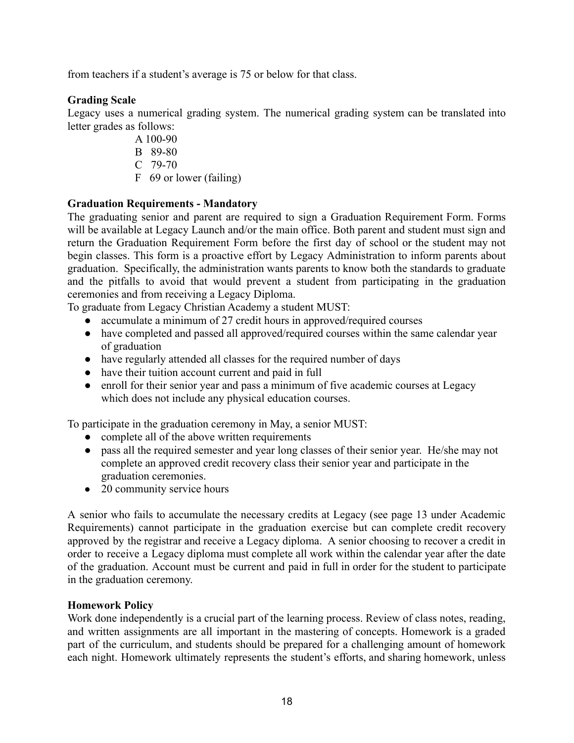from teachers if a student's average is 75 or below for that class.

**Grading Scale**

Legacy uses a numerical grading system. The numerical grading system can be translated into letter grades as follows:

A 100-90
B 89-80
C 79-70
F 69 or lower (failing)

**Graduation Requirements - Mandatory**

The graduating senior and parent are required to sign a Graduation Requirement Form. Forms will be available at Legacy Launch and/or the main office. Both parent and student must sign and return the Graduation Requirement Form before the first day of school or the student may not begin classes. This form is a proactive effort by Legacy Administration to inform parents about graduation. Specifically, the administration wants parents to know both the standards to graduate and the pitfalls to avoid that would prevent a student from participating in the graduation ceremonies and from receiving a Legacy Diploma.

To graduate from Legacy Christian Academy a student MUST:

- accumulate a minimum of 27 credit hours in approved/required courses
- have completed and passed all approved/required courses within the same calendar year of graduation
- have regularly attended all classes for the required number of days
- have their tuition account current and paid in full
- enroll for their senior year and pass a minimum of five academic courses at Legacy which does not include any physical education courses.

To participate in the graduation ceremony in May, a senior MUST:

- complete all of the above written requirements
- pass all the required semester and year long classes of their senior year. He/she may not complete an approved credit recovery class their senior year and participate in the graduation ceremonies.
- 20 community service hours

A senior who fails to accumulate the necessary credits at Legacy (see page 13 under Academic Requirements) cannot participate in the graduation exercise but can complete credit recovery approved by the registrar and receive a Legacy diploma. A senior choosing to recover a credit in order to receive a Legacy diploma must complete all work within the calendar year after the date of the graduation. Account must be current and paid in full in order for the student to participate in the graduation ceremony.

**Homework Policy**

Work done independently is a crucial part of the learning process. Review of class notes, reading, and written assignments are all important in the mastering of concepts. Homework is a graded part of the curriculum, and students should be prepared for a challenging amount of homework each night. Homework ultimately represents the student's efforts, and sharing homework, unless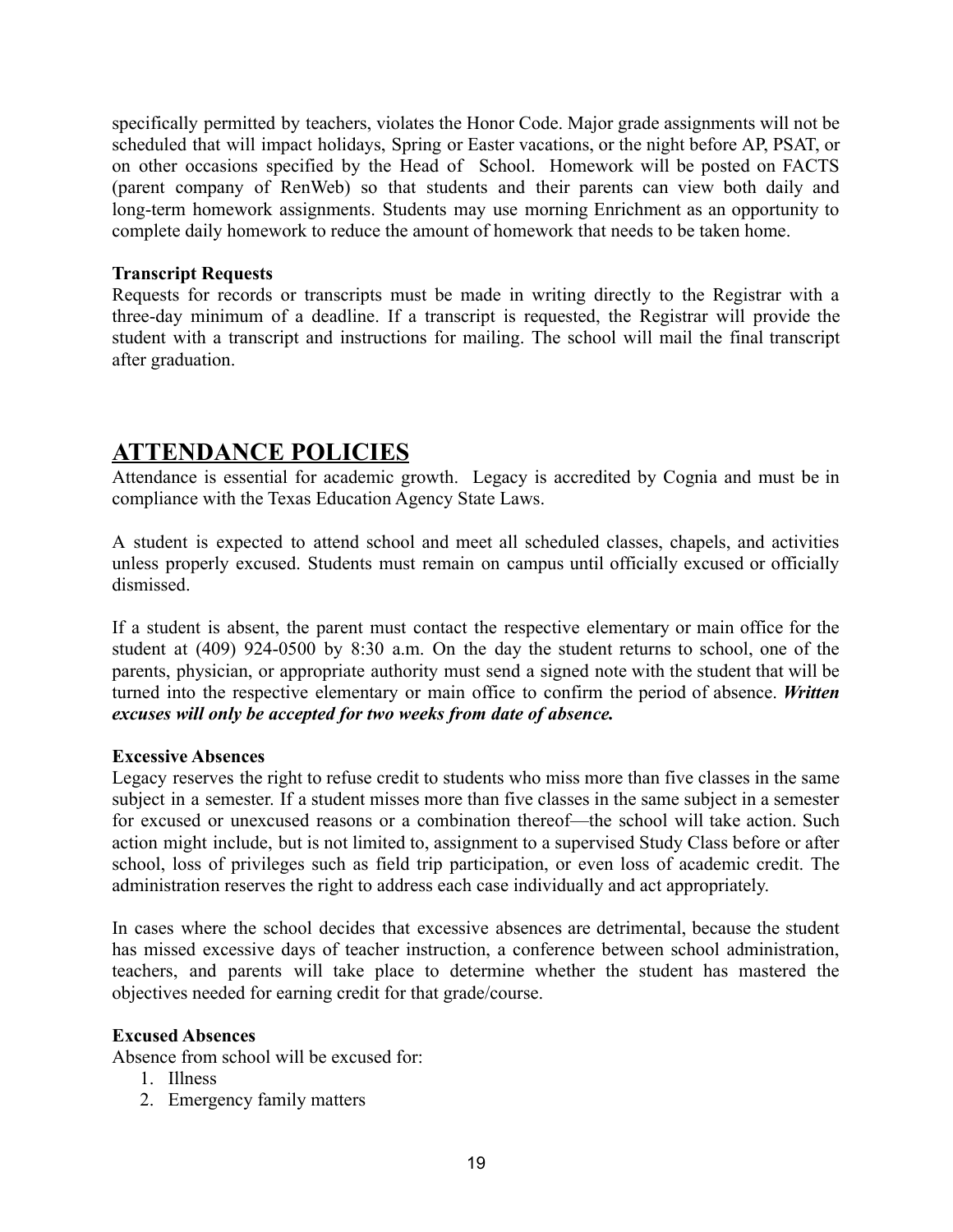specifically permitted by teachers, violates the Honor Code. Major grade assignments will not be scheduled that will impact holidays, Spring or Easter vacations, or the night before AP, PSAT, or on other occasions specified by the Head of School. Homework will be posted on FACTS (parent company of RenWeb) so that students and their parents can view both daily and long-term homework assignments. Students may use morning Enrichment as an opportunity to complete daily homework to reduce the amount of homework that needs to be taken home.

**Transcript Requests**

Requests for records or transcripts must be made in writing directly to the Registrar with a three-day minimum of a deadline. If a transcript is requested, the Registrar will provide the student with a transcript and instructions for mailing. The school will mail the final transcript after graduation.

# ATTENDANCE POLICIES

Attendance is essential for academic growth. Legacy is accredited by Cognia and must be in compliance with the Texas Education Agency State Laws.

A student is expected to attend school and meet all scheduled classes, chapels, and activities unless properly excused. Students must remain on campus until officially excused or officially dismissed.

If a student is absent, the parent must contact the respective elementary or main office for the student at (409) 924-0500 by 8:30 a.m. On the day the student returns to school, one of the parents, physician, or appropriate authority must send a signed note with the student that will be turned into the respective elementary or main office to confirm the period of absence. ***Written excuses will only be accepted for two weeks from date of absence.***

**Excessive Absences**

Legacy reserves the right to refuse credit to students who miss more than five classes in the same subject in a semester. If a student misses more than five classes in the same subject in a semester for excused or unexcused reasons or a combination thereof—the school will take action. Such action might include, but is not limited to, assignment to a supervised Study Class before or after school, loss of privileges such as field trip participation, or even loss of academic credit. The administration reserves the right to address each case individually and act appropriately.

In cases where the school decides that excessive absences are detrimental, because the student has missed excessive days of teacher instruction, a conference between school administration, teachers, and parents will take place to determine whether the student has mastered the objectives needed for earning credit for that grade/course.

**Excused Absences**

Absence from school will be excused for:

1. Illness
2. Emergency family matters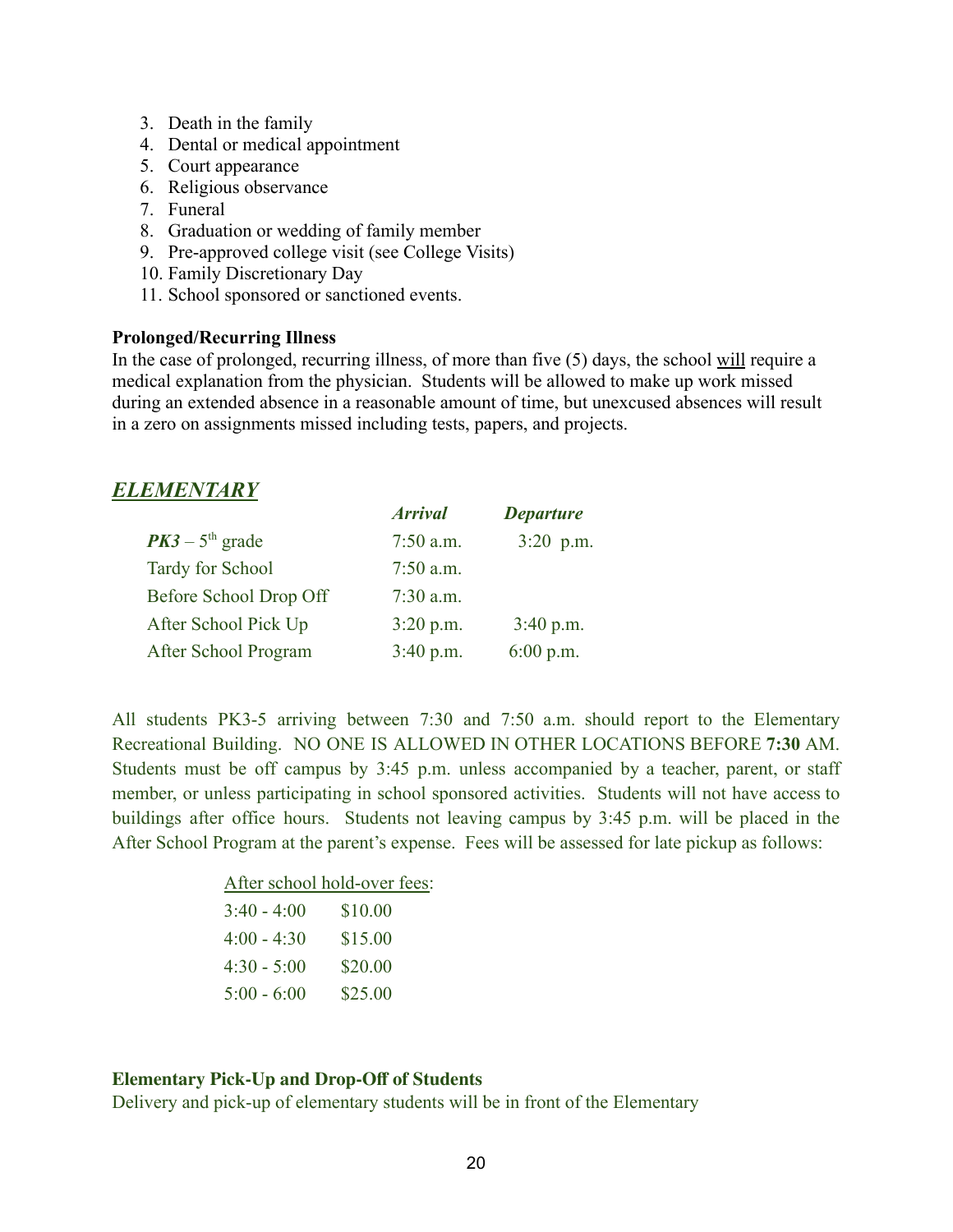3. Death in the family
4. Dental or medical appointment
5. Court appearance
6. Religious observance
7. Funeral
8. Graduation or wedding of family member
9. Pre-approved college visit (see College Visits)
10. Family Discretionary Day
11. School sponsored or sanctioned events.

**Prolonged/Recurring Illness**

In the case of prolonged, recurring illness, of more than five (5) days, the school <u>will</u> require a medical explanation from the physician. Students will be allowed to make up work missed during an extended absence in a reasonable amount of time, but unexcused absences will result in a zero on assignments missed including tests, papers, and projects.

## ***ELEMENTARY***

| | ***Arrival*** | ***Departure*** |
|---|---|---|
| ***PK3*** – 5th grade | 7:50 a.m. | 3:20 p.m. |
| Tardy for School | 7:50 a.m. | |
| Before School Drop Off | 7:30 a.m. | |
| After School Pick Up | 3:20 p.m. | 3:40 p.m. |
| After School Program | 3:40 p.m. | 6:00 p.m. |

All students PK3-5 arriving between 7:30 and 7:50 a.m. should report to the Elementary Recreational Building. NO ONE IS ALLOWED IN OTHER LOCATIONS BEFORE **7:30** AM. Students must be off campus by 3:45 p.m. unless accompanied by a teacher, parent, or staff member, or unless participating in school sponsored activities. Students will not have access to buildings after office hours. Students not leaving campus by 3:45 p.m. will be placed in the After School Program at the parent's expense. Fees will be assessed for late pickup as follows:

<u>After school hold-over fees</u>:

| | |
|---|---|
| 3:40 - 4:00 | $10.00 |
| 4:00 - 4:30 | $15.00 |
| 4:30 - 5:00 | $20.00 |
| 5:00 - 6:00 | $25.00 |

**Elementary Pick-Up and Drop-Off of Students**

Delivery and pick-up of elementary students will be in front of the Elementary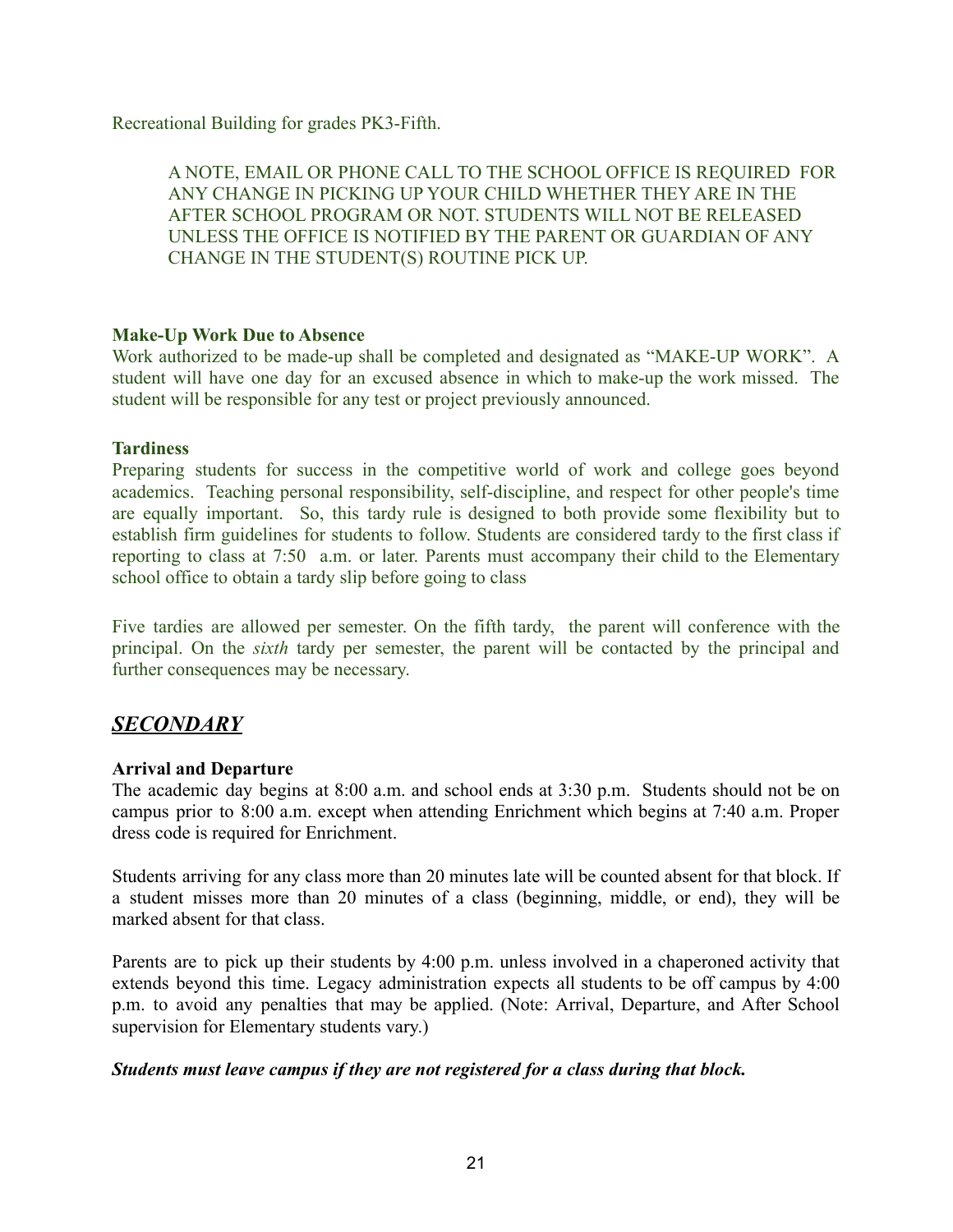Recreational Building for grades PK3-Fifth.

> A NOTE, EMAIL OR PHONE CALL TO THE SCHOOL OFFICE IS REQUIRED FOR ANY CHANGE IN PICKING UP YOUR CHILD WHETHER THEY ARE IN THE AFTER SCHOOL PROGRAM OR NOT. STUDENTS WILL NOT BE RELEASED UNLESS THE OFFICE IS NOTIFIED BY THE PARENT OR GUARDIAN OF ANY CHANGE IN THE STUDENT(S) ROUTINE PICK UP.

**Make-Up Work Due to Absence**

Work authorized to be made-up shall be completed and designated as "MAKE-UP WORK". A student will have one day for an excused absence in which to make-up the work missed. The student will be responsible for any test or project previously announced.

**Tardiness**

Preparing students for success in the competitive world of work and college goes beyond academics. Teaching personal responsibility, self-discipline, and respect for other people's time are equally important. So, this tardy rule is designed to both provide some flexibility but to establish firm guidelines for students to follow. Students are considered tardy to the first class if reporting to class at 7:50 a.m. or later. Parents must accompany their child to the Elementary school office to obtain a tardy slip before going to class

Five tardies are allowed per semester. On the fifth tardy, the parent will conference with the principal. On the *sixth* tardy per semester, the parent will be contacted by the principal and further consequences may be necessary.

## ***SECONDARY***

**Arrival and Departure**

The academic day begins at 8:00 a.m. and school ends at 3:30 p.m. Students should not be on campus prior to 8:00 a.m. except when attending Enrichment which begins at 7:40 a.m. Proper dress code is required for Enrichment.

Students arriving for any class more than 20 minutes late will be counted absent for that block. If a student misses more than 20 minutes of a class (beginning, middle, or end), they will be marked absent for that class.

Parents are to pick up their students by 4:00 p.m. unless involved in a chaperoned activity that extends beyond this time. Legacy administration expects all students to be off campus by 4:00 p.m. to avoid any penalties that may be applied. (Note: Arrival, Departure, and After School supervision for Elementary students vary.)

***Students must leave campus if they are not registered for a class during that block.***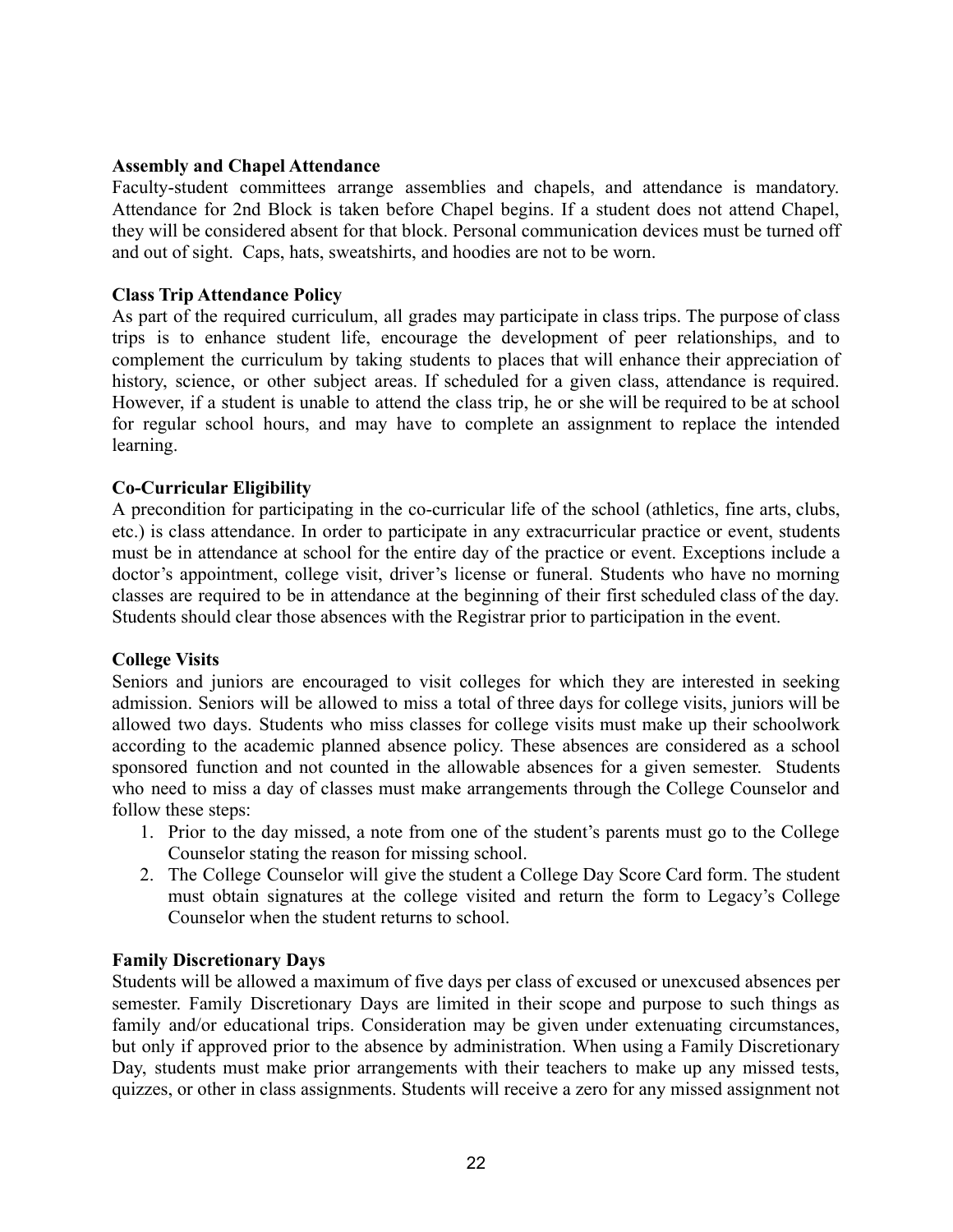**Assembly and Chapel Attendance**

Faculty-student committees arrange assemblies and chapels, and attendance is mandatory. Attendance for 2nd Block is taken before Chapel begins. If a student does not attend Chapel, they will be considered absent for that block. Personal communication devices must be turned off and out of sight. Caps, hats, sweatshirts, and hoodies are not to be worn.

**Class Trip Attendance Policy**

As part of the required curriculum, all grades may participate in class trips. The purpose of class trips is to enhance student life, encourage the development of peer relationships, and to complement the curriculum by taking students to places that will enhance their appreciation of history, science, or other subject areas. If scheduled for a given class, attendance is required. However, if a student is unable to attend the class trip, he or she will be required to be at school for regular school hours, and may have to complete an assignment to replace the intended learning.

**Co-Curricular Eligibility**

A precondition for participating in the co-curricular life of the school (athletics, fine arts, clubs, etc.) is class attendance. In order to participate in any extracurricular practice or event, students must be in attendance at school for the entire day of the practice or event. Exceptions include a doctor's appointment, college visit, driver's license or funeral. Students who have no morning classes are required to be in attendance at the beginning of their first scheduled class of the day. Students should clear those absences with the Registrar prior to participation in the event.

**College Visits**

Seniors and juniors are encouraged to visit colleges for which they are interested in seeking admission. Seniors will be allowed to miss a total of three days for college visits, juniors will be allowed two days. Students who miss classes for college visits must make up their schoolwork according to the academic planned absence policy. These absences are considered as a school sponsored function and not counted in the allowable absences for a given semester. Students who need to miss a day of classes must make arrangements through the College Counselor and follow these steps:

1. Prior to the day missed, a note from one of the student's parents must go to the College Counselor stating the reason for missing school.
2. The College Counselor will give the student a College Day Score Card form. The student must obtain signatures at the college visited and return the form to Legacy's College Counselor when the student returns to school.

**Family Discretionary Days**

Students will be allowed a maximum of five days per class of excused or unexcused absences per semester. Family Discretionary Days are limited in their scope and purpose to such things as family and/or educational trips. Consideration may be given under extenuating circumstances, but only if approved prior to the absence by administration. When using a Family Discretionary Day, students must make prior arrangements with their teachers to make up any missed tests, quizzes, or other in class assignments. Students will receive a zero for any missed assignment not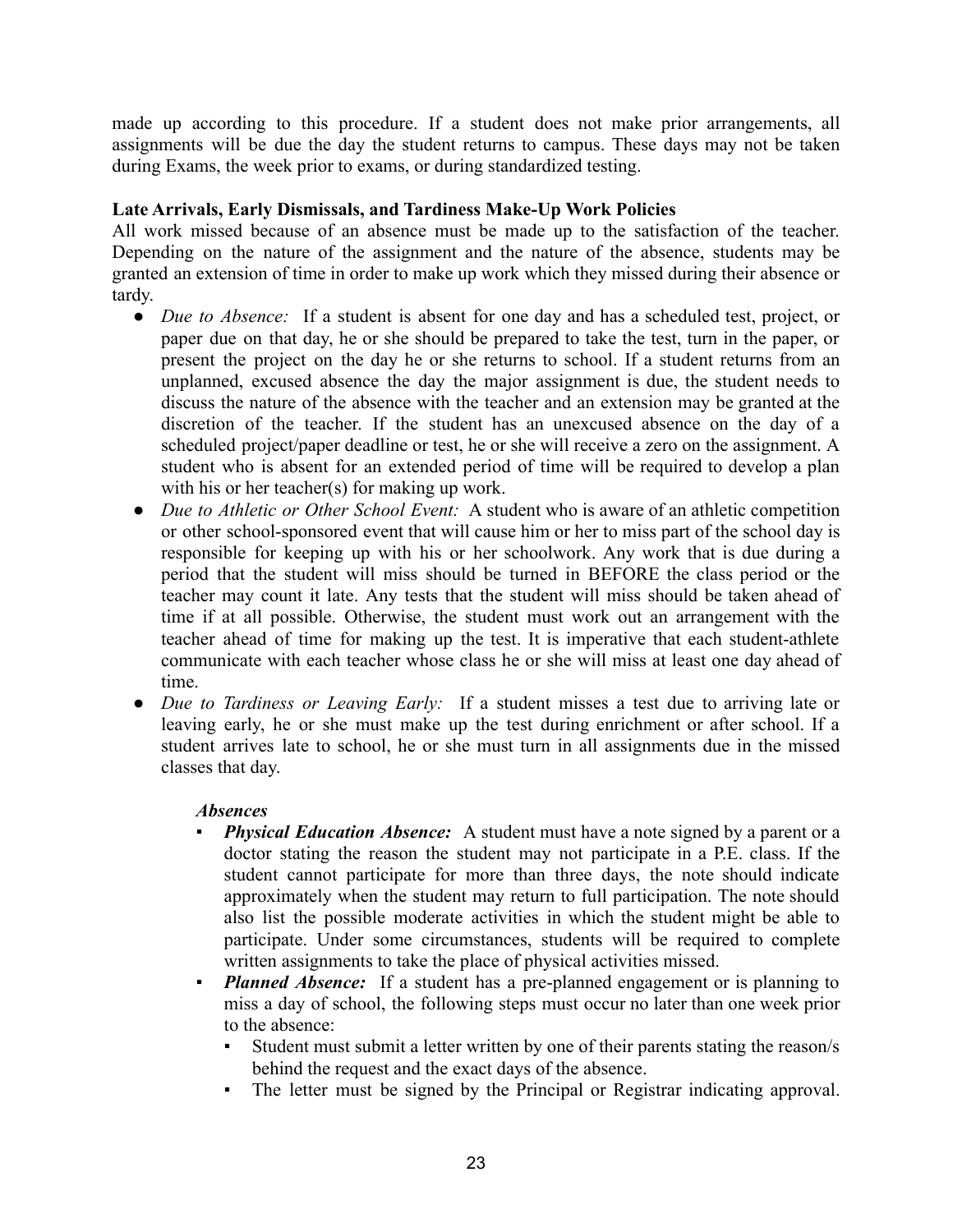made up according to this procedure. If a student does not make prior arrangements, all assignments will be due the day the student returns to campus. These days may not be taken during Exams, the week prior to exams, or during standardized testing.

**Late Arrivals, Early Dismissals, and Tardiness Make-Up Work Policies**

All work missed because of an absence must be made up to the satisfaction of the teacher. Depending on the nature of the assignment and the nature of the absence, students may be granted an extension of time in order to make up work which they missed during their absence or tardy.

- *Due to Absence:* If a student is absent for one day and has a scheduled test, project, or paper due on that day, he or she should be prepared to take the test, turn in the paper, or present the project on the day he or she returns to school. If a student returns from an unplanned, excused absence the day the major assignment is due, the student needs to discuss the nature of the absence with the teacher and an extension may be granted at the discretion of the teacher. If the student has an unexcused absence on the day of a scheduled project/paper deadline or test, he or she will receive a zero on the assignment. A student who is absent for an extended period of time will be required to develop a plan with his or her teacher(s) for making up work.
- *Due to Athletic or Other School Event:* A student who is aware of an athletic competition or other school-sponsored event that will cause him or her to miss part of the school day is responsible for keeping up with his or her schoolwork. Any work that is due during a period that the student will miss should be turned in BEFORE the class period or the teacher may count it late. Any tests that the student will miss should be taken ahead of time if at all possible. Otherwise, the student must work out an arrangement with the teacher ahead of time for making up the test. It is imperative that each student-athlete communicate with each teacher whose class he or she will miss at least one day ahead of time.
- *Due to Tardiness or Leaving Early:* If a student misses a test due to arriving late or leaving early, he or she must make up the test during enrichment or after school. If a student arrives late to school, he or she must turn in all assignments due in the missed classes that day.

***Absences***

- ***Physical Education Absence:*** A student must have a note signed by a parent or a doctor stating the reason the student may not participate in a P.E. class. If the student cannot participate for more than three days, the note should indicate approximately when the student may return to full participation. The note should also list the possible moderate activities in which the student might be able to participate. Under some circumstances, students will be required to complete written assignments to take the place of physical activities missed.
- ***Planned Absence:*** If a student has a pre-planned engagement or is planning to miss a day of school, the following steps must occur no later than one week prior to the absence:
  - Student must submit a letter written by one of their parents stating the reason/s behind the request and the exact days of the absence.
  - The letter must be signed by the Principal or Registrar indicating approval.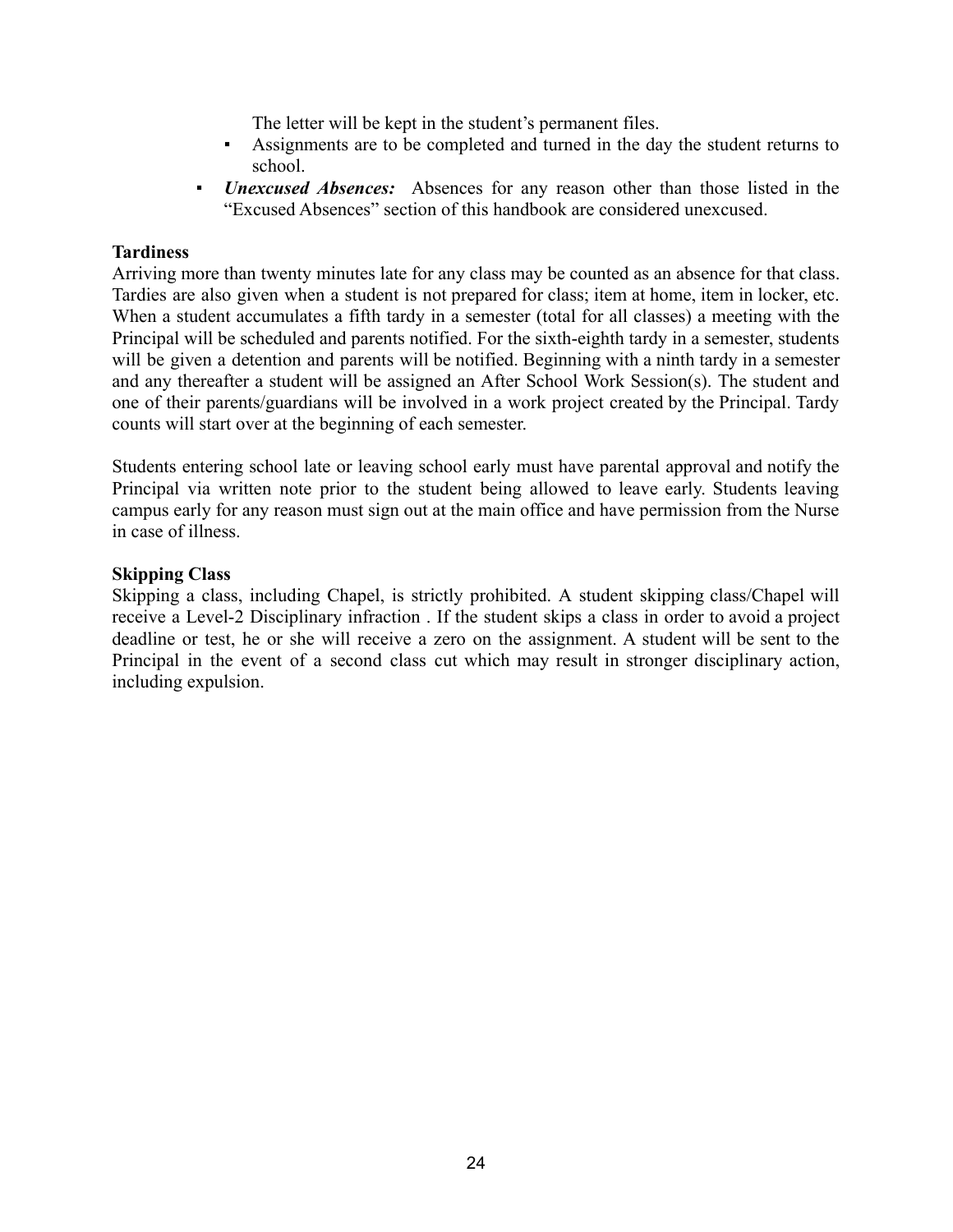The letter will be kept in the student's permanent files.

- Assignments are to be completed and turned in the day the student returns to school.

- ***Unexcused Absences:*** Absences for any reason other than those listed in the "Excused Absences" section of this handbook are considered unexcused.

**Tardiness**

Arriving more than twenty minutes late for any class may be counted as an absence for that class. Tardies are also given when a student is not prepared for class; item at home, item in locker, etc. When a student accumulates a fifth tardy in a semester (total for all classes) a meeting with the Principal will be scheduled and parents notified. For the sixth-eighth tardy in a semester, students will be given a detention and parents will be notified. Beginning with a ninth tardy in a semester and any thereafter a student will be assigned an After School Work Session(s). The student and one of their parents/guardians will be involved in a work project created by the Principal. Tardy counts will start over at the beginning of each semester.

Students entering school late or leaving school early must have parental approval and notify the Principal via written note prior to the student being allowed to leave early. Students leaving campus early for any reason must sign out at the main office and have permission from the Nurse in case of illness.

**Skipping Class**

Skipping a class, including Chapel, is strictly prohibited. A student skipping class/Chapel will receive a Level-2 Disciplinary infraction . If the student skips a class in order to avoid a project deadline or test, he or she will receive a zero on the assignment. A student will be sent to the Principal in the event of a second class cut which may result in stronger disciplinary action, including expulsion.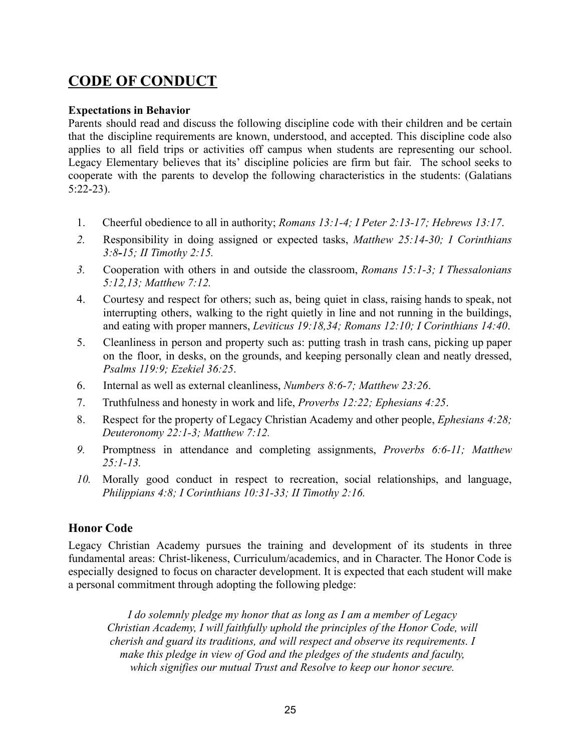## CODE OF CONDUCT

**Expectations in Behavior**

Parents should read and discuss the following discipline code with their children and be certain that the discipline requirements are known, understood, and accepted. This discipline code also applies to all field trips or activities off campus when students are representing our school. Legacy Elementary believes that its' discipline policies are firm but fair. The school seeks to cooperate with the parents to develop the following characteristics in the students: (Galatians 5:22-23).

1. Cheerful obedience to all in authority; *Romans 13:1-4; I Peter 2:13-17; Hebrews 13:17*.
2. Responsibility in doing assigned or expected tasks, *Matthew 25:14-30; I Corinthians 3:8-15; II Timothy 2:15.*
3. Cooperation with others in and outside the classroom, *Romans 15:1-3; I Thessalonians 5:12,13; Matthew 7:12.*
4. Courtesy and respect for others; such as, being quiet in class, raising hands to speak, not interrupting others, walking to the right quietly in line and not running in the buildings, and eating with proper manners, *Leviticus 19:18,34; Romans 12:10; I Corinthians 14:40*.
5. Cleanliness in person and property such as: putting trash in trash cans, picking up paper on the floor, in desks, on the grounds, and keeping personally clean and neatly dressed, *Psalms 119:9; Ezekiel 36:25*.
6. Internal as well as external cleanliness, *Numbers 8:6-7; Matthew 23:26*.
7. Truthfulness and honesty in work and life, *Proverbs 12:22; Ephesians 4:25*.
8. Respect for the property of Legacy Christian Academy and other people, *Ephesians 4:28; Deuteronomy 22:1-3; Matthew 7:12.*
9. Promptness in attendance and completing assignments, *Proverbs 6:6-11; Matthew 25:1-13.*
10. Morally good conduct in respect to recreation, social relationships, and language, *Philippians 4:8; I Corinthians 10:31-33; II Timothy 2:16.*

### Honor Code

Legacy Christian Academy pursues the training and development of its students in three fundamental areas: Christ-likeness, Curriculum/academics, and in Character. The Honor Code is especially designed to focus on character development. It is expected that each student will make a personal commitment through adopting the following pledge:

*I do solemnly pledge my honor that as long as I am a member of Legacy Christian Academy, I will faithfully uphold the principles of the Honor Code, will cherish and guard its traditions, and will respect and observe its requirements. I make this pledge in view of God and the pledges of the students and faculty, which signifies our mutual Trust and Resolve to keep our honor secure.*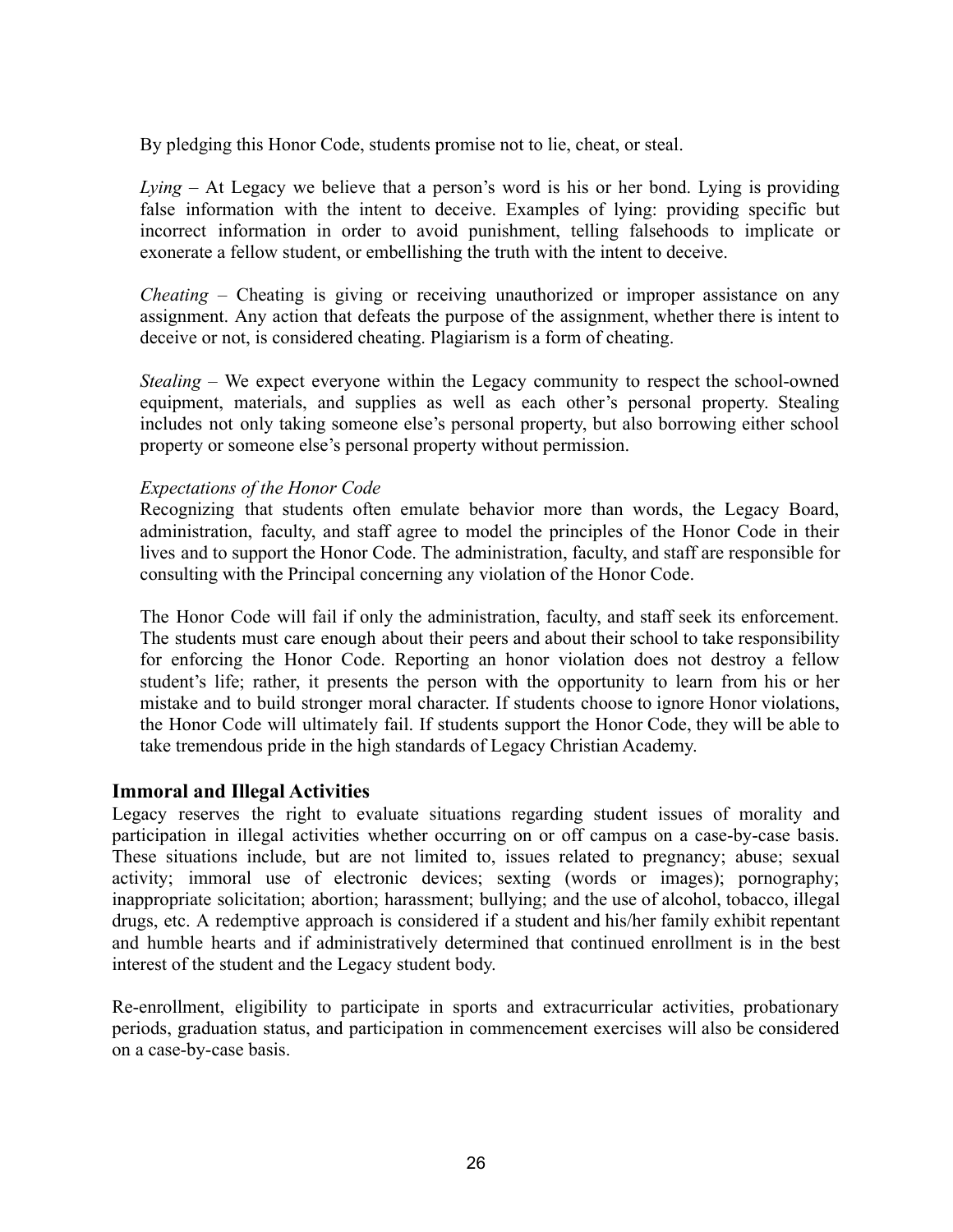By pledging this Honor Code, students promise not to lie, cheat, or steal.

*Lying* – At Legacy we believe that a person's word is his or her bond. Lying is providing false information with the intent to deceive. Examples of lying: providing specific but incorrect information in order to avoid punishment, telling falsehoods to implicate or exonerate a fellow student, or embellishing the truth with the intent to deceive.

*Cheating* – Cheating is giving or receiving unauthorized or improper assistance on any assignment. Any action that defeats the purpose of the assignment, whether there is intent to deceive or not, is considered cheating. Plagiarism is a form of cheating.

*Stealing* – We expect everyone within the Legacy community to respect the school-owned equipment, materials, and supplies as well as each other's personal property. Stealing includes not only taking someone else's personal property, but also borrowing either school property or someone else's personal property without permission.

*Expectations of the Honor Code*

Recognizing that students often emulate behavior more than words, the Legacy Board, administration, faculty, and staff agree to model the principles of the Honor Code in their lives and to support the Honor Code. The administration, faculty, and staff are responsible for consulting with the Principal concerning any violation of the Honor Code.

The Honor Code will fail if only the administration, faculty, and staff seek its enforcement. The students must care enough about their peers and about their school to take responsibility for enforcing the Honor Code. Reporting an honor violation does not destroy a fellow student's life; rather, it presents the person with the opportunity to learn from his or her mistake and to build stronger moral character. If students choose to ignore Honor violations, the Honor Code will ultimately fail. If students support the Honor Code, they will be able to take tremendous pride in the high standards of Legacy Christian Academy.

### Immoral and Illegal Activities

Legacy reserves the right to evaluate situations regarding student issues of morality and participation in illegal activities whether occurring on or off campus on a case-by-case basis. These situations include, but are not limited to, issues related to pregnancy; abuse; sexual activity; immoral use of electronic devices; sexting (words or images); pornography; inappropriate solicitation; abortion; harassment; bullying; and the use of alcohol, tobacco, illegal drugs, etc. A redemptive approach is considered if a student and his/her family exhibit repentant and humble hearts and if administratively determined that continued enrollment is in the best interest of the student and the Legacy student body.

Re-enrollment, eligibility to participate in sports and extracurricular activities, probationary periods, graduation status, and participation in commencement exercises will also be considered on a case-by-case basis.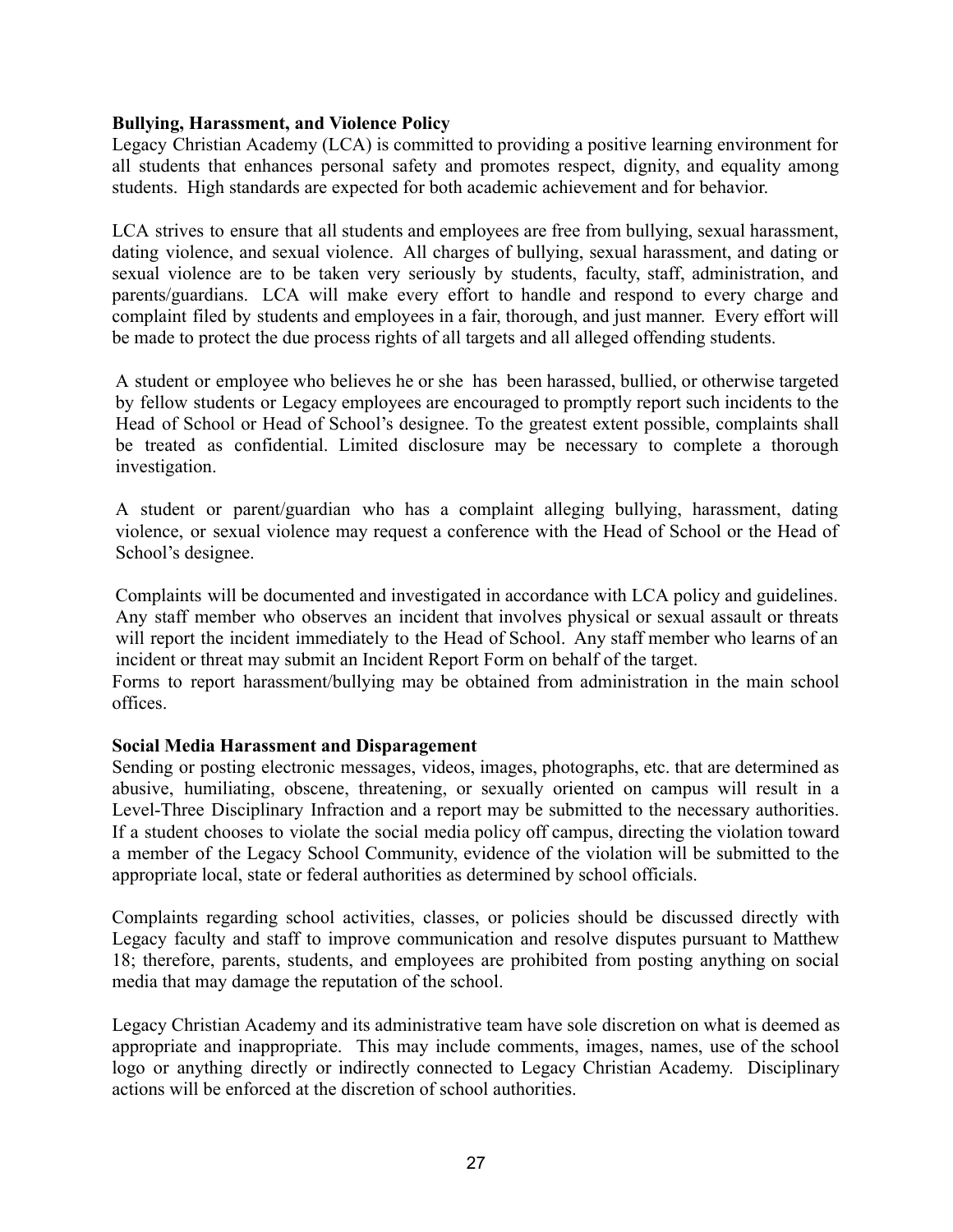**Bullying, Harassment, and Violence Policy**

Legacy Christian Academy (LCA) is committed to providing a positive learning environment for all students that enhances personal safety and promotes respect, dignity, and equality among students. High standards are expected for both academic achievement and for behavior.

LCA strives to ensure that all students and employees are free from bullying, sexual harassment, dating violence, and sexual violence. All charges of bullying, sexual harassment, and dating or sexual violence are to be taken very seriously by students, faculty, staff, administration, and parents/guardians. LCA will make every effort to handle and respond to every charge and complaint filed by students and employees in a fair, thorough, and just manner. Every effort will be made to protect the due process rights of all targets and all alleged offending students.

A student or employee who believes he or she has been harassed, bullied, or otherwise targeted by fellow students or Legacy employees are encouraged to promptly report such incidents to the Head of School or Head of School's designee. To the greatest extent possible, complaints shall be treated as confidential. Limited disclosure may be necessary to complete a thorough investigation.

A student or parent/guardian who has a complaint alleging bullying, harassment, dating violence, or sexual violence may request a conference with the Head of School or the Head of School's designee.

Complaints will be documented and investigated in accordance with LCA policy and guidelines. Any staff member who observes an incident that involves physical or sexual assault or threats will report the incident immediately to the Head of School. Any staff member who learns of an incident or threat may submit an Incident Report Form on behalf of the target.

Forms to report harassment/bullying may be obtained from administration in the main school offices.

**Social Media Harassment and Disparagement**

Sending or posting electronic messages, videos, images, photographs, etc. that are determined as abusive, humiliating, obscene, threatening, or sexually oriented on campus will result in a Level-Three Disciplinary Infraction and a report may be submitted to the necessary authorities. If a student chooses to violate the social media policy off campus, directing the violation toward a member of the Legacy School Community, evidence of the violation will be submitted to the appropriate local, state or federal authorities as determined by school officials.

Complaints regarding school activities, classes, or policies should be discussed directly with Legacy faculty and staff to improve communication and resolve disputes pursuant to Matthew 18; therefore, parents, students, and employees are prohibited from posting anything on social media that may damage the reputation of the school.

Legacy Christian Academy and its administrative team have sole discretion on what is deemed as appropriate and inappropriate. This may include comments, images, names, use of the school logo or anything directly or indirectly connected to Legacy Christian Academy. Disciplinary actions will be enforced at the discretion of school authorities.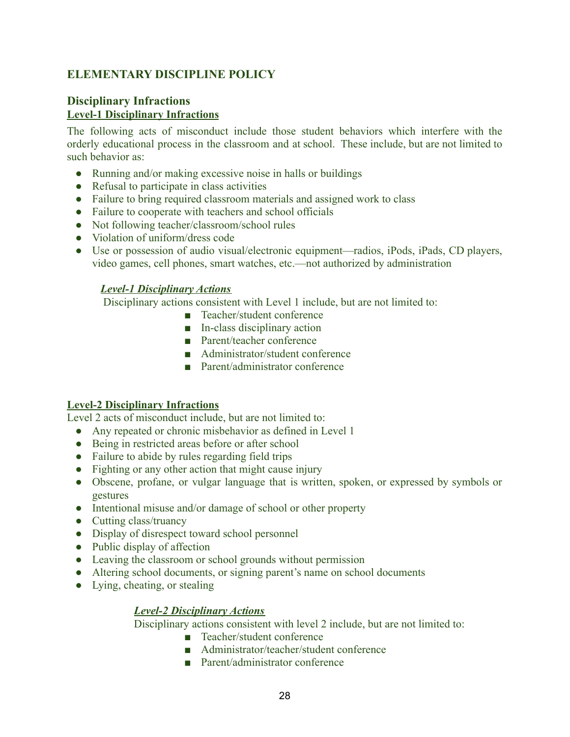## ELEMENTARY DISCIPLINE POLICY

### Disciplinary Infractions

**Level-1 Disciplinary Infractions**

The following acts of misconduct include those student behaviors which interfere with the orderly educational process in the classroom and at school. These include, but are not limited to such behavior as:

- Running and/or making excessive noise in halls or buildings
- Refusal to participate in class activities
- Failure to bring required classroom materials and assigned work to class
- Failure to cooperate with teachers and school officials
- Not following teacher/classroom/school rules
- Violation of uniform/dress code
- Use or possession of audio visual/electronic equipment—radios, iPods, iPads, CD players, video games, cell phones, smart watches, etc.—not authorized by administration

***Level-1 Disciplinary Actions***

Disciplinary actions consistent with Level 1 include, but are not limited to:

- Teacher/student conference
- In-class disciplinary action
- Parent/teacher conference
- Administrator/student conference
- Parent/administrator conference

**Level-2 Disciplinary Infractions**

Level 2 acts of misconduct include, but are not limited to:

- Any repeated or chronic misbehavior as defined in Level 1
- Being in restricted areas before or after school
- Failure to abide by rules regarding field trips
- Fighting or any other action that might cause injury
- Obscene, profane, or vulgar language that is written, spoken, or expressed by symbols or gestures
- Intentional misuse and/or damage of school or other property
- Cutting class/truancy
- Display of disrespect toward school personnel
- Public display of affection
- Leaving the classroom or school grounds without permission
- Altering school documents, or signing parent's name on school documents
- Lying, cheating, or stealing

***Level-2 Disciplinary Actions***

Disciplinary actions consistent with level 2 include, but are not limited to:

- Teacher/student conference
- Administrator/teacher/student conference
- Parent/administrator conference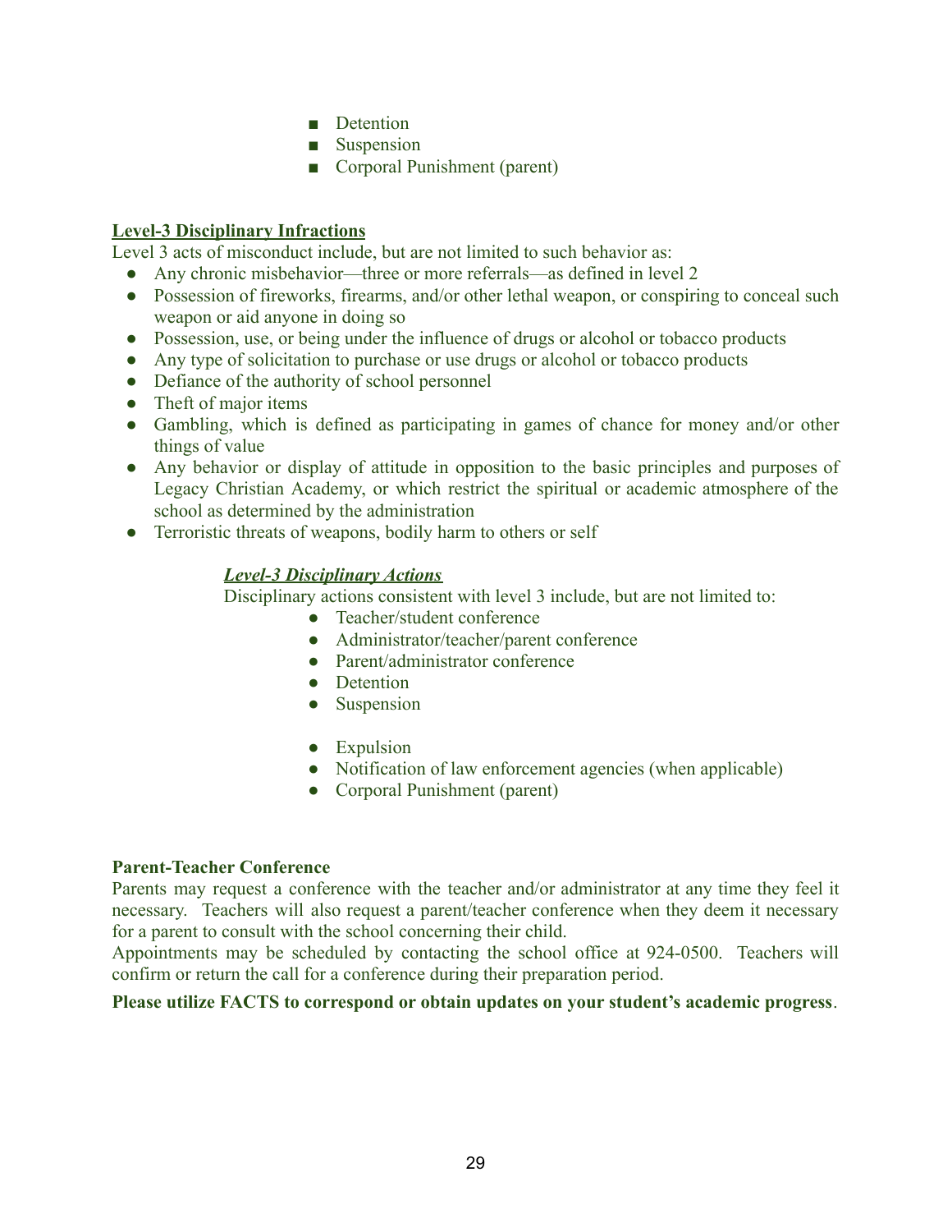- Detention
- Suspension
- Corporal Punishment (parent)

**Level-3 Disciplinary Infractions**

Level 3 acts of misconduct include, but are not limited to such behavior as:

- Any chronic misbehavior—three or more referrals—as defined in level 2
- Possession of fireworks, firearms, and/or other lethal weapon, or conspiring to conceal such weapon or aid anyone in doing so
- Possession, use, or being under the influence of drugs or alcohol or tobacco products
- Any type of solicitation to purchase or use drugs or alcohol or tobacco products
- Defiance of the authority of school personnel
- Theft of major items
- Gambling, which is defined as participating in games of chance for money and/or other things of value
- Any behavior or display of attitude in opposition to the basic principles and purposes of Legacy Christian Academy, or which restrict the spiritual or academic atmosphere of the school as determined by the administration
- Terroristic threats of weapons, bodily harm to others or self

***Level-3 Disciplinary Actions***

Disciplinary actions consistent with level 3 include, but are not limited to:

- Teacher/student conference
- Administrator/teacher/parent conference
- Parent/administrator conference
- Detention
- Suspension
- Expulsion
- Notification of law enforcement agencies (when applicable)
- Corporal Punishment (parent)

**Parent-Teacher Conference**

Parents may request a conference with the teacher and/or administrator at any time they feel it necessary. Teachers will also request a parent/teacher conference when they deem it necessary for a parent to consult with the school concerning their child.

Appointments may be scheduled by contacting the school office at 924-0500. Teachers will confirm or return the call for a conference during their preparation period.

**Please utilize FACTS to correspond or obtain updates on your student's academic progress**.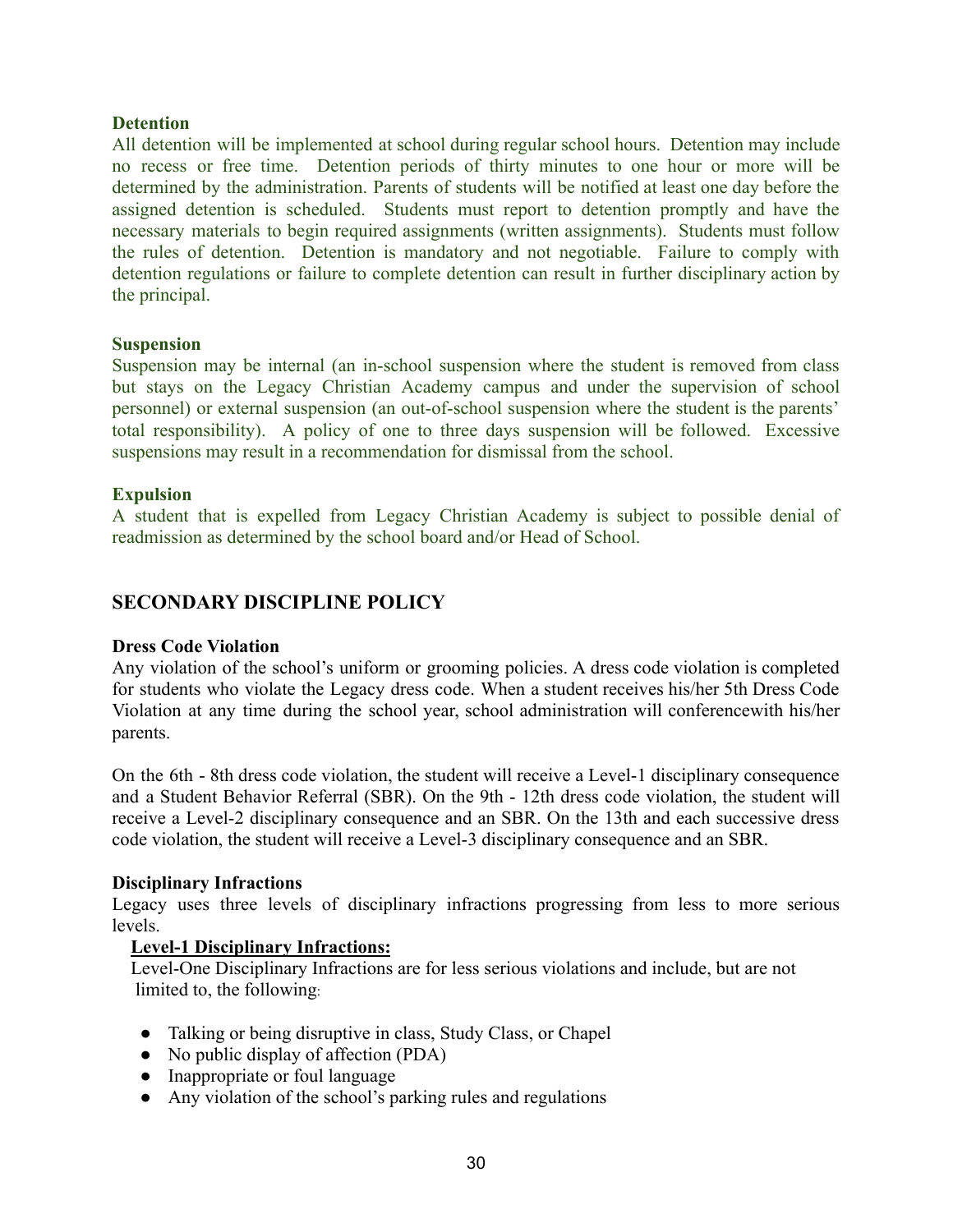**Detention**

All detention will be implemented at school during regular school hours. Detention may include no recess or free time. Detention periods of thirty minutes to one hour or more will be determined by the administration. Parents of students will be notified at least one day before the assigned detention is scheduled. Students must report to detention promptly and have the necessary materials to begin required assignments (written assignments). Students must follow the rules of detention. Detention is mandatory and not negotiable. Failure to comply with detention regulations or failure to complete detention can result in further disciplinary action by the principal.

**Suspension**

Suspension may be internal (an in-school suspension where the student is removed from class but stays on the Legacy Christian Academy campus and under the supervision of school personnel) or external suspension (an out-of-school suspension where the student is the parents' total responsibility). A policy of one to three days suspension will be followed. Excessive suspensions may result in a recommendation for dismissal from the school.

**Expulsion**

A student that is expelled from Legacy Christian Academy is subject to possible denial of readmission as determined by the school board and/or Head of School.

## SECONDARY DISCIPLINE POLICY

**Dress Code Violation**

Any violation of the school's uniform or grooming policies. A dress code violation is completed for students who violate the Legacy dress code. When a student receives his/her 5th Dress Code Violation at any time during the school year, school administration will conferencewith his/her parents.

On the 6th - 8th dress code violation, the student will receive a Level-1 disciplinary consequence and a Student Behavior Referral (SBR). On the 9th - 12th dress code violation, the student will receive a Level-2 disciplinary consequence and an SBR. On the 13th and each successive dress code violation, the student will receive a Level-3 disciplinary consequence and an SBR.

**Disciplinary Infractions**

Legacy uses three levels of disciplinary infractions progressing from less to more serious levels.

**Level-1 Disciplinary Infractions:**

Level-One Disciplinary Infractions are for less serious violations and include, but are not limited to, the following:

- Talking or being disruptive in class, Study Class, or Chapel
- No public display of affection (PDA)
- Inappropriate or foul language
- Any violation of the school's parking rules and regulations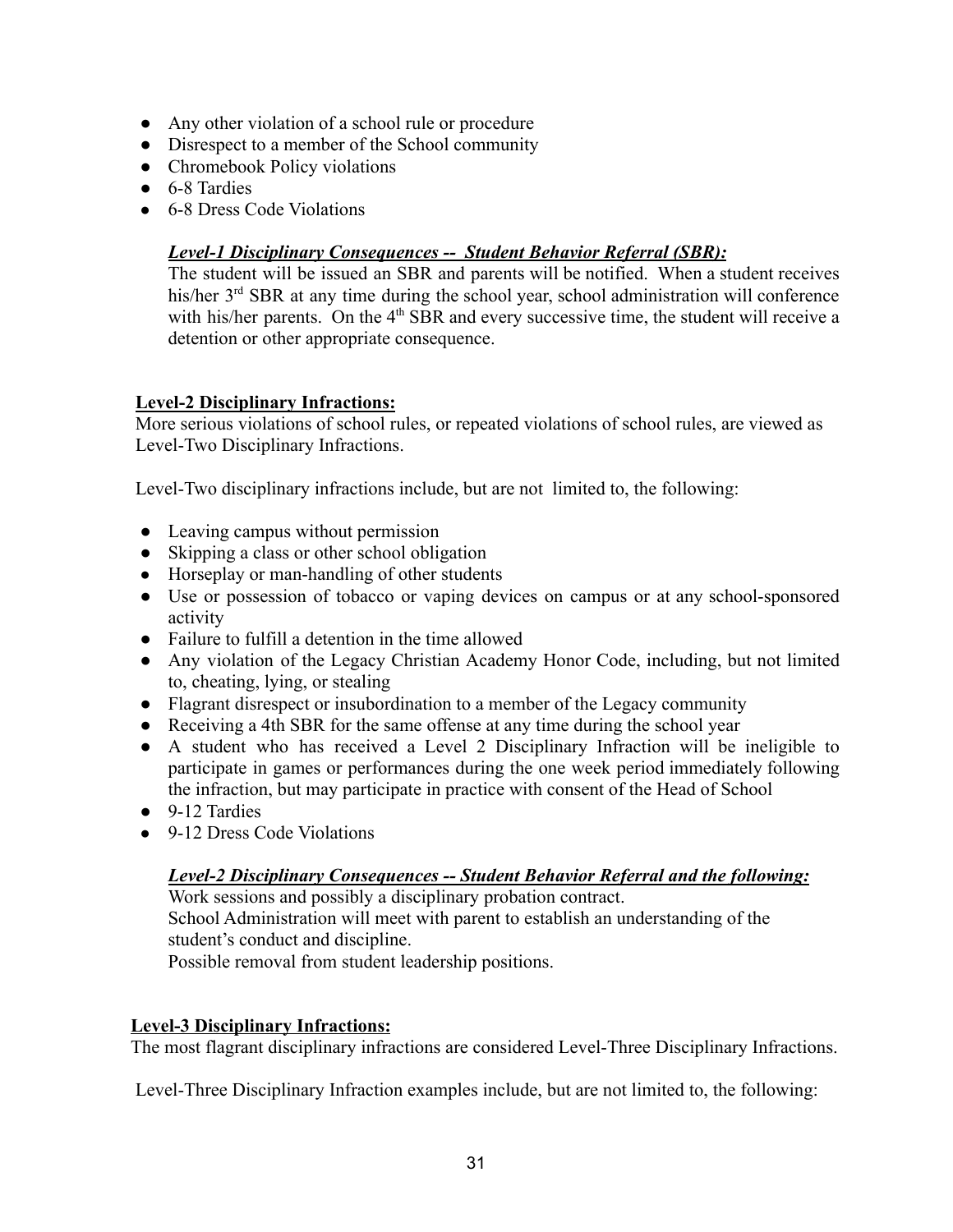- Any other violation of a school rule or procedure
- Disrespect to a member of the School community
- Chromebook Policy violations
- 6-8 Tardies
- 6-8 Dress Code Violations

***Level-1 Disciplinary Consequences -- Student Behavior Referral (SBR):***
The student will be issued an SBR and parents will be notified. When a student receives his/her 3rd SBR at any time during the school year, school administration will conference with his/her parents. On the 4th SBR and every successive time, the student will receive a detention or other appropriate consequence.

**Level-2 Disciplinary Infractions:**
More serious violations of school rules, or repeated violations of school rules, are viewed as Level-Two Disciplinary Infractions.

Level-Two disciplinary infractions include, but are not limited to, the following:

- Leaving campus without permission
- Skipping a class or other school obligation
- Horseplay or man-handling of other students
- Use or possession of tobacco or vaping devices on campus or at any school-sponsored activity
- Failure to fulfill a detention in the time allowed
- Any violation of the Legacy Christian Academy Honor Code, including, but not limited to, cheating, lying, or stealing
- Flagrant disrespect or insubordination to a member of the Legacy community
- Receiving a 4th SBR for the same offense at any time during the school year
- A student who has received a Level 2 Disciplinary Infraction will be ineligible to participate in games or performances during the one week period immediately following the infraction, but may participate in practice with consent of the Head of School
- 9-12 Tardies
- 9-12 Dress Code Violations

***Level-2 Disciplinary Consequences -- Student Behavior Referral and the following:***
Work sessions and possibly a disciplinary probation contract.
School Administration will meet with parent to establish an understanding of the student's conduct and discipline.
Possible removal from student leadership positions.

**Level-3 Disciplinary Infractions:**
The most flagrant disciplinary infractions are considered Level-Three Disciplinary Infractions.

Level-Three Disciplinary Infraction examples include, but are not limited to, the following: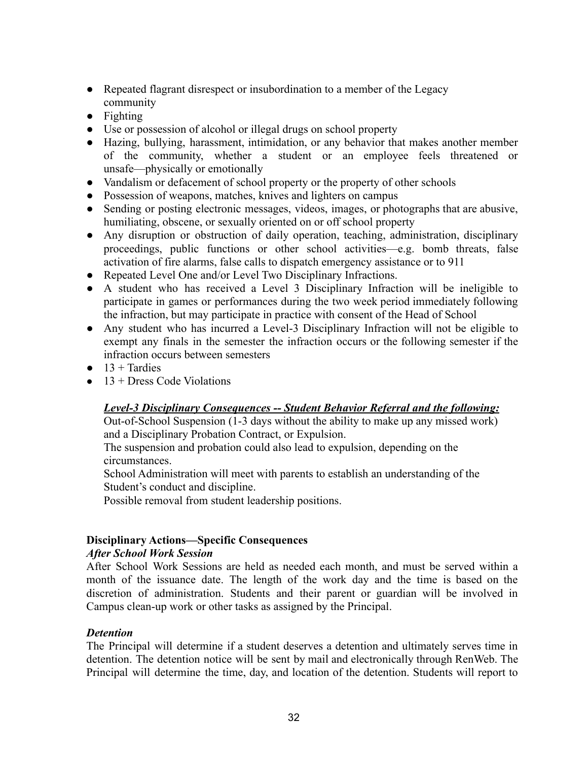- Repeated flagrant disrespect or insubordination to a member of the Legacy community
- Fighting
- Use or possession of alcohol or illegal drugs on school property
- Hazing, bullying, harassment, intimidation, or any behavior that makes another member of the community, whether a student or an employee feels threatened or unsafe—physically or emotionally
- Vandalism or defacement of school property or the property of other schools
- Possession of weapons, matches, knives and lighters on campus
- Sending or posting electronic messages, videos, images, or photographs that are abusive, humiliating, obscene, or sexually oriented on or off school property
- Any disruption or obstruction of daily operation, teaching, administration, disciplinary proceedings, public functions or other school activities—e.g. bomb threats, false activation of fire alarms, false calls to dispatch emergency assistance or to 911
- Repeated Level One and/or Level Two Disciplinary Infractions.
- A student who has received a Level 3 Disciplinary Infraction will be ineligible to participate in games or performances during the two week period immediately following the infraction, but may participate in practice with consent of the Head of School
- Any student who has incurred a Level-3 Disciplinary Infraction will not be eligible to exempt any finals in the semester the infraction occurs or the following semester if the infraction occurs between semesters
- 13 + Tardies
- 13 + Dress Code Violations

***Level-3 Disciplinary Consequences -- Student Behavior Referral and the following:***

Out-of-School Suspension (1-3 days without the ability to make up any missed work) and a Disciplinary Probation Contract, or Expulsion.

The suspension and probation could also lead to expulsion, depending on the circumstances.

School Administration will meet with parents to establish an understanding of the Student's conduct and discipline.

Possible removal from student leadership positions.

**Disciplinary Actions—Specific Consequences**

***After School Work Session***

After School Work Sessions are held as needed each month, and must be served within a month of the issuance date. The length of the work day and the time is based on the discretion of administration. Students and their parent or guardian will be involved in Campus clean-up work or other tasks as assigned by the Principal.

***Detention***

The Principal will determine if a student deserves a detention and ultimately serves time in detention. The detention notice will be sent by mail and electronically through RenWeb. The Principal will determine the time, day, and location of the detention. Students will report to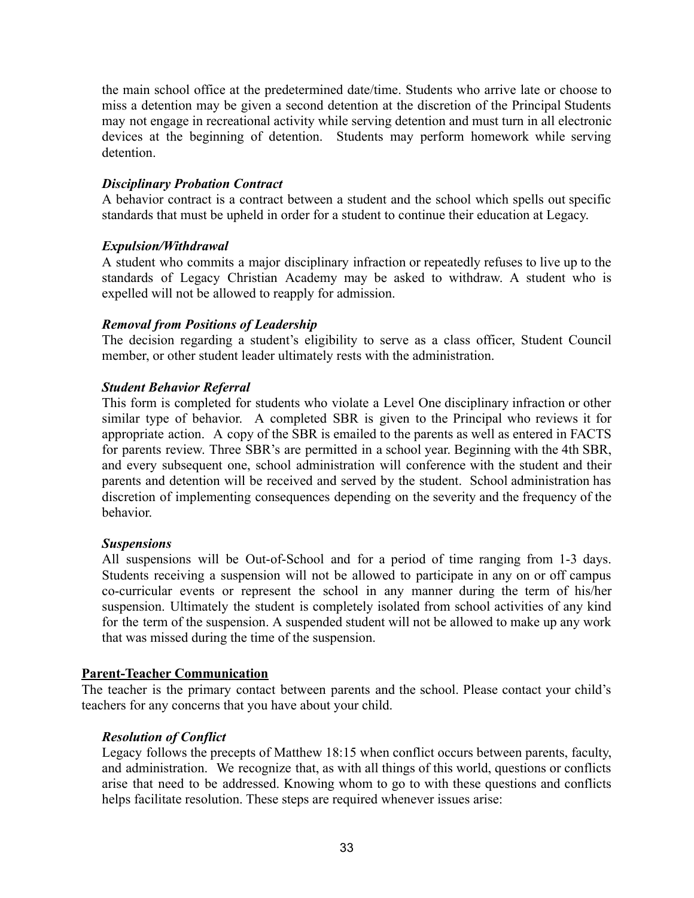the main school office at the predetermined date/time. Students who arrive late or choose to miss a detention may be given a second detention at the discretion of the Principal Students may not engage in recreational activity while serving detention and must turn in all electronic devices at the beginning of detention. Students may perform homework while serving detention.

***Disciplinary Probation Contract***

A behavior contract is a contract between a student and the school which spells out specific standards that must be upheld in order for a student to continue their education at Legacy.

***Expulsion/Withdrawal***

A student who commits a major disciplinary infraction or repeatedly refuses to live up to the standards of Legacy Christian Academy may be asked to withdraw. A student who is expelled will not be allowed to reapply for admission.

***Removal from Positions of Leadership***

The decision regarding a student's eligibility to serve as a class officer, Student Council member, or other student leader ultimately rests with the administration.

***Student Behavior Referral***

This form is completed for students who violate a Level One disciplinary infraction or other similar type of behavior. A completed SBR is given to the Principal who reviews it for appropriate action. A copy of the SBR is emailed to the parents as well as entered in FACTS for parents review. Three SBR's are permitted in a school year. Beginning with the 4th SBR, and every subsequent one, school administration will conference with the student and their parents and detention will be received and served by the student. School administration has discretion of implementing consequences depending on the severity and the frequency of the behavior.

***Suspensions***

All suspensions will be Out-of-School and for a period of time ranging from 1-3 days. Students receiving a suspension will not be allowed to participate in any on or off campus co-curricular events or represent the school in any manner during the term of his/her suspension. Ultimately the student is completely isolated from school activities of any kind for the term of the suspension. A suspended student will not be allowed to make up any work that was missed during the time of the suspension.

**Parent-Teacher Communication**

The teacher is the primary contact between parents and the school. Please contact your child's teachers for any concerns that you have about your child.

***Resolution of Conflict***

Legacy follows the precepts of Matthew 18:15 when conflict occurs between parents, faculty, and administration. We recognize that, as with all things of this world, questions or conflicts arise that need to be addressed. Knowing whom to go to with these questions and conflicts helps facilitate resolution. These steps are required whenever issues arise: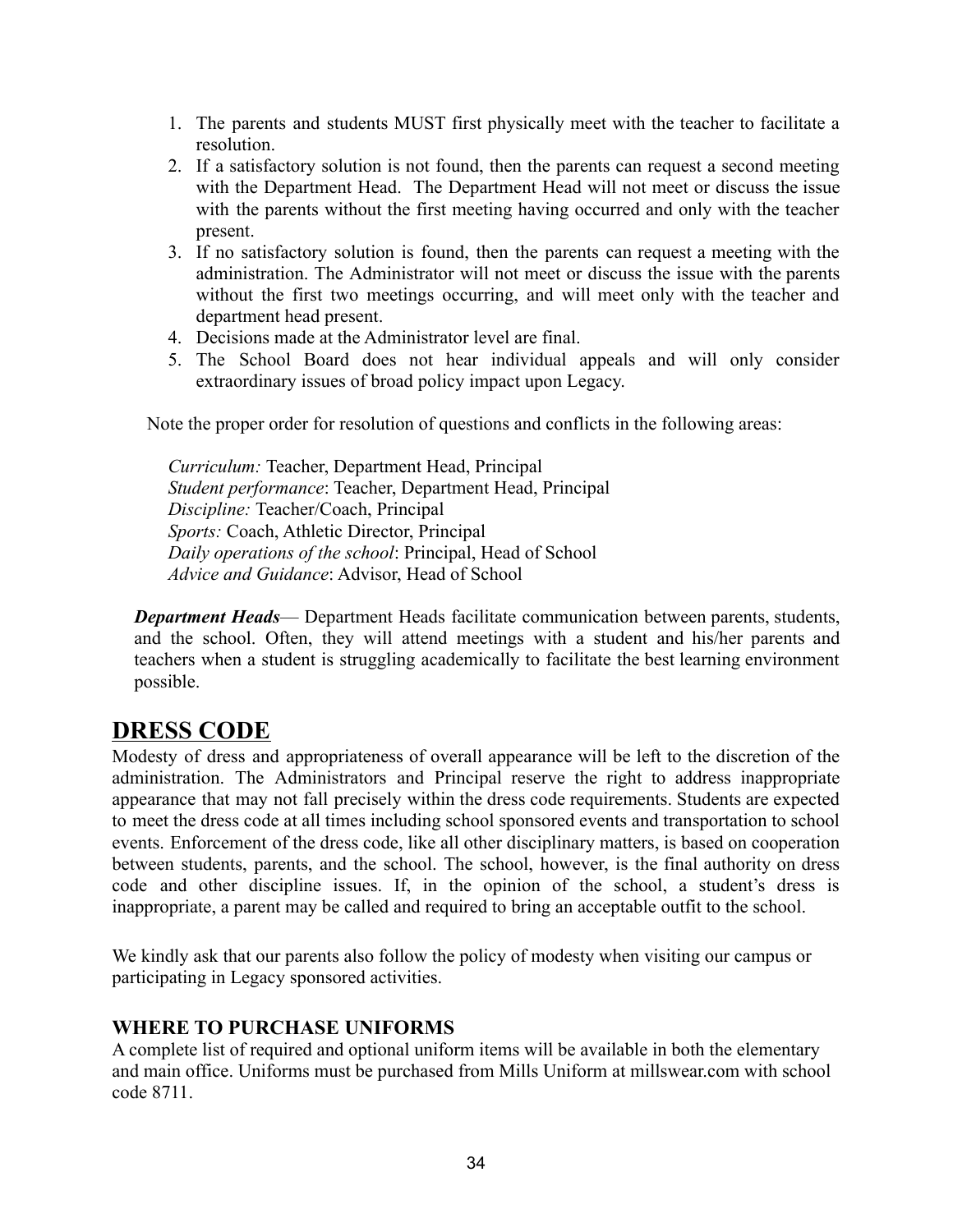1. The parents and students MUST first physically meet with the teacher to facilitate a resolution.
2. If a satisfactory solution is not found, then the parents can request a second meeting with the Department Head. The Department Head will not meet or discuss the issue with the parents without the first meeting having occurred and only with the teacher present.
3. If no satisfactory solution is found, then the parents can request a meeting with the administration. The Administrator will not meet or discuss the issue with the parents without the first two meetings occurring, and will meet only with the teacher and department head present.
4. Decisions made at the Administrator level are final.
5. The School Board does not hear individual appeals and will only consider extraordinary issues of broad policy impact upon Legacy.

Note the proper order for resolution of questions and conflicts in the following areas:

*Curriculum:* Teacher, Department Head, Principal
*Student performance*: Teacher, Department Head, Principal
*Discipline:* Teacher/Coach, Principal
*Sports:* Coach, Athletic Director, Principal
*Daily operations of the school*: Principal, Head of School
*Advice and Guidance*: Advisor, Head of School

***Department Heads***— Department Heads facilitate communication between parents, students, and the school. Often, they will attend meetings with a student and his/her parents and teachers when a student is struggling academically to facilitate the best learning environment possible.

## DRESS CODE

Modesty of dress and appropriateness of overall appearance will be left to the discretion of the administration. The Administrators and Principal reserve the right to address inappropriate appearance that may not fall precisely within the dress code requirements. Students are expected to meet the dress code at all times including school sponsored events and transportation to school events. Enforcement of the dress code, like all other disciplinary matters, is based on cooperation between students, parents, and the school. The school, however, is the final authority on dress code and other discipline issues. If, in the opinion of the school, a student's dress is inappropriate, a parent may be called and required to bring an acceptable outfit to the school.

We kindly ask that our parents also follow the policy of modesty when visiting our campus or participating in Legacy sponsored activities.

### WHERE TO PURCHASE UNIFORMS

A complete list of required and optional uniform items will be available in both the elementary and main office. Uniforms must be purchased from Mills Uniform at millswear.com with school code 8711.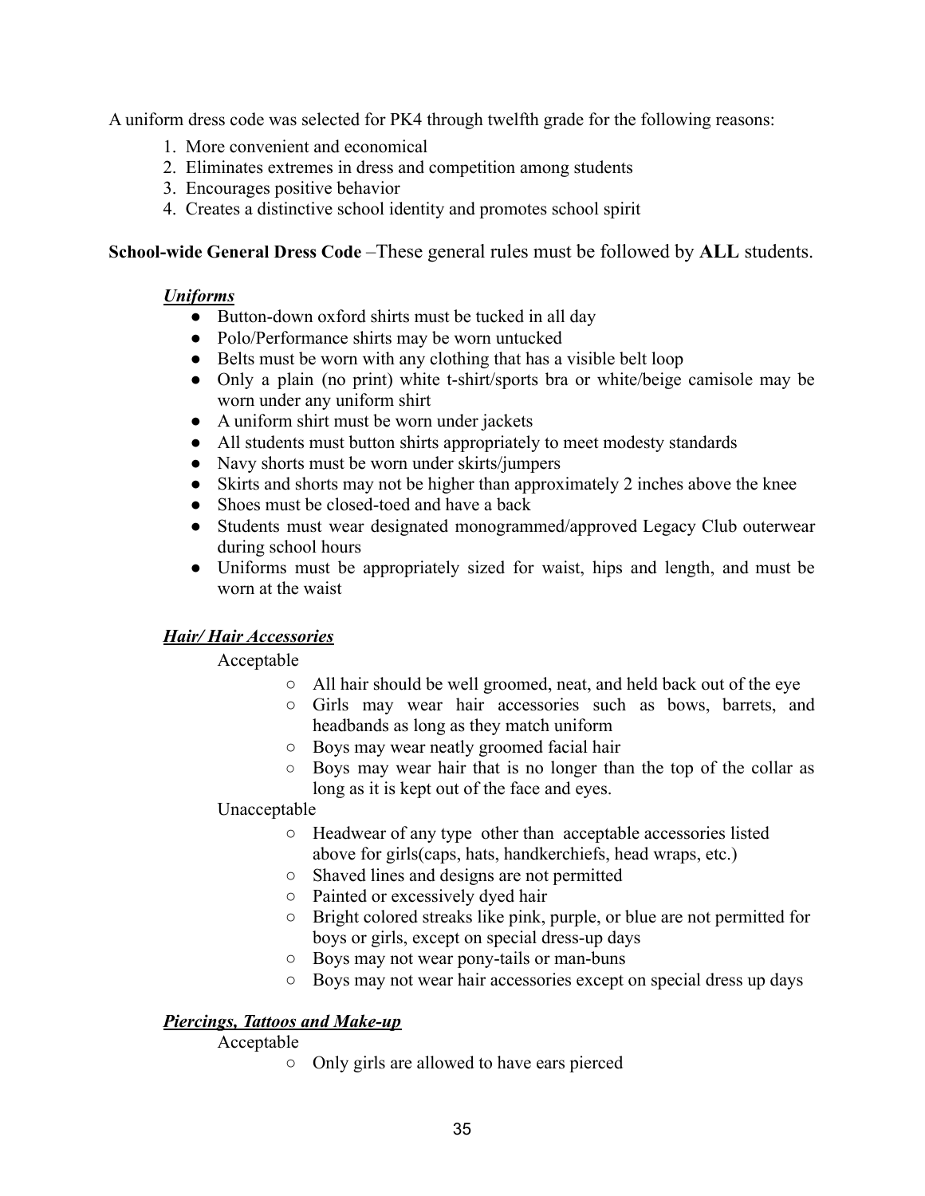A uniform dress code was selected for PK4 through twelfth grade for the following reasons:

1. More convenient and economical
2. Eliminates extremes in dress and competition among students
3. Encourages positive behavior
4. Creates a distinctive school identity and promotes school spirit

**School-wide General Dress Code** –These general rules must be followed by **ALL** students.

***Uniforms***

- Button-down oxford shirts must be tucked in all day
- Polo/Performance shirts may be worn untucked
- Belts must be worn with any clothing that has a visible belt loop
- Only a plain (no print) white t-shirt/sports bra or white/beige camisole may be worn under any uniform shirt
- A uniform shirt must be worn under jackets
- All students must button shirts appropriately to meet modesty standards
- Navy shorts must be worn under skirts/jumpers
- Skirts and shorts may not be higher than approximately 2 inches above the knee
- Shoes must be closed-toed and have a back
- Students must wear designated monogrammed/approved Legacy Club outerwear during school hours
- Uniforms must be appropriately sized for waist, hips and length, and must be worn at the waist

***Hair/ Hair Accessories***

Acceptable

- All hair should be well groomed, neat, and held back out of the eye
- Girls may wear hair accessories such as bows, barrets, and headbands as long as they match uniform
- Boys may wear neatly groomed facial hair
- Boys may wear hair that is no longer than the top of the collar as long as it is kept out of the face and eyes.

Unacceptable

- Headwear of any type other than acceptable accessories listed above for girls(caps, hats, handkerchiefs, head wraps, etc.)
- Shaved lines and designs are not permitted
- Painted or excessively dyed hair
- Bright colored streaks like pink, purple, or blue are not permitted for boys or girls, except on special dress-up days
- Boys may not wear pony-tails or man-buns
- Boys may not wear hair accessories except on special dress up days

***Piercings, Tattoos and Make-up***

Acceptable

- Only girls are allowed to have ears pierced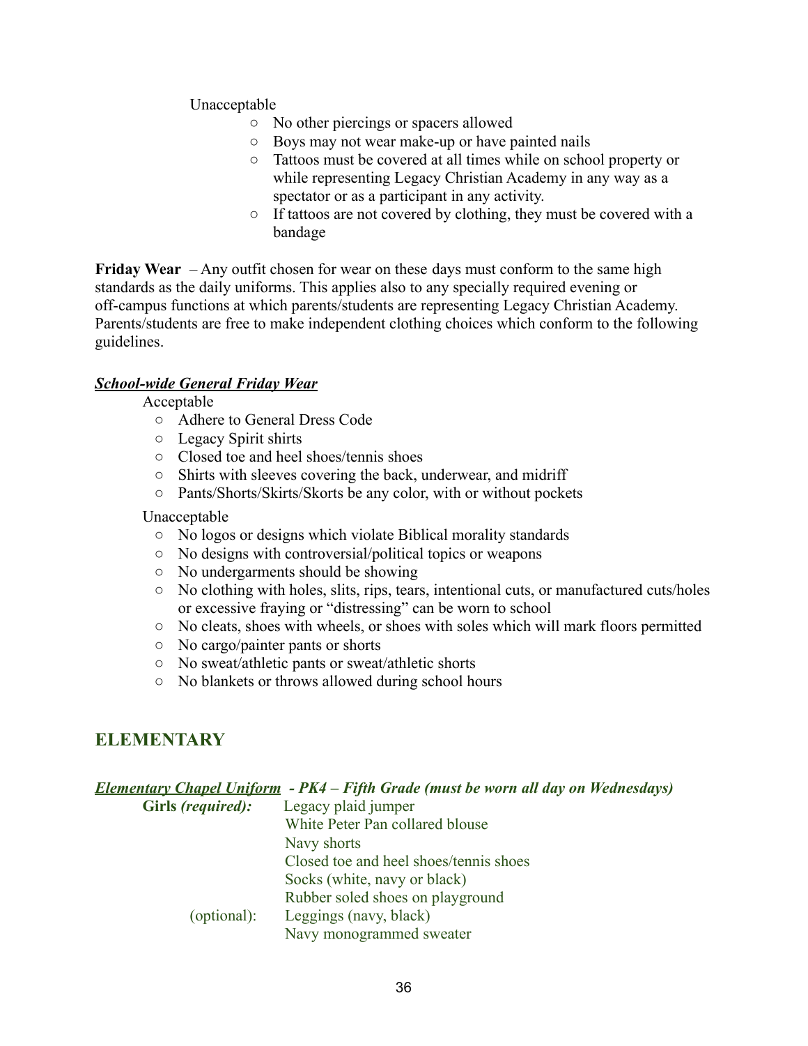Unacceptable

- No other piercings or spacers allowed
- Boys may not wear make-up or have painted nails
- Tattoos must be covered at all times while on school property or while representing Legacy Christian Academy in any way as a spectator or as a participant in any activity.
- If tattoos are not covered by clothing, they must be covered with a bandage

**Friday Wear** – Any outfit chosen for wear on these days must conform to the same high standards as the daily uniforms. This applies also to any specially required evening or off-campus functions at which parents/students are representing Legacy Christian Academy. Parents/students are free to make independent clothing choices which conform to the following guidelines.

***School-wide General Friday Wear***

Acceptable

- Adhere to General Dress Code
- Legacy Spirit shirts
- Closed toe and heel shoes/tennis shoes
- Shirts with sleeves covering the back, underwear, and midriff
- Pants/Shorts/Skirts/Skorts be any color, with or without pockets

Unacceptable

- No logos or designs which violate Biblical morality standards
- No designs with controversial/political topics or weapons
- No undergarments should be showing
- No clothing with holes, slits, rips, tears, intentional cuts, or manufactured cuts/holes or excessive fraying or "distressing" can be worn to school
- No cleats, shoes with wheels, or shoes with soles which will mark floors permitted
- No cargo/painter pants or shorts
- No sweat/athletic pants or sweat/athletic shorts
- No blankets or throws allowed during school hours

## ELEMENTARY

***Elementary Chapel Uniform - PK4 – Fifth Grade (must be worn all day on Wednesdays)***

**Girls *(required):***
- Legacy plaid jumper
- White Peter Pan collared blouse
- Navy shorts
- Closed toe and heel shoes/tennis shoes
- Socks (white, navy or black)
- Rubber soled shoes on playground

(optional):
- Leggings (navy, black)
- Navy monogrammed sweater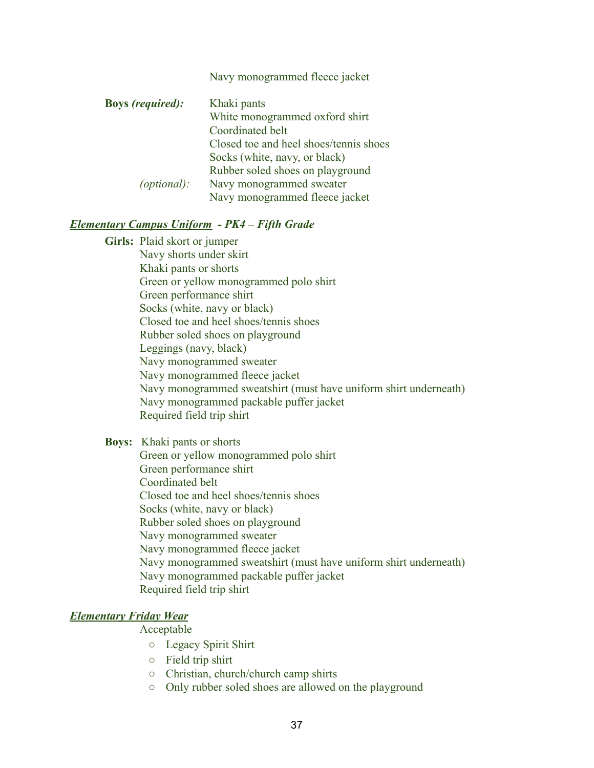Navy monogrammed fleece jacket

**Boys** ***(required):***

Khaki pants
White monogrammed oxford shirt
Coordinated belt
Closed toe and heel shoes/tennis shoes
Socks (white, navy, or black)
Rubber soled shoes on playground

*(optional):*

Navy monogrammed sweater
Navy monogrammed fleece jacket

***Elementary Campus Uniform - PK4 – Fifth Grade***

**Girls:**

Plaid skort or jumper
Navy shorts under skirt
Khaki pants or shorts
Green or yellow monogrammed polo shirt
Green performance shirt
Socks (white, navy or black)
Closed toe and heel shoes/tennis shoes
Rubber soled shoes on playground
Leggings (navy, black)
Navy monogrammed sweater
Navy monogrammed fleece jacket
Navy monogrammed sweatshirt (must have uniform shirt underneath)
Navy monogrammed packable puffer jacket
Required field trip shirt

**Boys:**

Khaki pants or shorts
Green or yellow monogrammed polo shirt
Green performance shirt
Coordinated belt
Closed toe and heel shoes/tennis shoes
Socks (white, navy or black)
Rubber soled shoes on playground
Navy monogrammed sweater
Navy monogrammed fleece jacket
Navy monogrammed sweatshirt (must have uniform shirt underneath)
Navy monogrammed packable puffer jacket
Required field trip shirt

***Elementary Friday Wear***

Acceptable

- Legacy Spirit Shirt
- Field trip shirt
- Christian, church/church camp shirts
- Only rubber soled shoes are allowed on the playground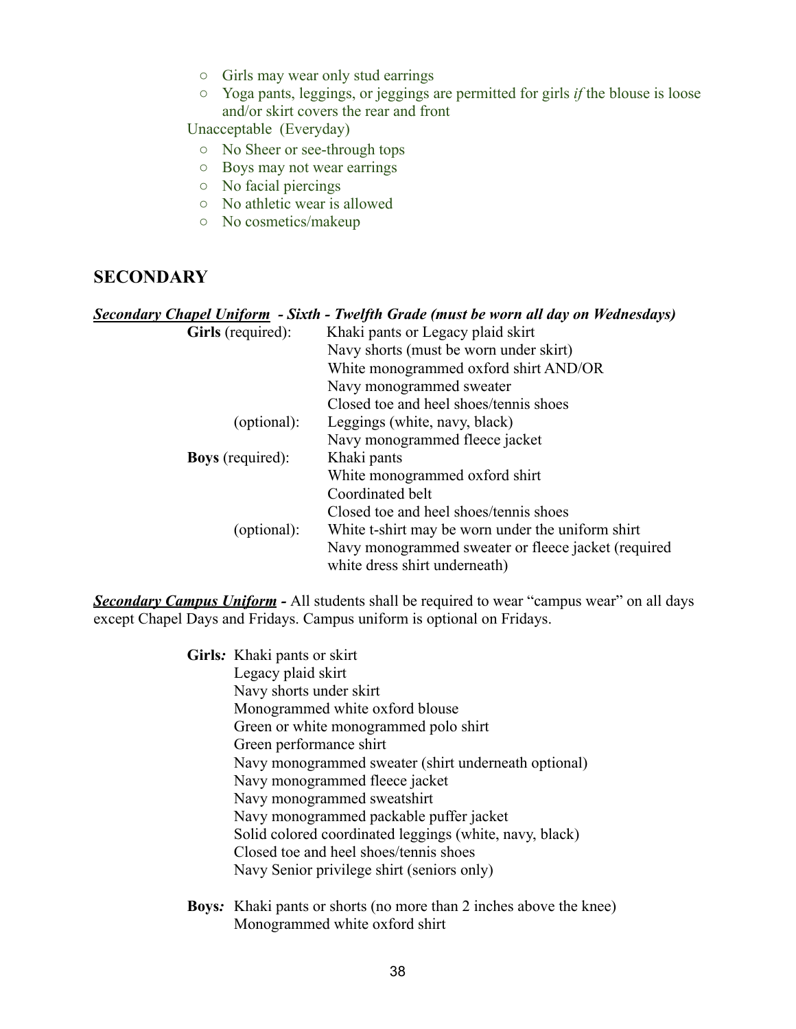- Girls may wear only stud earrings
- Yoga pants, leggings, or jeggings are permitted for girls *if* the blouse is loose and/or skirt covers the rear and front

Unacceptable (Everyday)

- No Sheer or see-through tops
- Boys may not wear earrings
- No facial piercings
- No athletic wear is allowed
- No cosmetics/makeup

## SECONDARY

***Secondary Chapel Uniform*** ***- Sixth - Twelfth Grade (must be worn all day on Wednesdays)***

**Girls** (required):
- Khaki pants or Legacy plaid skirt
- Navy shorts (must be worn under skirt)
- White monogrammed oxford shirt AND/OR
- Navy monogrammed sweater
- Closed toe and heel shoes/tennis shoes

(optional):
- Leggings (white, navy, black)
- Navy monogrammed fleece jacket

**Boys** (required):
- Khaki pants
- White monogrammed oxford shirt
- Coordinated belt
- Closed toe and heel shoes/tennis shoes

(optional):
- White t-shirt may be worn under the uniform shirt
- Navy monogrammed sweater or fleece jacket (required white dress shirt underneath)

***Secondary Campus Uniform*** **-** All students shall be required to wear "campus wear" on all days except Chapel Days and Fridays. Campus uniform is optional on Fridays.

**Girls:**
- Khaki pants or skirt
- Legacy plaid skirt
- Navy shorts under skirt
- Monogrammed white oxford blouse
- Green or white monogrammed polo shirt
- Green performance shirt
- Navy monogrammed sweater (shirt underneath optional)
- Navy monogrammed fleece jacket
- Navy monogrammed sweatshirt
- Navy monogrammed packable puffer jacket
- Solid colored coordinated leggings (white, navy, black)
- Closed toe and heel shoes/tennis shoes
- Navy Senior privilege shirt (seniors only)

**Boys:**
- Khaki pants or shorts (no more than 2 inches above the knee)
- Monogrammed white oxford shirt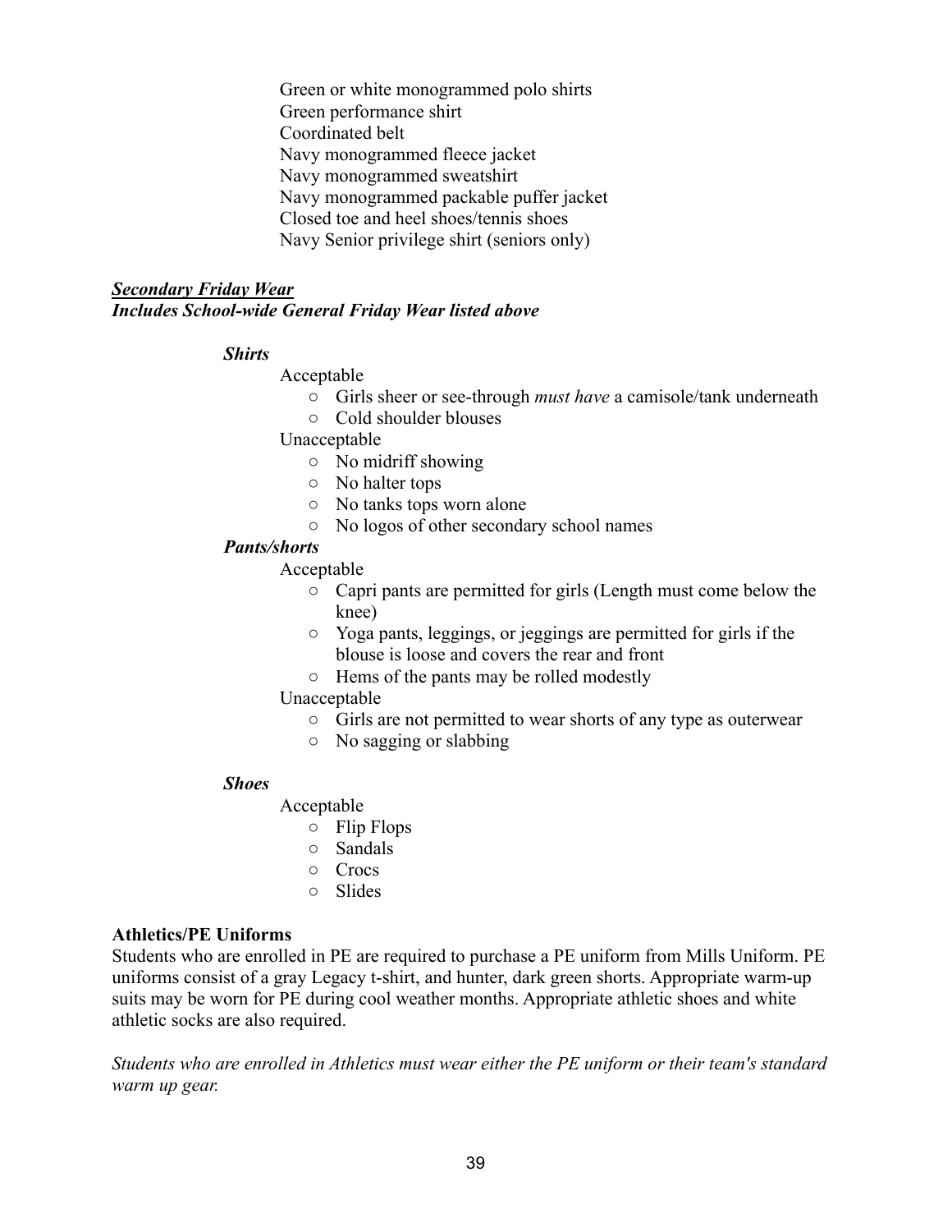Green or white monogrammed polo shirts
Green performance shirt
Coordinated belt
Navy monogrammed fleece jacket
Navy monogrammed sweatshirt
Navy monogrammed packable puffer jacket
Closed toe and heel shoes/tennis shoes
Navy Senior privilege shirt (seniors only)

***<u>Secondary Friday Wear</u>***
***Includes School-wide General Friday Wear listed above***

***Shirts***

Acceptable

- Girls sheer or see-through *must have* a camisole/tank underneath
- Cold shoulder blouses

Unacceptable

- No midriff showing
- No halter tops
- No tanks tops worn alone
- No logos of other secondary school names

***Pants/shorts***

Acceptable

- Capri pants are permitted for girls (Length must come below the knee)
- Yoga pants, leggings, or jeggings are permitted for girls if the blouse is loose and covers the rear and front
- Hems of the pants may be rolled modestly

Unacceptable

- Girls are not permitted to wear shorts of any type as outerwear
- No sagging or slabbing

***Shoes***

Acceptable

- Flip Flops
- Sandals
- Crocs
- Slides

**Athletics/PE Uniforms**

Students who are enrolled in PE are required to purchase a PE uniform from Mills Uniform. PE uniforms consist of a gray Legacy t-shirt, and hunter, dark green shorts. Appropriate warm-up suits may be worn for PE during cool weather months. Appropriate athletic shoes and white athletic socks are also required.

*Students who are enrolled in Athletics must wear either the PE uniform or their team's standard warm up gear.*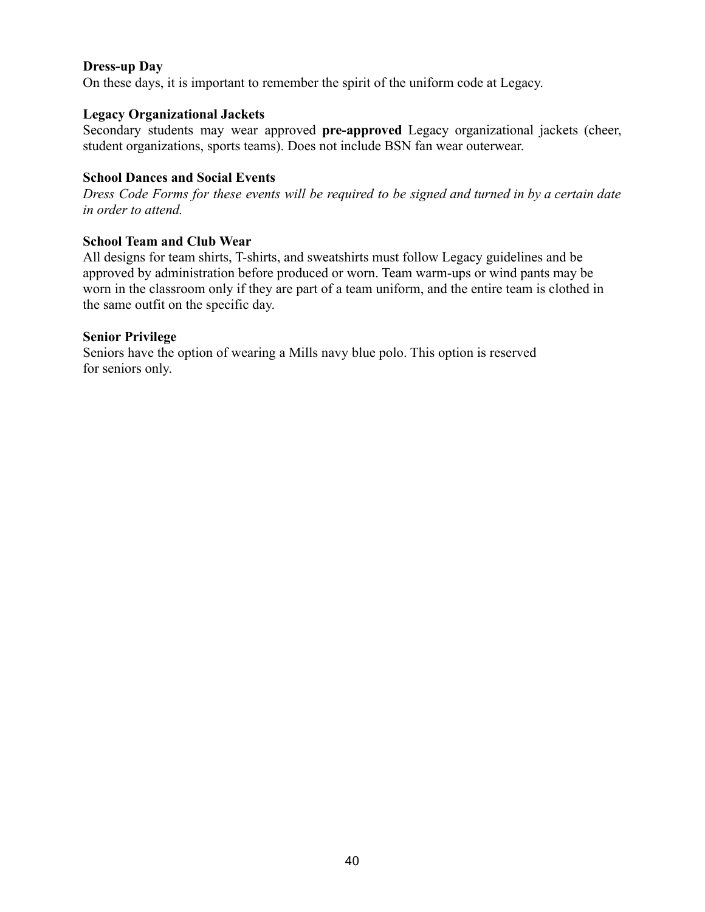**Dress-up Day**

On these days, it is important to remember the spirit of the uniform code at Legacy.

**Legacy Organizational Jackets**

Secondary students may wear approved **pre-approved** Legacy organizational jackets (cheer, student organizations, sports teams). Does not include BSN fan wear outerwear.

**School Dances and Social Events**

*Dress Code Forms for these events will be required to be signed and turned in by a certain date in order to attend.*

**School Team and Club Wear**

All designs for team shirts, T-shirts, and sweatshirts must follow Legacy guidelines and be approved by administration before produced or worn. Team warm-ups or wind pants may be worn in the classroom only if they are part of a team uniform, and the entire team is clothed in the same outfit on the specific day.

**Senior Privilege**

Seniors have the option of wearing a Mills navy blue polo. This option is reserved for seniors only.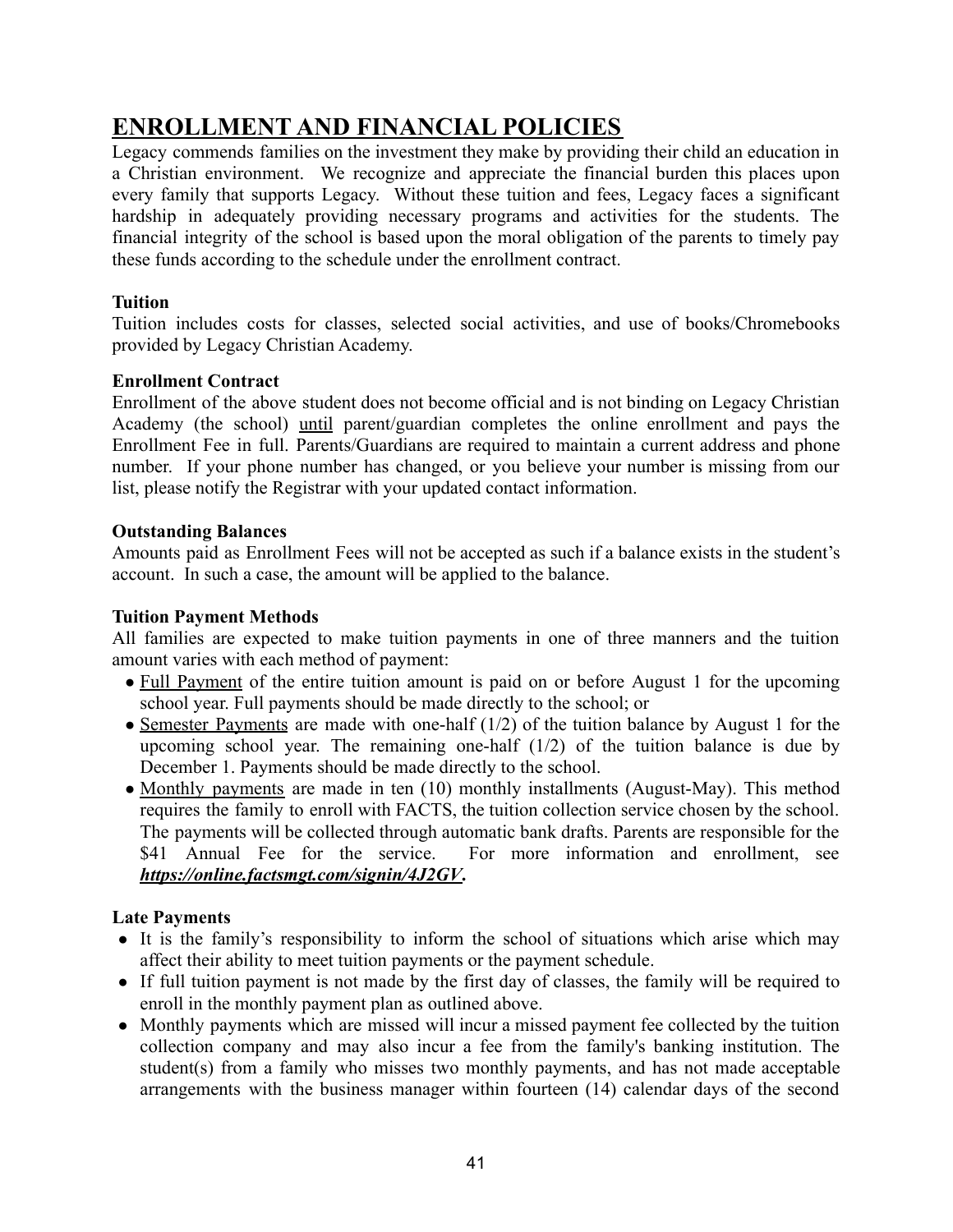# ENROLLMENT AND FINANCIAL POLICIES

Legacy commends families on the investment they make by providing their child an education in a Christian environment. We recognize and appreciate the financial burden this places upon every family that supports Legacy. Without these tuition and fees, Legacy faces a significant hardship in adequately providing necessary programs and activities for the students. The financial integrity of the school is based upon the moral obligation of the parents to timely pay these funds according to the schedule under the enrollment contract.

**Tuition**

Tuition includes costs for classes, selected social activities, and use of books/Chromebooks provided by Legacy Christian Academy.

**Enrollment Contract**

Enrollment of the above student does not become official and is not binding on Legacy Christian Academy (the school) until parent/guardian completes the online enrollment and pays the Enrollment Fee in full. Parents/Guardians are required to maintain a current address and phone number. If your phone number has changed, or you believe your number is missing from our list, please notify the Registrar with your updated contact information.

**Outstanding Balances**

Amounts paid as Enrollment Fees will not be accepted as such if a balance exists in the student's account. In such a case, the amount will be applied to the balance.

**Tuition Payment Methods**

All families are expected to make tuition payments in one of three manners and the tuition amount varies with each method of payment:

- Full Payment of the entire tuition amount is paid on or before August 1 for the upcoming school year. Full payments should be made directly to the school; or
- Semester Payments are made with one-half (1/2) of the tuition balance by August 1 for the upcoming school year. The remaining one-half (1/2) of the tuition balance is due by December 1. Payments should be made directly to the school.
- Monthly payments are made in ten (10) monthly installments (August-May). This method requires the family to enroll with FACTS, the tuition collection service chosen by the school. The payments will be collected through automatic bank drafts. Parents are responsible for the $41 Annual Fee for the service. For more information and enrollment, see ***https://online.factsmgt.com/signin/4J2GV*.**

**Late Payments**

- It is the family's responsibility to inform the school of situations which arise which may affect their ability to meet tuition payments or the payment schedule.
- If full tuition payment is not made by the first day of classes, the family will be required to enroll in the monthly payment plan as outlined above.
- Monthly payments which are missed will incur a missed payment fee collected by the tuition collection company and may also incur a fee from the family's banking institution. The student(s) from a family who misses two monthly payments, and has not made acceptable arrangements with the business manager within fourteen (14) calendar days of the second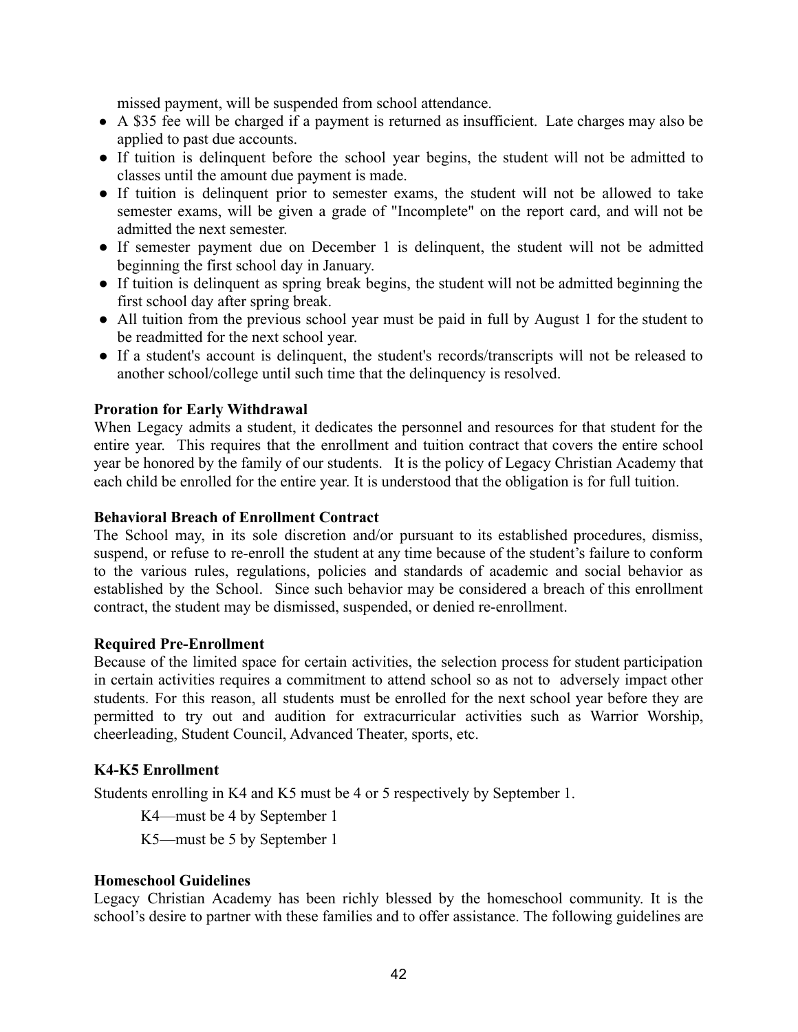missed payment, will be suspended from school attendance.

- A $35 fee will be charged if a payment is returned as insufficient. Late charges may also be applied to past due accounts.
- If tuition is delinquent before the school year begins, the student will not be admitted to classes until the amount due payment is made.
- If tuition is delinquent prior to semester exams, the student will not be allowed to take semester exams, will be given a grade of "Incomplete" on the report card, and will not be admitted the next semester.
- If semester payment due on December 1 is delinquent, the student will not be admitted beginning the first school day in January.
- If tuition is delinquent as spring break begins, the student will not be admitted beginning the first school day after spring break.
- All tuition from the previous school year must be paid in full by August 1 for the student to be readmitted for the next school year.
- If a student's account is delinquent, the student's records/transcripts will not be released to another school/college until such time that the delinquency is resolved.

**Proration for Early Withdrawal**

When Legacy admits a student, it dedicates the personnel and resources for that student for the entire year. This requires that the enrollment and tuition contract that covers the entire school year be honored by the family of our students. It is the policy of Legacy Christian Academy that each child be enrolled for the entire year. It is understood that the obligation is for full tuition.

**Behavioral Breach of Enrollment Contract**

The School may, in its sole discretion and/or pursuant to its established procedures, dismiss, suspend, or refuse to re-enroll the student at any time because of the student's failure to conform to the various rules, regulations, policies and standards of academic and social behavior as established by the School. Since such behavior may be considered a breach of this enrollment contract, the student may be dismissed, suspended, or denied re-enrollment.

**Required Pre-Enrollment**

Because of the limited space for certain activities, the selection process for student participation in certain activities requires a commitment to attend school so as not to adversely impact other students. For this reason, all students must be enrolled for the next school year before they are permitted to try out and audition for extracurricular activities such as Warrior Worship, cheerleading, Student Council, Advanced Theater, sports, etc.

**K4-K5 Enrollment**

Students enrolling in K4 and K5 must be 4 or 5 respectively by September 1.

K4—must be 4 by September 1

K5—must be 5 by September 1

**Homeschool Guidelines**

Legacy Christian Academy has been richly blessed by the homeschool community. It is the school's desire to partner with these families and to offer assistance. The following guidelines are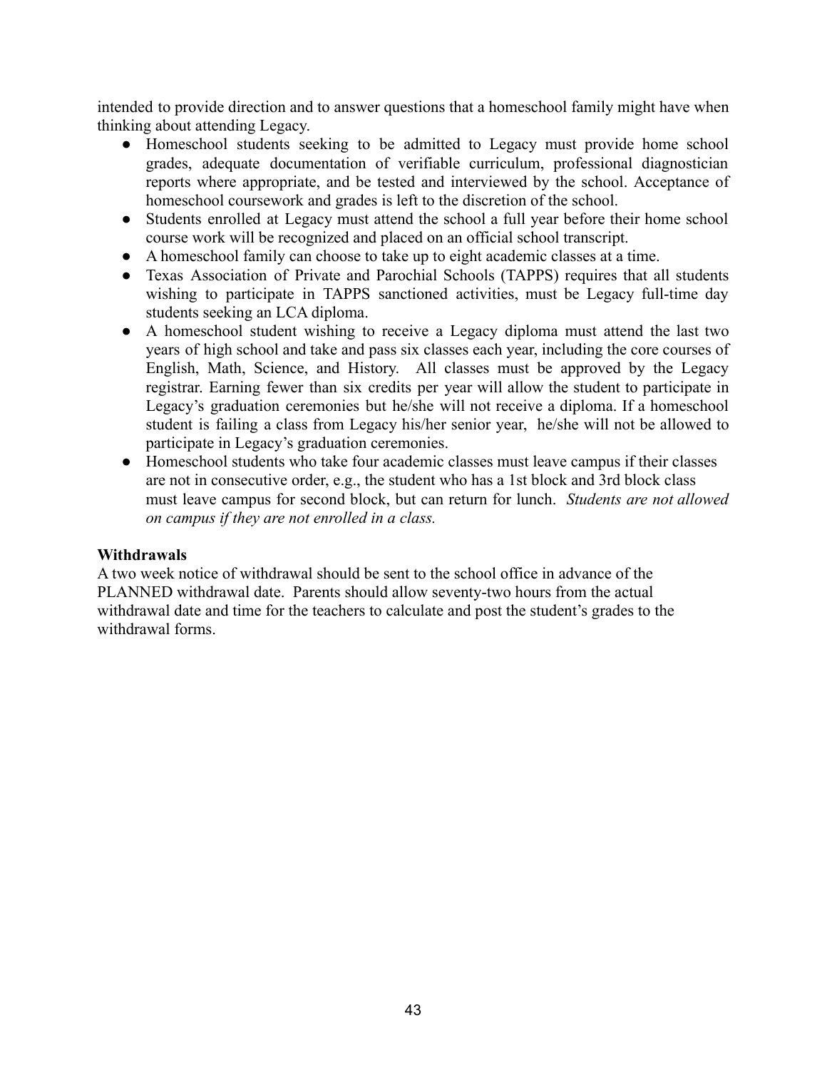intended to provide direction and to answer questions that a homeschool family might have when thinking about attending Legacy.

- Homeschool students seeking to be admitted to Legacy must provide home school grades, adequate documentation of verifiable curriculum, professional diagnostician reports where appropriate, and be tested and interviewed by the school. Acceptance of homeschool coursework and grades is left to the discretion of the school.
- Students enrolled at Legacy must attend the school a full year before their home school course work will be recognized and placed on an official school transcript.
- A homeschool family can choose to take up to eight academic classes at a time.
- Texas Association of Private and Parochial Schools (TAPPS) requires that all students wishing to participate in TAPPS sanctioned activities, must be Legacy full-time day students seeking an LCA diploma.
- A homeschool student wishing to receive a Legacy diploma must attend the last two years of high school and take and pass six classes each year, including the core courses of English, Math, Science, and History. All classes must be approved by the Legacy registrar. Earning fewer than six credits per year will allow the student to participate in Legacy's graduation ceremonies but he/she will not receive a diploma. If a homeschool student is failing a class from Legacy his/her senior year, he/she will not be allowed to participate in Legacy's graduation ceremonies.
- Homeschool students who take four academic classes must leave campus if their classes are not in consecutive order, e.g., the student who has a 1st block and 3rd block class must leave campus for second block, but can return for lunch. *Students are not allowed on campus if they are not enrolled in a class.*

**Withdrawals**

A two week notice of withdrawal should be sent to the school office in advance of the PLANNED withdrawal date. Parents should allow seventy-two hours from the actual withdrawal date and time for the teachers to calculate and post the student's grades to the withdrawal forms.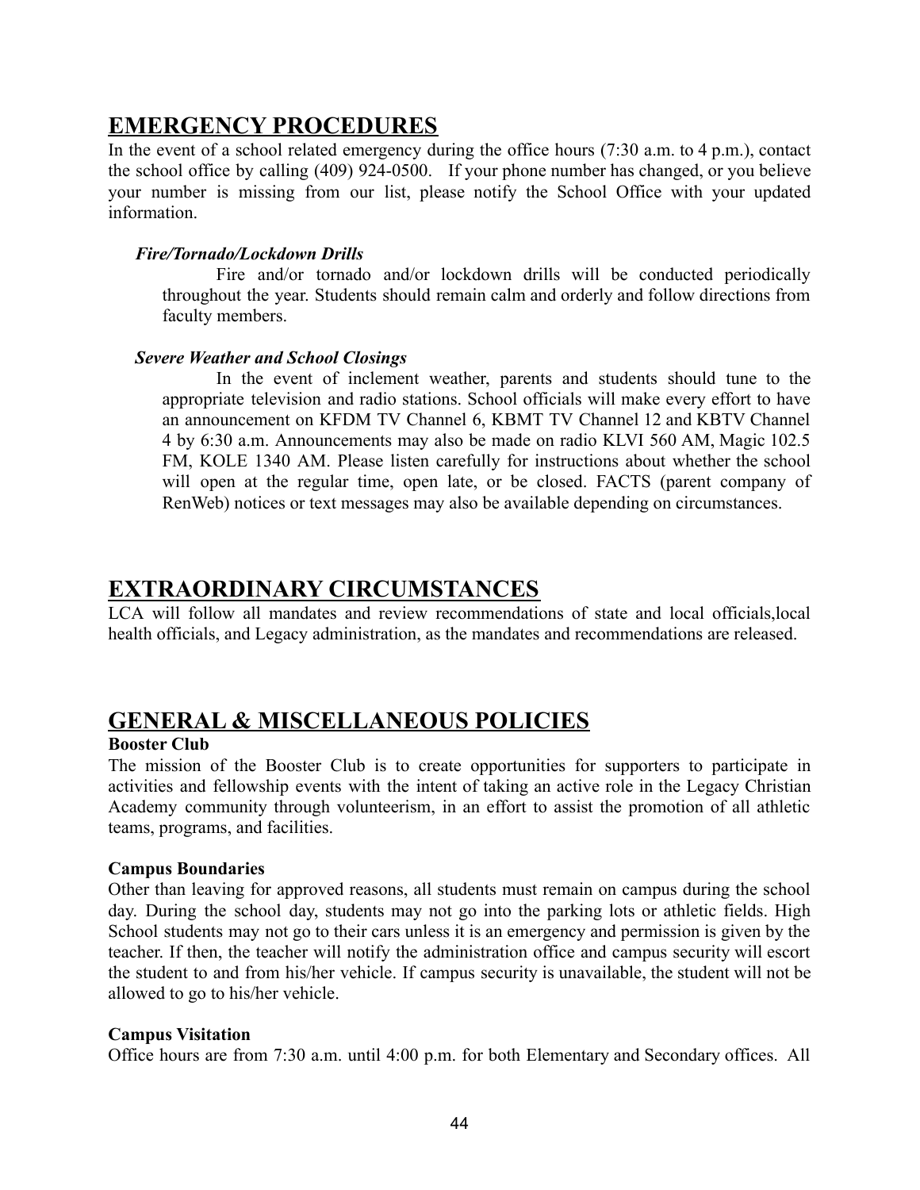## EMERGENCY PROCEDURES

In the event of a school related emergency during the office hours (7:30 a.m. to 4 p.m.), contact the school office by calling (409) 924-0500. If your phone number has changed, or you believe your number is missing from our list, please notify the School Office with your updated information.

***Fire/Tornado/Lockdown Drills***

Fire and/or tornado and/or lockdown drills will be conducted periodically throughout the year. Students should remain calm and orderly and follow directions from faculty members.

***Severe Weather and School Closings***

In the event of inclement weather, parents and students should tune to the appropriate television and radio stations. School officials will make every effort to have an announcement on KFDM TV Channel 6, KBMT TV Channel 12 and KBTV Channel 4 by 6:30 a.m. Announcements may also be made on radio KLVI 560 AM, Magic 102.5 FM, KOLE 1340 AM. Please listen carefully for instructions about whether the school will open at the regular time, open late, or be closed. FACTS (parent company of RenWeb) notices or text messages may also be available depending on circumstances.

## EXTRAORDINARY CIRCUMSTANCES

LCA will follow all mandates and review recommendations of state and local officials,local health officials, and Legacy administration, as the mandates and recommendations are released.

## GENERAL & MISCELLANEOUS POLICIES

**Booster Club**

The mission of the Booster Club is to create opportunities for supporters to participate in activities and fellowship events with the intent of taking an active role in the Legacy Christian Academy community through volunteerism, in an effort to assist the promotion of all athletic teams, programs, and facilities.

**Campus Boundaries**

Other than leaving for approved reasons, all students must remain on campus during the school day. During the school day, students may not go into the parking lots or athletic fields. High School students may not go to their cars unless it is an emergency and permission is given by the teacher. If then, the teacher will notify the administration office and campus security will escort the student to and from his/her vehicle. If campus security is unavailable, the student will not be allowed to go to his/her vehicle.

**Campus Visitation**

Office hours are from 7:30 a.m. until 4:00 p.m. for both Elementary and Secondary offices. All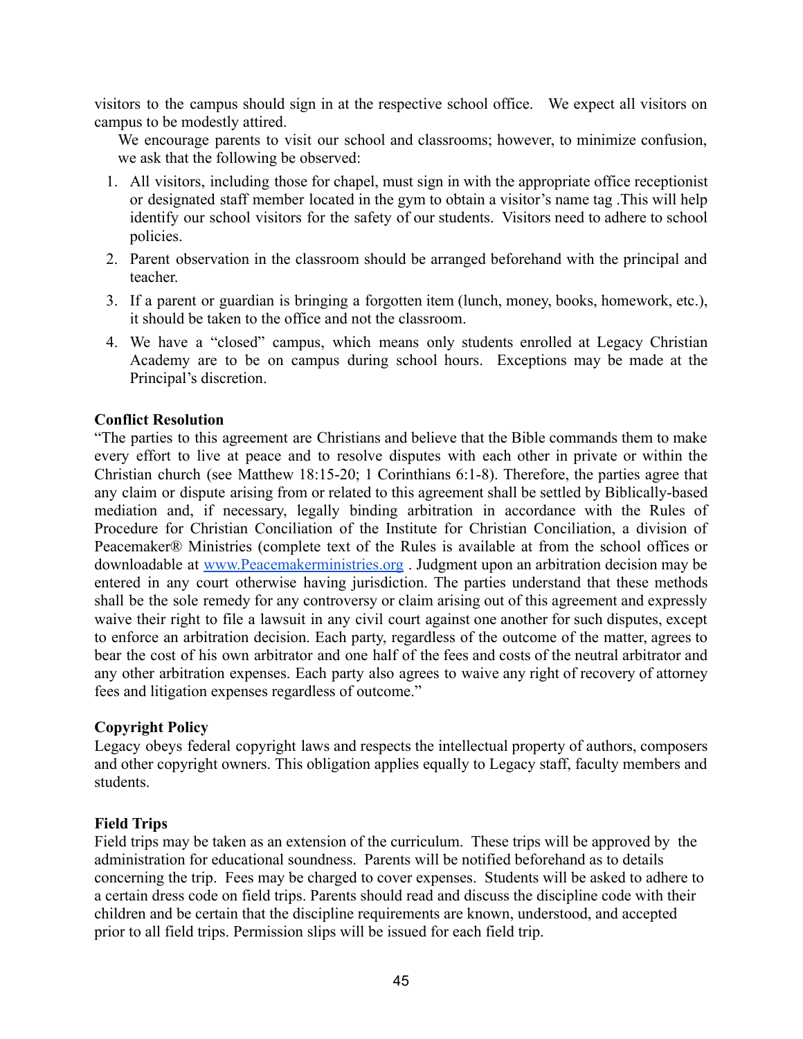visitors to the campus should sign in at the respective school office. We expect all visitors on campus to be modestly attired.

We encourage parents to visit our school and classrooms; however, to minimize confusion, we ask that the following be observed:

1. All visitors, including those for chapel, must sign in with the appropriate office receptionist or designated staff member located in the gym to obtain a visitor's name tag .This will help identify our school visitors for the safety of our students. Visitors need to adhere to school policies.
2. Parent observation in the classroom should be arranged beforehand with the principal and teacher.
3. If a parent or guardian is bringing a forgotten item (lunch, money, books, homework, etc.), it should be taken to the office and not the classroom.
4. We have a "closed" campus, which means only students enrolled at Legacy Christian Academy are to be on campus during school hours. Exceptions may be made at the Principal's discretion.

**Conflict Resolution**

"The parties to this agreement are Christians and believe that the Bible commands them to make every effort to live at peace and to resolve disputes with each other in private or within the Christian church (see Matthew 18:15-20; 1 Corinthians 6:1-8). Therefore, the parties agree that any claim or dispute arising from or related to this agreement shall be settled by Biblically-based mediation and, if necessary, legally binding arbitration in accordance with the Rules of Procedure for Christian Conciliation of the Institute for Christian Conciliation, a division of Peacemaker® Ministries (complete text of the Rules is available at from the school offices or downloadable at [www.Peacemakerministries.org](http://www.Peacemakerministries.org) . Judgment upon an arbitration decision may be entered in any court otherwise having jurisdiction. The parties understand that these methods shall be the sole remedy for any controversy or claim arising out of this agreement and expressly waive their right to file a lawsuit in any civil court against one another for such disputes, except to enforce an arbitration decision. Each party, regardless of the outcome of the matter, agrees to bear the cost of his own arbitrator and one half of the fees and costs of the neutral arbitrator and any other arbitration expenses. Each party also agrees to waive any right of recovery of attorney fees and litigation expenses regardless of outcome."

**Copyright Policy**

Legacy obeys federal copyright laws and respects the intellectual property of authors, composers and other copyright owners. This obligation applies equally to Legacy staff, faculty members and students.

**Field Trips**

Field trips may be taken as an extension of the curriculum. These trips will be approved by the administration for educational soundness. Parents will be notified beforehand as to details concerning the trip. Fees may be charged to cover expenses. Students will be asked to adhere to a certain dress code on field trips. Parents should read and discuss the discipline code with their children and be certain that the discipline requirements are known, understood, and accepted prior to all field trips. Permission slips will be issued for each field trip.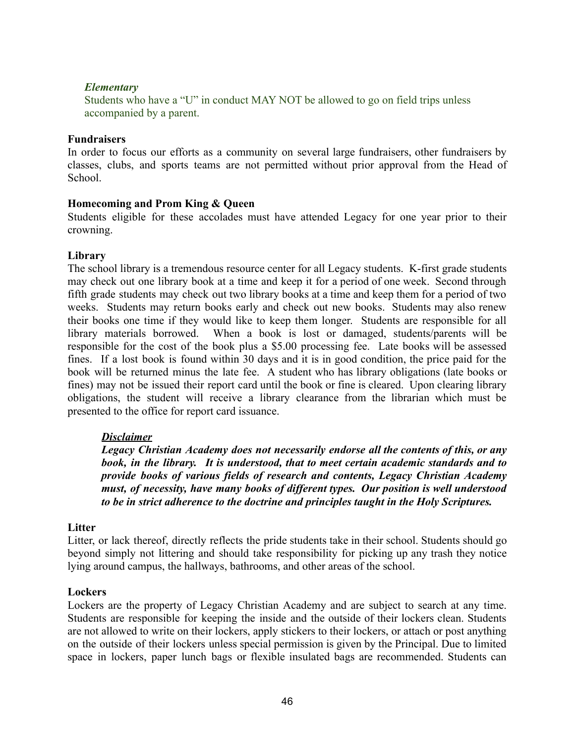***Elementary***

Students who have a "U" in conduct MAY NOT be allowed to go on field trips unless accompanied by a parent.

**Fundraisers**

In order to focus our efforts as a community on several large fundraisers, other fundraisers by classes, clubs, and sports teams are not permitted without prior approval from the Head of School.

**Homecoming and Prom King & Queen**

Students eligible for these accolades must have attended Legacy for one year prior to their crowning.

**Library**

The school library is a tremendous resource center for all Legacy students. K-first grade students may check out one library book at a time and keep it for a period of one week. Second through fifth grade students may check out two library books at a time and keep them for a period of two weeks. Students may return books early and check out new books. Students may also renew their books one time if they would like to keep them longer. Students are responsible for all library materials borrowed. When a book is lost or damaged, students/parents will be responsible for the cost of the book plus a $5.00 processing fee. Late books will be assessed fines. If a lost book is found within 30 days and it is in good condition, the price paid for the book will be returned minus the late fee. A student who has library obligations (late books or fines) may not be issued their report card until the book or fine is cleared. Upon clearing library obligations, the student will receive a library clearance from the librarian which must be presented to the office for report card issuance.

***Disclaimer***

***Legacy Christian Academy does not necessarily endorse all the contents of this, or any book, in the library. It is understood, that to meet certain academic standards and to provide books of various fields of research and contents, Legacy Christian Academy must, of necessity, have many books of different types. Our position is well understood to be in strict adherence to the doctrine and principles taught in the Holy Scriptures.***

**Litter**

Litter, or lack thereof, directly reflects the pride students take in their school. Students should go beyond simply not littering and should take responsibility for picking up any trash they notice lying around campus, the hallways, bathrooms, and other areas of the school.

**Lockers**

Lockers are the property of Legacy Christian Academy and are subject to search at any time. Students are responsible for keeping the inside and the outside of their lockers clean. Students are not allowed to write on their lockers, apply stickers to their lockers, or attach or post anything on the outside of their lockers unless special permission is given by the Principal. Due to limited space in lockers, paper lunch bags or flexible insulated bags are recommended. Students can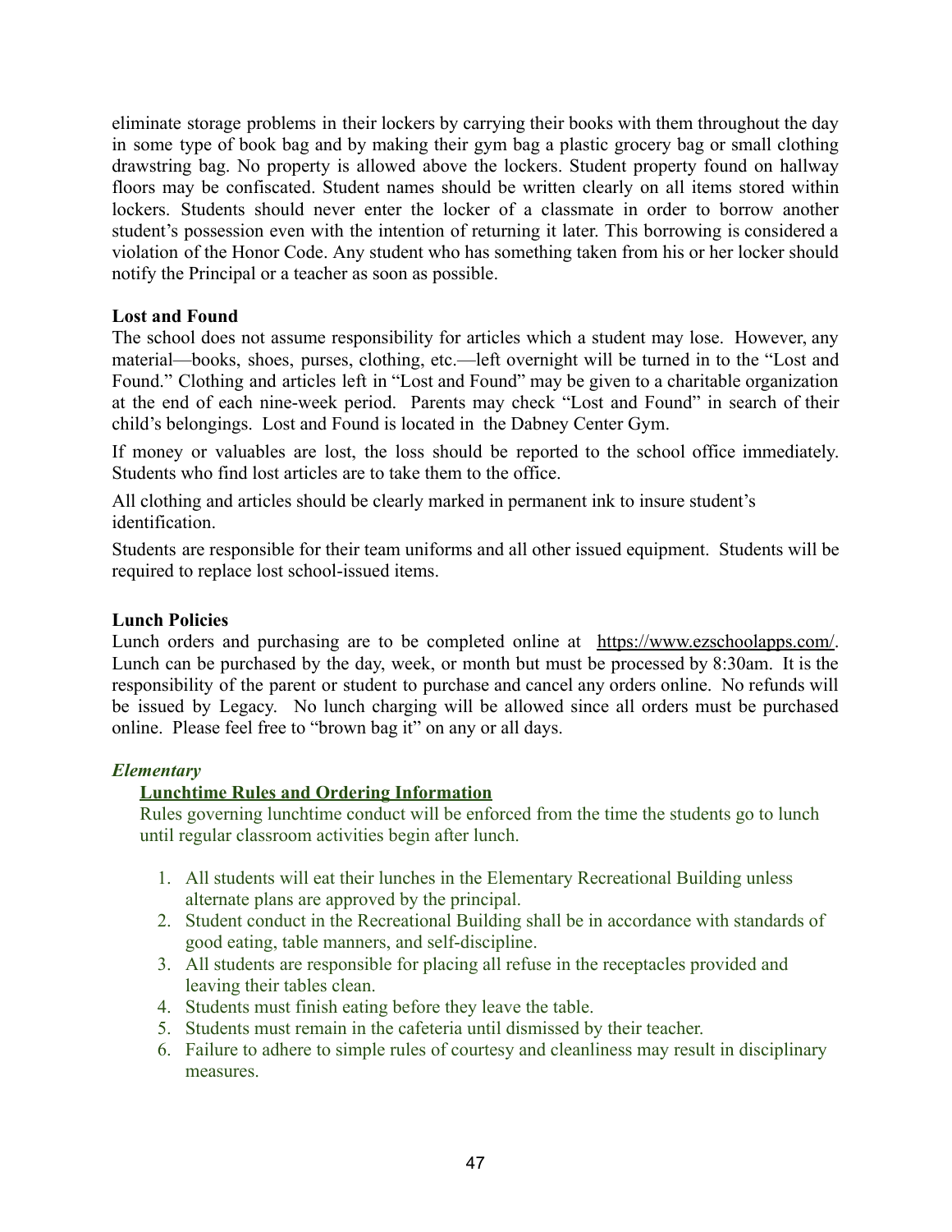eliminate storage problems in their lockers by carrying their books with them throughout the day in some type of book bag and by making their gym bag a plastic grocery bag or small clothing drawstring bag. No property is allowed above the lockers. Student property found on hallway floors may be confiscated. Student names should be written clearly on all items stored within lockers. Students should never enter the locker of a classmate in order to borrow another student's possession even with the intention of returning it later. This borrowing is considered a violation of the Honor Code. Any student who has something taken from his or her locker should notify the Principal or a teacher as soon as possible.

**Lost and Found**

The school does not assume responsibility for articles which a student may lose. However, any material—books, shoes, purses, clothing, etc.—left overnight will be turned in to the "Lost and Found." Clothing and articles left in "Lost and Found" may be given to a charitable organization at the end of each nine-week period. Parents may check "Lost and Found" in search of their child's belongings. Lost and Found is located in the Dabney Center Gym.

If money or valuables are lost, the loss should be reported to the school office immediately. Students who find lost articles are to take them to the office.

All clothing and articles should be clearly marked in permanent ink to insure student's identification.

Students are responsible for their team uniforms and all other issued equipment. Students will be required to replace lost school-issued items.

**Lunch Policies**

Lunch orders and purchasing are to be completed online at https://www.ezschoolapps.com/. Lunch can be purchased by the day, week, or month but must be processed by 8:30am. It is the responsibility of the parent or student to purchase and cancel any orders online. No refunds will be issued by Legacy. No lunch charging will be allowed since all orders must be purchased online. Please feel free to "brown bag it" on any or all days.

***Elementary***

**Lunchtime Rules and Ordering Information**

Rules governing lunchtime conduct will be enforced from the time the students go to lunch until regular classroom activities begin after lunch.

1. All students will eat their lunches in the Elementary Recreational Building unless alternate plans are approved by the principal.
2. Student conduct in the Recreational Building shall be in accordance with standards of good eating, table manners, and self-discipline.
3. All students are responsible for placing all refuse in the receptacles provided and leaving their tables clean.
4. Students must finish eating before they leave the table.
5. Students must remain in the cafeteria until dismissed by their teacher.
6. Failure to adhere to simple rules of courtesy and cleanliness may result in disciplinary measures.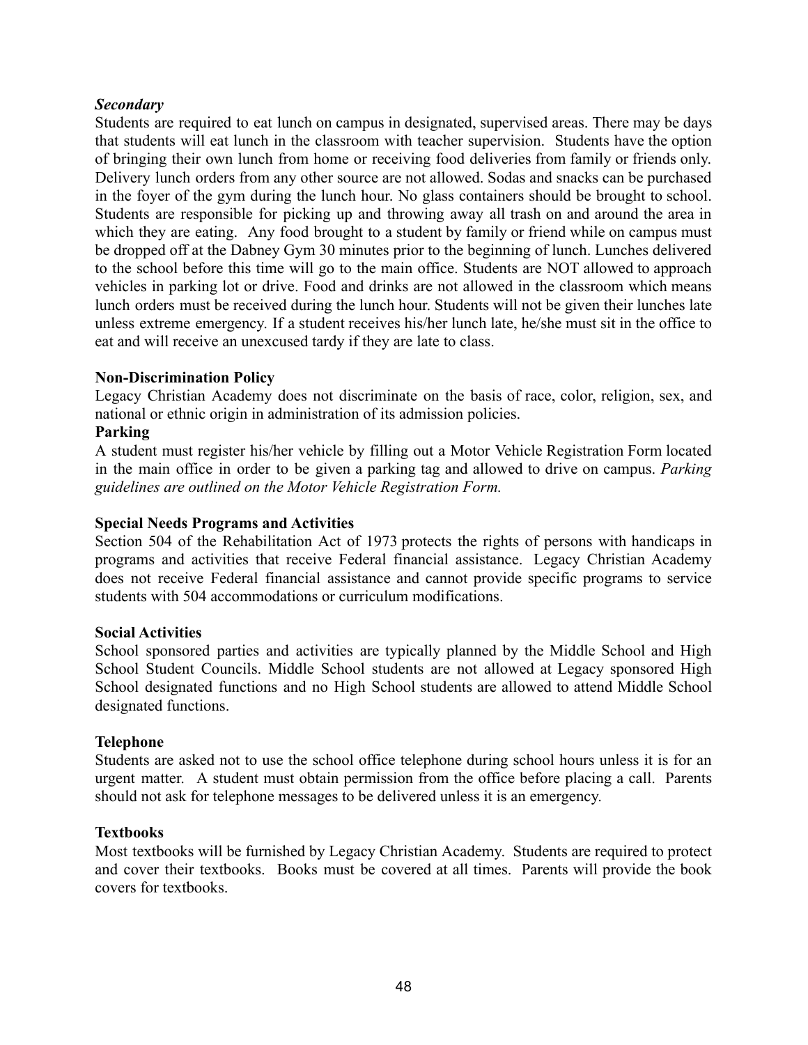*Secondary*

Students are required to eat lunch on campus in designated, supervised areas. There may be days that students will eat lunch in the classroom with teacher supervision. Students have the option of bringing their own lunch from home or receiving food deliveries from family or friends only. Delivery lunch orders from any other source are not allowed. Sodas and snacks can be purchased in the foyer of the gym during the lunch hour. No glass containers should be brought to school. Students are responsible for picking up and throwing away all trash on and around the area in which they are eating. Any food brought to a student by family or friend while on campus must be dropped off at the Dabney Gym 30 minutes prior to the beginning of lunch. Lunches delivered to the school before this time will go to the main office. Students are NOT allowed to approach vehicles in parking lot or drive. Food and drinks are not allowed in the classroom which means lunch orders must be received during the lunch hour. Students will not be given their lunches late unless extreme emergency. If a student receives his/her lunch late, he/she must sit in the office to eat and will receive an unexcused tardy if they are late to class.

**Non-Discrimination Policy**

Legacy Christian Academy does not discriminate on the basis of race, color, religion, sex, and national or ethnic origin in administration of its admission policies.

**Parking**

A student must register his/her vehicle by filling out a Motor Vehicle Registration Form located in the main office in order to be given a parking tag and allowed to drive on campus. *Parking guidelines are outlined on the Motor Vehicle Registration Form.*

**Special Needs Programs and Activities**

Section 504 of the Rehabilitation Act of 1973 protects the rights of persons with handicaps in programs and activities that receive Federal financial assistance. Legacy Christian Academy does not receive Federal financial assistance and cannot provide specific programs to service students with 504 accommodations or curriculum modifications.

**Social Activities**

School sponsored parties and activities are typically planned by the Middle School and High School Student Councils. Middle School students are not allowed at Legacy sponsored High School designated functions and no High School students are allowed to attend Middle School designated functions.

**Telephone**

Students are asked not to use the school office telephone during school hours unless it is for an urgent matter. A student must obtain permission from the office before placing a call. Parents should not ask for telephone messages to be delivered unless it is an emergency.

**Textbooks**

Most textbooks will be furnished by Legacy Christian Academy. Students are required to protect and cover their textbooks. Books must be covered at all times. Parents will provide the book covers for textbooks.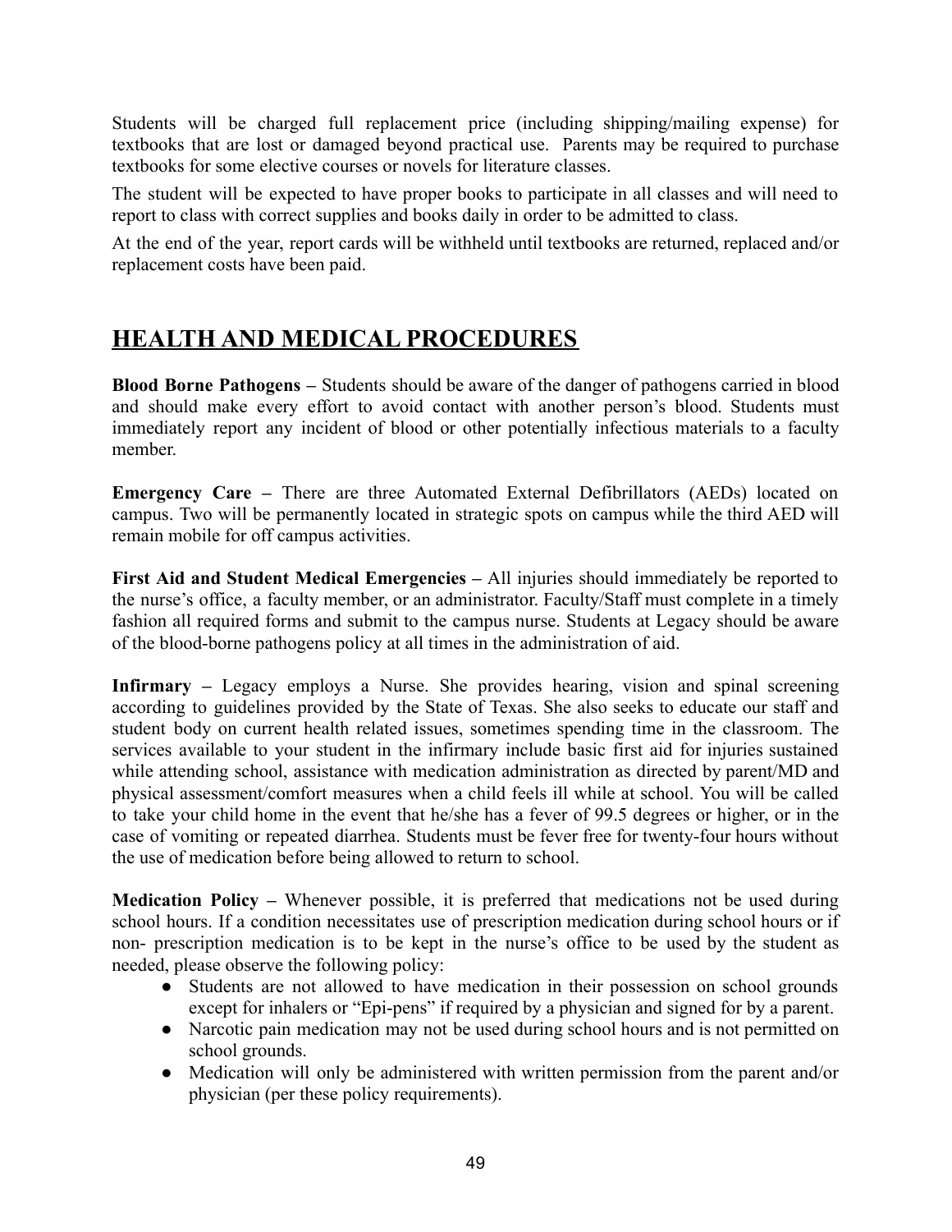Students will be charged full replacement price (including shipping/mailing expense) for textbooks that are lost or damaged beyond practical use. Parents may be required to purchase textbooks for some elective courses or novels for literature classes.

The student will be expected to have proper books to participate in all classes and will need to report to class with correct supplies and books daily in order to be admitted to class.

At the end of the year, report cards will be withheld until textbooks are returned, replaced and/or replacement costs have been paid.

## HEALTH AND MEDICAL PROCEDURES

**Blood Borne Pathogens –** Students should be aware of the danger of pathogens carried in blood and should make every effort to avoid contact with another person's blood. Students must immediately report any incident of blood or other potentially infectious materials to a faculty member.

**Emergency Care –** There are three Automated External Defibrillators (AEDs) located on campus. Two will be permanently located in strategic spots on campus while the third AED will remain mobile for off campus activities.

**First Aid and Student Medical Emergencies –** All injuries should immediately be reported to the nurse's office, a faculty member, or an administrator. Faculty/Staff must complete in a timely fashion all required forms and submit to the campus nurse. Students at Legacy should be aware of the blood-borne pathogens policy at all times in the administration of aid.

**Infirmary –** Legacy employs a Nurse. She provides hearing, vision and spinal screening according to guidelines provided by the State of Texas. She also seeks to educate our staff and student body on current health related issues, sometimes spending time in the classroom. The services available to your student in the infirmary include basic first aid for injuries sustained while attending school, assistance with medication administration as directed by parent/MD and physical assessment/comfort measures when a child feels ill while at school. You will be called to take your child home in the event that he/she has a fever of 99.5 degrees or higher, or in the case of vomiting or repeated diarrhea. Students must be fever free for twenty-four hours without the use of medication before being allowed to return to school.

**Medication Policy –** Whenever possible, it is preferred that medications not be used during school hours. If a condition necessitates use of prescription medication during school hours or if non- prescription medication is to be kept in the nurse's office to be used by the student as needed, please observe the following policy:

- Students are not allowed to have medication in their possession on school grounds except for inhalers or "Epi-pens" if required by a physician and signed for by a parent.
- Narcotic pain medication may not be used during school hours and is not permitted on school grounds.
- Medication will only be administered with written permission from the parent and/or physician (per these policy requirements).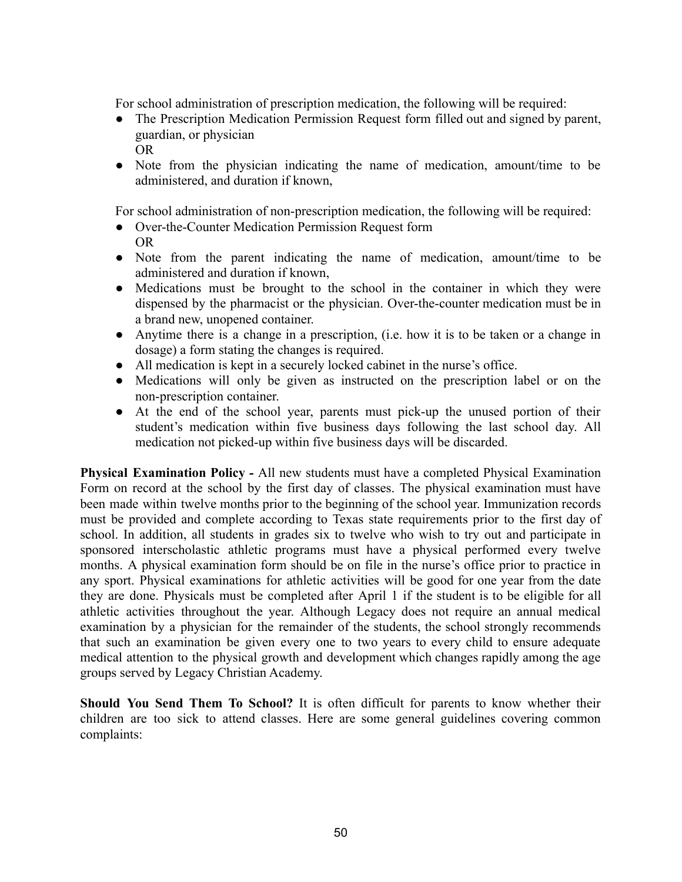For school administration of prescription medication, the following will be required:

- The Prescription Medication Permission Request form filled out and signed by parent, guardian, or physician
  OR
- Note from the physician indicating the name of medication, amount/time to be administered, and duration if known,

For school administration of non-prescription medication, the following will be required:

- Over-the-Counter Medication Permission Request form
  OR
- Note from the parent indicating the name of medication, amount/time to be administered and duration if known,
- Medications must be brought to the school in the container in which they were dispensed by the pharmacist or the physician. Over-the-counter medication must be in a brand new, unopened container.
- Anytime there is a change in a prescription, (i.e. how it is to be taken or a change in dosage) a form stating the changes is required.
- All medication is kept in a securely locked cabinet in the nurse's office.
- Medications will only be given as instructed on the prescription label or on the non-prescription container.
- At the end of the school year, parents must pick-up the unused portion of their student's medication within five business days following the last school day. All medication not picked-up within five business days will be discarded.

**Physical Examination Policy -** All new students must have a completed Physical Examination Form on record at the school by the first day of classes. The physical examination must have been made within twelve months prior to the beginning of the school year. Immunization records must be provided and complete according to Texas state requirements prior to the first day of school. In addition, all students in grades six to twelve who wish to try out and participate in sponsored interscholastic athletic programs must have a physical performed every twelve months. A physical examination form should be on file in the nurse's office prior to practice in any sport. Physical examinations for athletic activities will be good for one year from the date they are done. Physicals must be completed after April 1 if the student is to be eligible for all athletic activities throughout the year. Although Legacy does not require an annual medical examination by a physician for the remainder of the students, the school strongly recommends that such an examination be given every one to two years to every child to ensure adequate medical attention to the physical growth and development which changes rapidly among the age groups served by Legacy Christian Academy.

**Should You Send Them To School?** It is often difficult for parents to know whether their children are too sick to attend classes. Here are some general guidelines covering common complaints: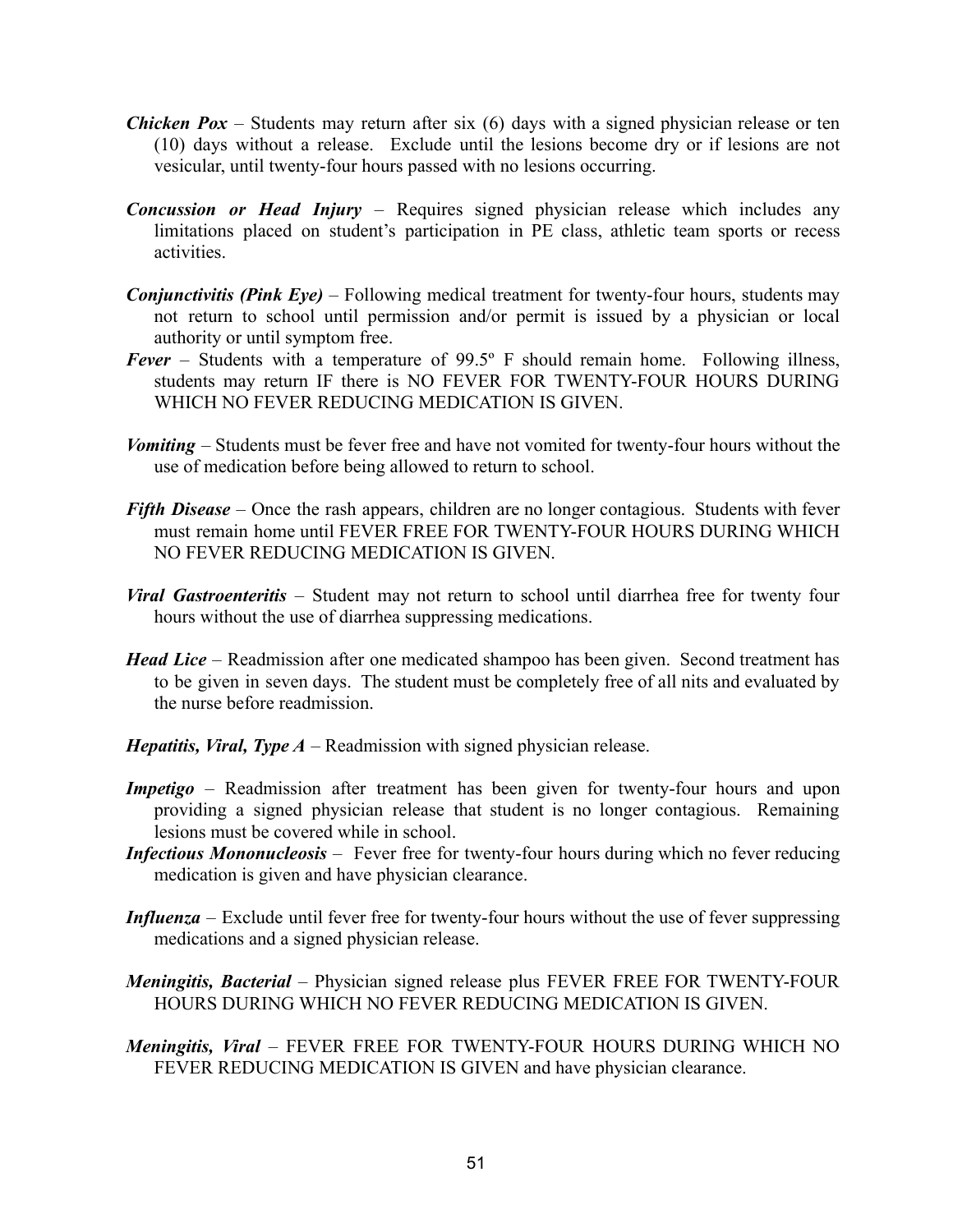***Chicken Pox*** – Students may return after six (6) days with a signed physician release or ten (10) days without a release. Exclude until the lesions become dry or if lesions are not vesicular, until twenty-four hours passed with no lesions occurring.

***Concussion or Head Injury*** – Requires signed physician release which includes any limitations placed on student's participation in PE class, athletic team sports or recess activities.

***Conjunctivitis (Pink Eye)*** – Following medical treatment for twenty-four hours, students may not return to school until permission and/or permit is issued by a physician or local authority or until symptom free.

***Fever*** – Students with a temperature of 99.5º F should remain home. Following illness, students may return IF there is NO FEVER FOR TWENTY-FOUR HOURS DURING WHICH NO FEVER REDUCING MEDICATION IS GIVEN.

***Vomiting*** – Students must be fever free and have not vomited for twenty-four hours without the use of medication before being allowed to return to school.

***Fifth Disease*** – Once the rash appears, children are no longer contagious. Students with fever must remain home until FEVER FREE FOR TWENTY-FOUR HOURS DURING WHICH NO FEVER REDUCING MEDICATION IS GIVEN.

***Viral Gastroenteritis*** – Student may not return to school until diarrhea free for twenty four hours without the use of diarrhea suppressing medications.

***Head Lice*** – Readmission after one medicated shampoo has been given. Second treatment has to be given in seven days. The student must be completely free of all nits and evaluated by the nurse before readmission.

***Hepatitis, Viral, Type A*** – Readmission with signed physician release.

***Impetigo*** – Readmission after treatment has been given for twenty-four hours and upon providing a signed physician release that student is no longer contagious. Remaining lesions must be covered while in school.

***Infectious Mononucleosis*** – Fever free for twenty-four hours during which no fever reducing medication is given and have physician clearance.

***Influenza*** – Exclude until fever free for twenty-four hours without the use of fever suppressing medications and a signed physician release.

***Meningitis, Bacterial*** – Physician signed release plus FEVER FREE FOR TWENTY-FOUR HOURS DURING WHICH NO FEVER REDUCING MEDICATION IS GIVEN.

***Meningitis, Viral*** – FEVER FREE FOR TWENTY-FOUR HOURS DURING WHICH NO FEVER REDUCING MEDICATION IS GIVEN and have physician clearance.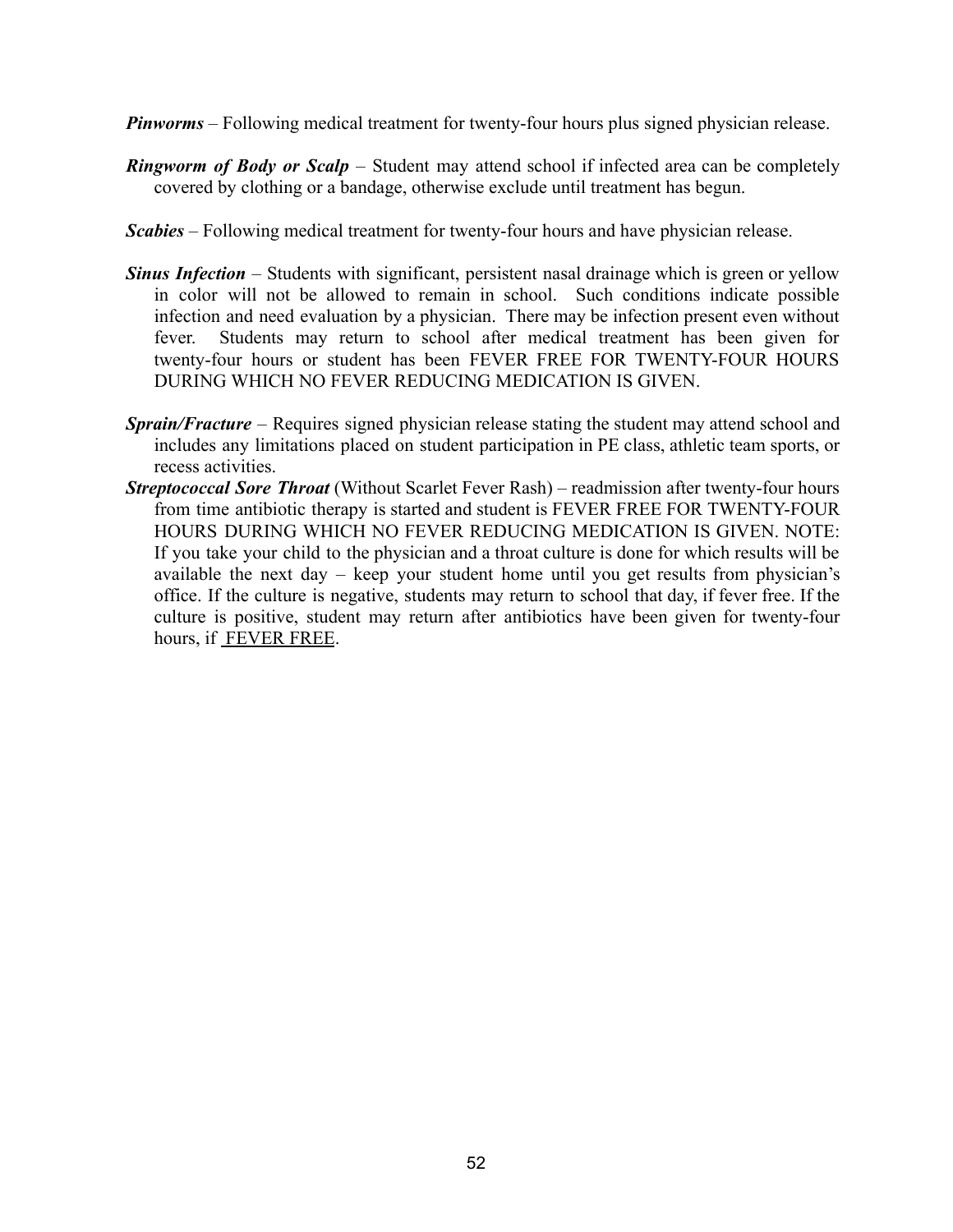***Pinworms*** – Following medical treatment for twenty-four hours plus signed physician release.

***Ringworm of Body or Scalp*** – Student may attend school if infected area can be completely covered by clothing or a bandage, otherwise exclude until treatment has begun.

***Scabies*** – Following medical treatment for twenty-four hours and have physician release.

***Sinus Infection*** – Students with significant, persistent nasal drainage which is green or yellow in color will not be allowed to remain in school. Such conditions indicate possible infection and need evaluation by a physician. There may be infection present even without fever. Students may return to school after medical treatment has been given for twenty-four hours or student has been FEVER FREE FOR TWENTY-FOUR HOURS DURING WHICH NO FEVER REDUCING MEDICATION IS GIVEN.

***Sprain/Fracture*** – Requires signed physician release stating the student may attend school and includes any limitations placed on student participation in PE class, athletic team sports, or recess activities.

***Streptococcal Sore Throat*** (Without Scarlet Fever Rash) – readmission after twenty-four hours from time antibiotic therapy is started and student is FEVER FREE FOR TWENTY-FOUR HOURS DURING WHICH NO FEVER REDUCING MEDICATION IS GIVEN. NOTE: If you take your child to the physician and a throat culture is done for which results will be available the next day – keep your student home until you get results from physician's office. If the culture is negative, students may return to school that day, if fever free. If the culture is positive, student may return after antibiotics have been given for twenty-four hours, if FEVER FREE.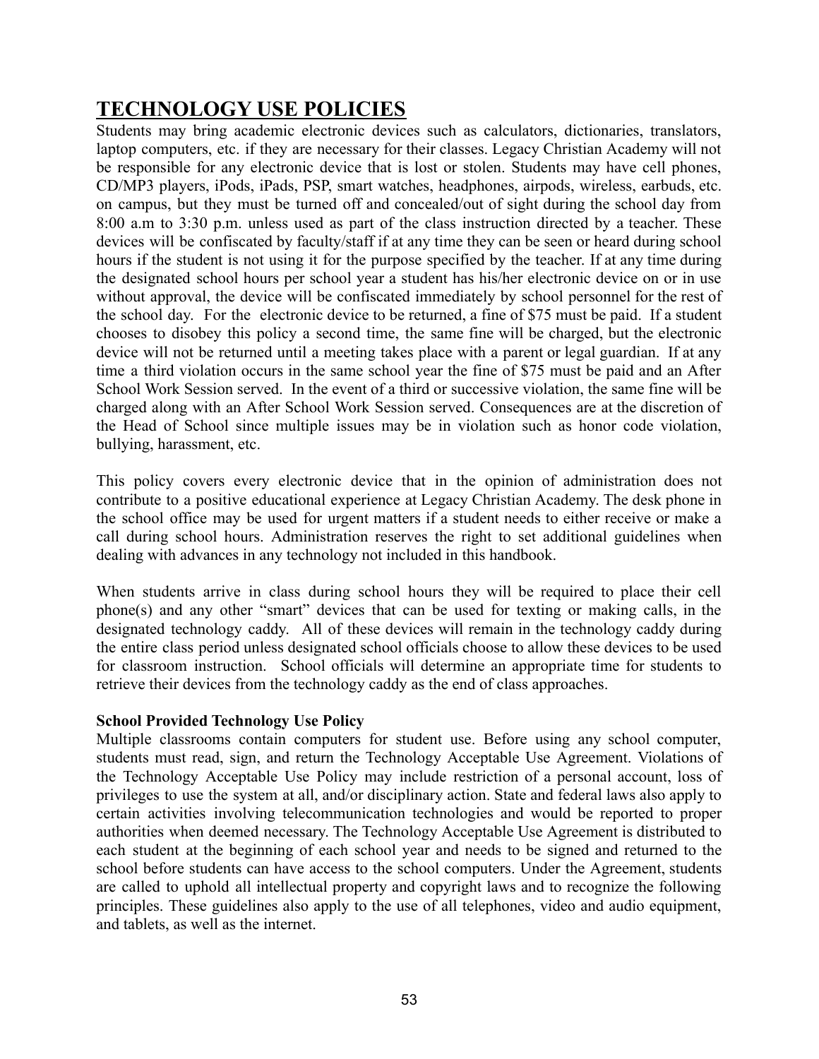# TECHNOLOGY USE POLICIES

Students may bring academic electronic devices such as calculators, dictionaries, translators, laptop computers, etc. if they are necessary for their classes. Legacy Christian Academy will not be responsible for any electronic device that is lost or stolen. Students may have cell phones, CD/MP3 players, iPods, iPads, PSP, smart watches, headphones, airpods, wireless, earbuds, etc. on campus, but they must be turned off and concealed/out of sight during the school day from 8:00 a.m to 3:30 p.m. unless used as part of the class instruction directed by a teacher. These devices will be confiscated by faculty/staff if at any time they can be seen or heard during school hours if the student is not using it for the purpose specified by the teacher. If at any time during the designated school hours per school year a student has his/her electronic device on or in use without approval, the device will be confiscated immediately by school personnel for the rest of the school day. For the electronic device to be returned, a fine of $75 must be paid. If a student chooses to disobey this policy a second time, the same fine will be charged, but the electronic device will not be returned until a meeting takes place with a parent or legal guardian. If at any time a third violation occurs in the same school year the fine of $75 must be paid and an After School Work Session served. In the event of a third or successive violation, the same fine will be charged along with an After School Work Session served. Consequences are at the discretion of the Head of School since multiple issues may be in violation such as honor code violation, bullying, harassment, etc.

This policy covers every electronic device that in the opinion of administration does not contribute to a positive educational experience at Legacy Christian Academy. The desk phone in the school office may be used for urgent matters if a student needs to either receive or make a call during school hours. Administration reserves the right to set additional guidelines when dealing with advances in any technology not included in this handbook.

When students arrive in class during school hours they will be required to place their cell phone(s) and any other "smart" devices that can be used for texting or making calls, in the designated technology caddy. All of these devices will remain in the technology caddy during the entire class period unless designated school officials choose to allow these devices to be used for classroom instruction. School officials will determine an appropriate time for students to retrieve their devices from the technology caddy as the end of class approaches.

**School Provided Technology Use Policy**

Multiple classrooms contain computers for student use. Before using any school computer, students must read, sign, and return the Technology Acceptable Use Agreement. Violations of the Technology Acceptable Use Policy may include restriction of a personal account, loss of privileges to use the system at all, and/or disciplinary action. State and federal laws also apply to certain activities involving telecommunication technologies and would be reported to proper authorities when deemed necessary. The Technology Acceptable Use Agreement is distributed to each student at the beginning of each school year and needs to be signed and returned to the school before students can have access to the school computers. Under the Agreement, students are called to uphold all intellectual property and copyright laws and to recognize the following principles. These guidelines also apply to the use of all telephones, video and audio equipment, and tablets, as well as the internet.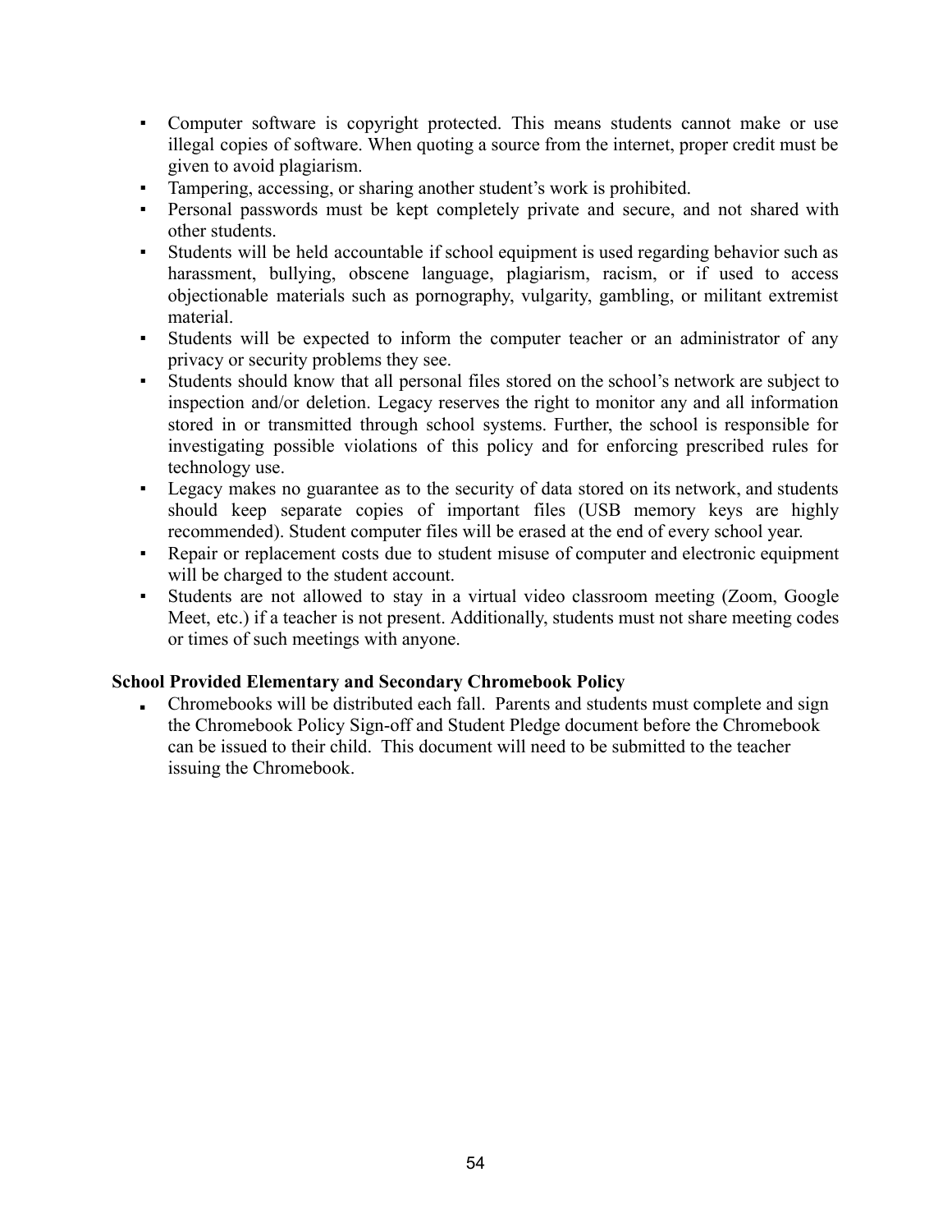- Computer software is copyright protected. This means students cannot make or use illegal copies of software. When quoting a source from the internet, proper credit must be given to avoid plagiarism.
- Tampering, accessing, or sharing another student's work is prohibited.
- Personal passwords must be kept completely private and secure, and not shared with other students.
- Students will be held accountable if school equipment is used regarding behavior such as harassment, bullying, obscene language, plagiarism, racism, or if used to access objectionable materials such as pornography, vulgarity, gambling, or militant extremist material.
- Students will be expected to inform the computer teacher or an administrator of any privacy or security problems they see.
- Students should know that all personal files stored on the school's network are subject to inspection and/or deletion. Legacy reserves the right to monitor any and all information stored in or transmitted through school systems. Further, the school is responsible for investigating possible violations of this policy and for enforcing prescribed rules for technology use.
- Legacy makes no guarantee as to the security of data stored on its network, and students should keep separate copies of important files (USB memory keys are highly recommended). Student computer files will be erased at the end of every school year.
- Repair or replacement costs due to student misuse of computer and electronic equipment will be charged to the student account.
- Students are not allowed to stay in a virtual video classroom meeting (Zoom, Google Meet, etc.) if a teacher is not present. Additionally, students must not share meeting codes or times of such meetings with anyone.

**School Provided Elementary and Secondary Chromebook Policy**

- Chromebooks will be distributed each fall. Parents and students must complete and sign the Chromebook Policy Sign-off and Student Pledge document before the Chromebook can be issued to their child. This document will need to be submitted to the teacher issuing the Chromebook.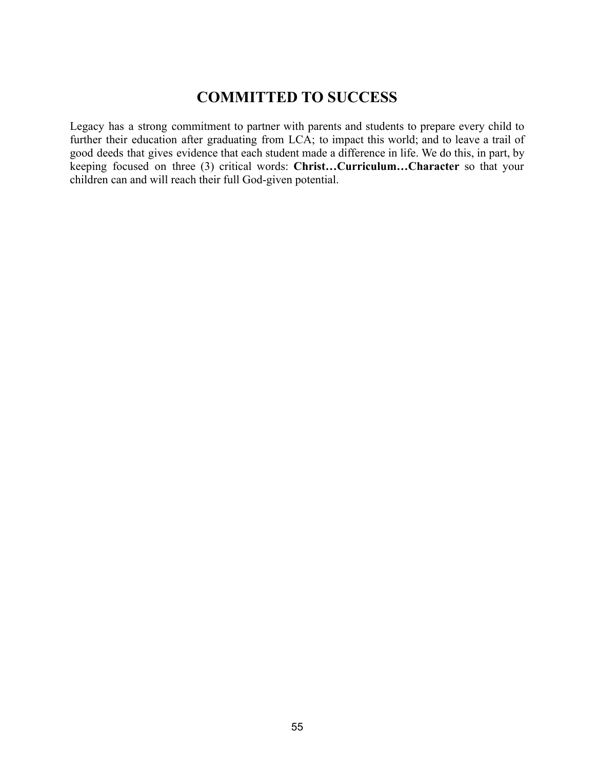# COMMITTED TO SUCCESS

Legacy has a strong commitment to partner with parents and students to prepare every child to further their education after graduating from LCA; to impact this world; and to leave a trail of good deeds that gives evidence that each student made a difference in life. We do this, in part, by keeping focused on three (3) critical words: **Christ…Curriculum…Character** so that your children can and will reach their full God-given potential.